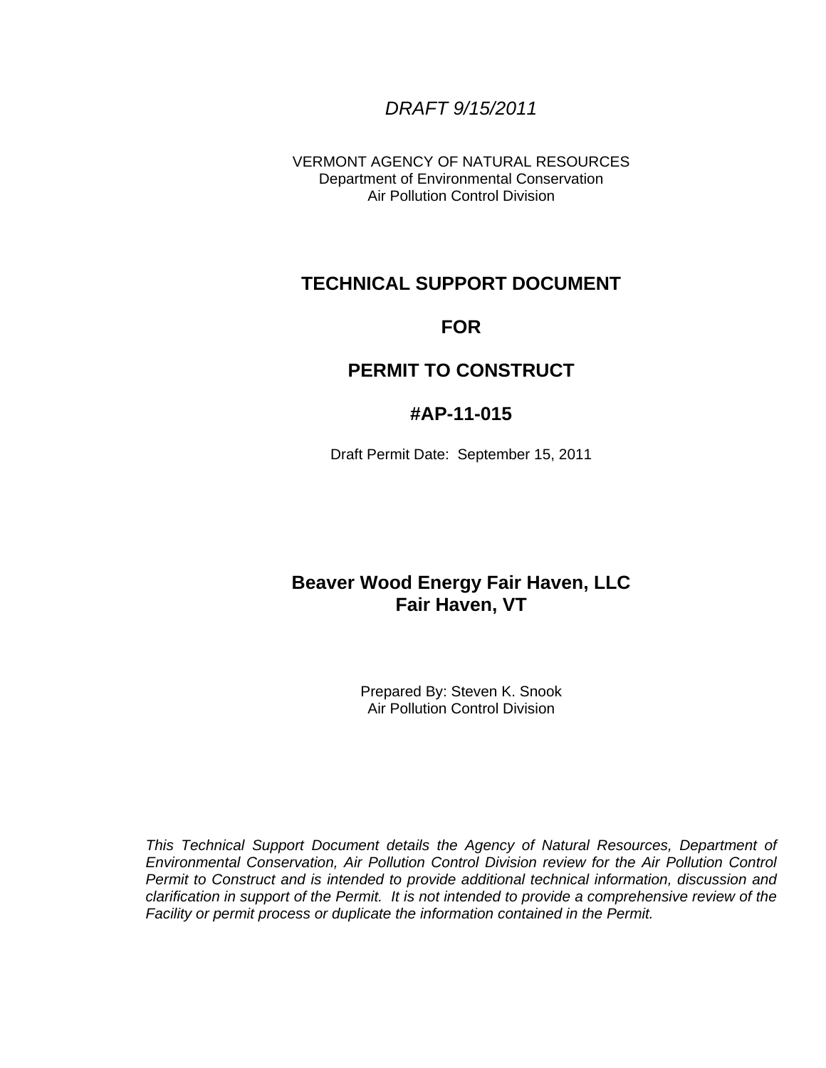*DRAFT 9/15/2011*

VERMONT AGENCY OF NATURAL RESOURCES
Department of Environmental Conservation
Air Pollution Control Division

# TECHNICAL SUPPORT DOCUMENT

# FOR

# PERMIT TO CONSTRUCT

# #AP-11-015

Draft Permit Date: September 15, 2011

**Beaver Wood Energy Fair Haven, LLC**
**Fair Haven, VT**

Prepared By: Steven K. Snook
Air Pollution Control Division

*This Technical Support Document details the Agency of Natural Resources, Department of Environmental Conservation, Air Pollution Control Division review for the Air Pollution Control Permit to Construct and is intended to provide additional technical information, discussion and clarification in support of the Permit. It is not intended to provide a comprehensive review of the Facility or permit process or duplicate the information contained in the Permit.*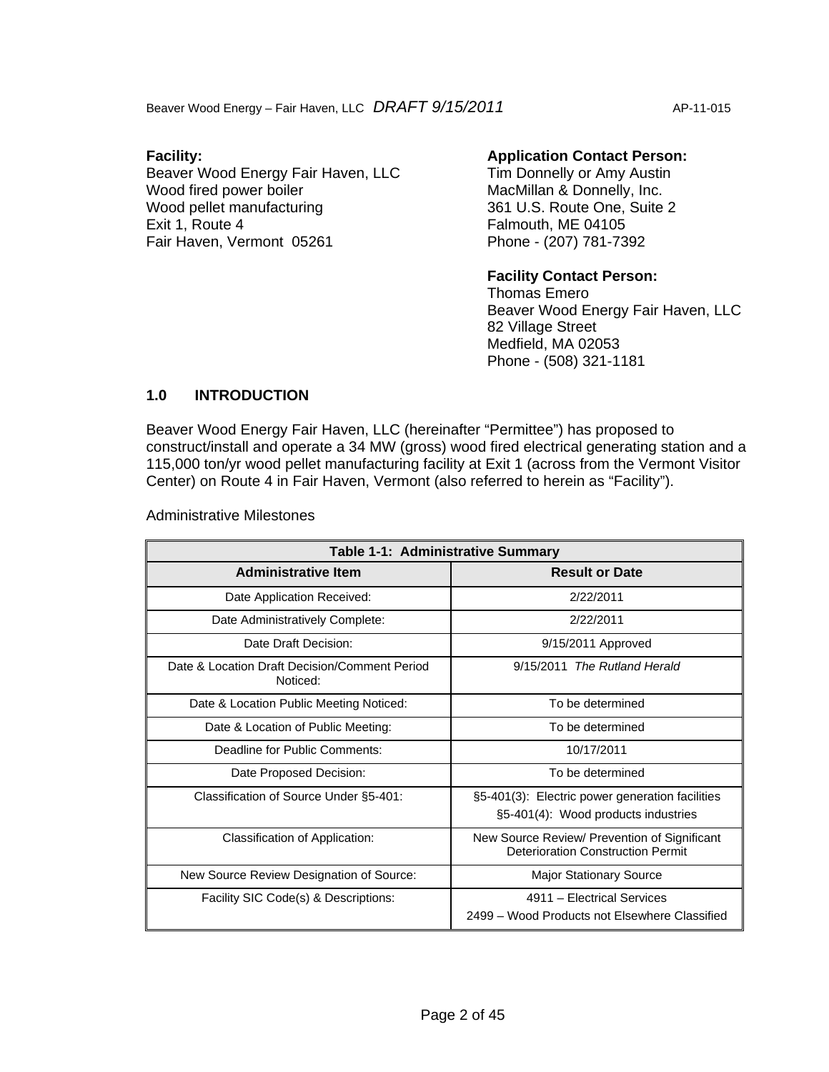**Facility:**
Beaver Wood Energy Fair Haven, LLC
Wood fired power boiler
Wood pellet manufacturing
Exit 1, Route 4
Fair Haven, Vermont 05261

**Application Contact Person:**
Tim Donnelly or Amy Austin
MacMillan & Donnelly, Inc.
361 U.S. Route One, Suite 2
Falmouth, ME 04105
Phone - (207) 781-7392

**Facility Contact Person:**
Thomas Emero
Beaver Wood Energy Fair Haven, LLC
82 Village Street
Medfield, MA 02053
Phone - (508) 321-1181

## 1.0 INTRODUCTION

Beaver Wood Energy Fair Haven, LLC (hereinafter "Permittee") has proposed to construct/install and operate a 34 MW (gross) wood fired electrical generating station and a 115,000 ton/yr wood pellet manufacturing facility at Exit 1 (across from the Vermont Visitor Center) on Route 4 in Fair Haven, Vermont (also referred to herein as "Facility").

Administrative Milestones

| **Table 1-1: Administrative Summary** | |
|---|---|
| **Administrative Item** | **Result or Date** |
| Date Application Received: | 2/22/2011 |
| Date Administratively Complete: | 2/22/2011 |
| Date Draft Decision: | 9/15/2011 Approved |
| Date & Location Draft Decision/Comment Period Noticed: | 9/15/2011 *The Rutland Herald* |
| Date & Location Public Meeting Noticed: | To be determined |
| Date & Location of Public Meeting: | To be determined |
| Deadline for Public Comments: | 10/17/2011 |
| Date Proposed Decision: | To be determined |
| Classification of Source Under §5-401: | §5-401(3): Electric power generation facilities<br>§5-401(4): Wood products industries |
| Classification of Application: | New Source Review/ Prevention of Significant Deterioration Construction Permit |
| New Source Review Designation of Source: | Major Stationary Source |
| Facility SIC Code(s) & Descriptions: | 4911 – Electrical Services<br>2499 – Wood Products not Elsewhere Classified |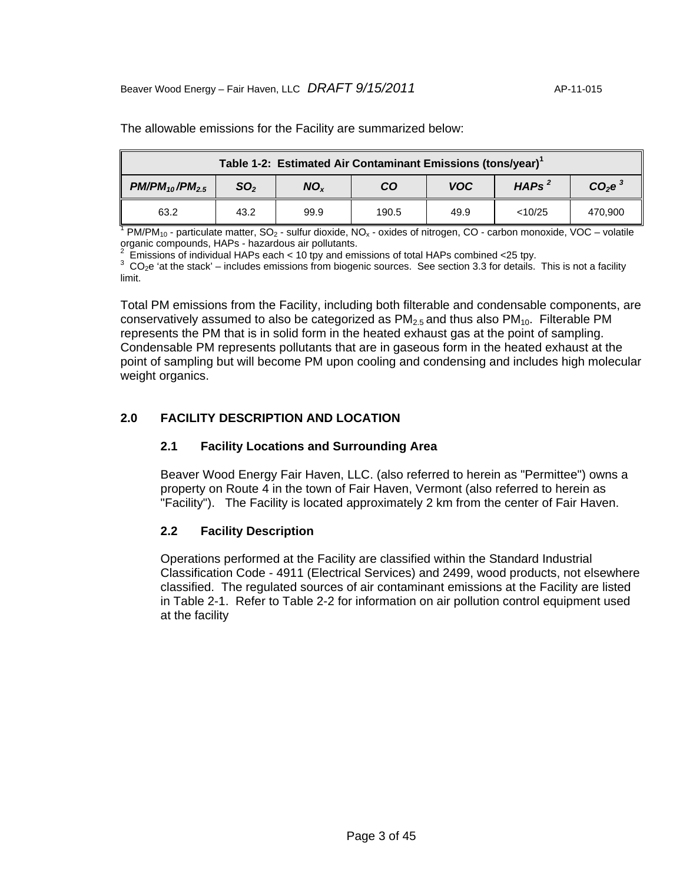The allowable emissions for the Facility are summarized below:

| Table 1-2: Estimated Air Contaminant Emissions (tons/year)[1] | | | | | | |
|---|---|---|---|---|---|---|
| ***PM/$PM_{10}$/$PM_{2.5}$*** | ***$SO_2$*** | ***$NO_x$*** | ***CO*** | ***VOC*** | ***HAPs*** [2] | ***$CO_2e$*** [3] |
| 63.2 | 43.2 | 99.9 | 190.5 | 49.9 | <10/25 | 470,900 |

[1] PM/$PM_{10}$ - particulate matter, $SO_2$ - sulfur dioxide, $NO_x$ - oxides of nitrogen, CO - carbon monoxide, VOC – volatile organic compounds, HAPs - hazardous air pollutants.
[2] Emissions of individual HAPs each < 10 tpy and emissions of total HAPs combined <25 tpy.
[3] $CO_2e$ 'at the stack' – includes emissions from biogenic sources. See section 3.3 for details. This is not a facility limit.

Total PM emissions from the Facility, including both filterable and condensable components, are conservatively assumed to also be categorized as $PM_{2.5}$ and thus also $PM_{10}$. Filterable PM represents the PM that is in solid form in the heated exhaust gas at the point of sampling. Condensable PM represents pollutants that are in gaseous form in the heated exhaust at the point of sampling but will become PM upon cooling and condensing and includes high molecular weight organics.

## 2.0 FACILITY DESCRIPTION AND LOCATION

### 2.1 Facility Locations and Surrounding Area

Beaver Wood Energy Fair Haven, LLC. (also referred to herein as "Permittee") owns a property on Route 4 in the town of Fair Haven, Vermont (also referred to herein as "Facility"). The Facility is located approximately 2 km from the center of Fair Haven.

### 2.2 Facility Description

Operations performed at the Facility are classified within the Standard Industrial Classification Code - 4911 (Electrical Services) and 2499, wood products, not elsewhere classified. The regulated sources of air contaminant emissions at the Facility are listed in Table 2-1. Refer to Table 2-2 for information on air pollution control equipment used at the facility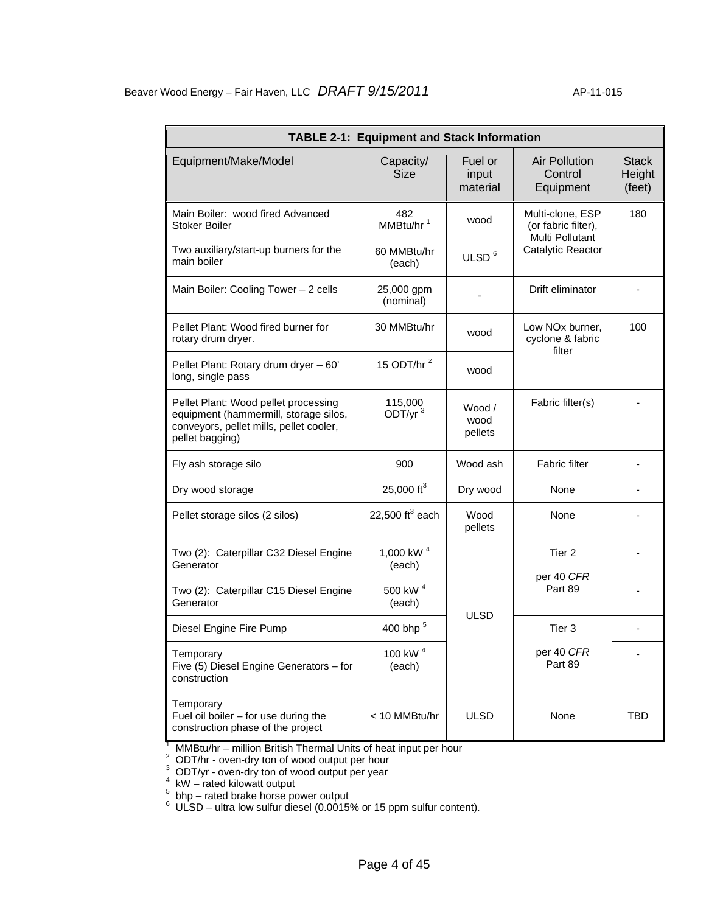| TABLE 2-1: Equipment and Stack Information | | | | |
|---|---|---|---|---|
| Equipment/Make/Model | Capacity/ Size | Fuel or input material | Air Pollution Control Equipment | Stack Height (feet) |
| Main Boiler: wood fired Advanced Stoker Boiler | 482 MMBtu/hr [1] | wood | Multi-clone, ESP (or fabric filter), Multi Pollutant Catalytic Reactor | 180 |
| Two auxiliary/start-up burners for the main boiler | 60 MMBtu/hr (each) | ULSD [6] | | |
| Main Boiler: Cooling Tower – 2 cells | 25,000 gpm (nominal) | - | Drift eliminator | - |
| Pellet Plant: Wood fired burner for rotary drum dryer. | 30 MMBtu/hr | wood | Low NOx burner, cyclone & fabric filter | 100 |
| Pellet Plant: Rotary drum dryer – 60' long, single pass | 15 ODT/hr [2] | wood | | |
| Pellet Plant: Wood pellet processing equipment (hammermill, storage silos, conveyors, pellet mills, pellet cooler, pellet bagging) | 115,000 ODT/yr [3] | Wood / wood pellets | Fabric filter(s) | - |
| Fly ash storage silo | 900 | Wood ash | Fabric filter | - |
| Dry wood storage | 25,000 $ft^3$ | Dry wood | None | - |
| Pellet storage silos (2 silos) | 22,500 $ft^3$ each | Wood pellets | None | - |
| Two (2): Caterpillar C32 Diesel Engine Generator | 1,000 kW [4] (each) | ULSD | Tier 2 per 40 *CFR* Part 89 | - |
| Two (2): Caterpillar C15 Diesel Engine Generator | 500 kW [4] (each) | | | - |
| Diesel Engine Fire Pump | 400 bhp [5] | | Tier 3 per 40 *CFR* Part 89 | - |
| Temporary Five (5) Diesel Engine Generators – for construction | 100 kW [4] (each) | | | - |
| Temporary Fuel oil boiler – for use during the construction phase of the project | < 10 MMBtu/hr | ULSD | None | TBD |

[1] MMBtu/hr – million British Thermal Units of heat input per hour
[2] ODT/hr - oven-dry ton of wood output per hour
[3] ODT/yr - oven-dry ton of wood output per year
[4] kW – rated kilowatt output
[5] bhp – rated brake horse power output
[6] ULSD – ultra low sulfur diesel (0.0015% or 15 ppm sulfur content).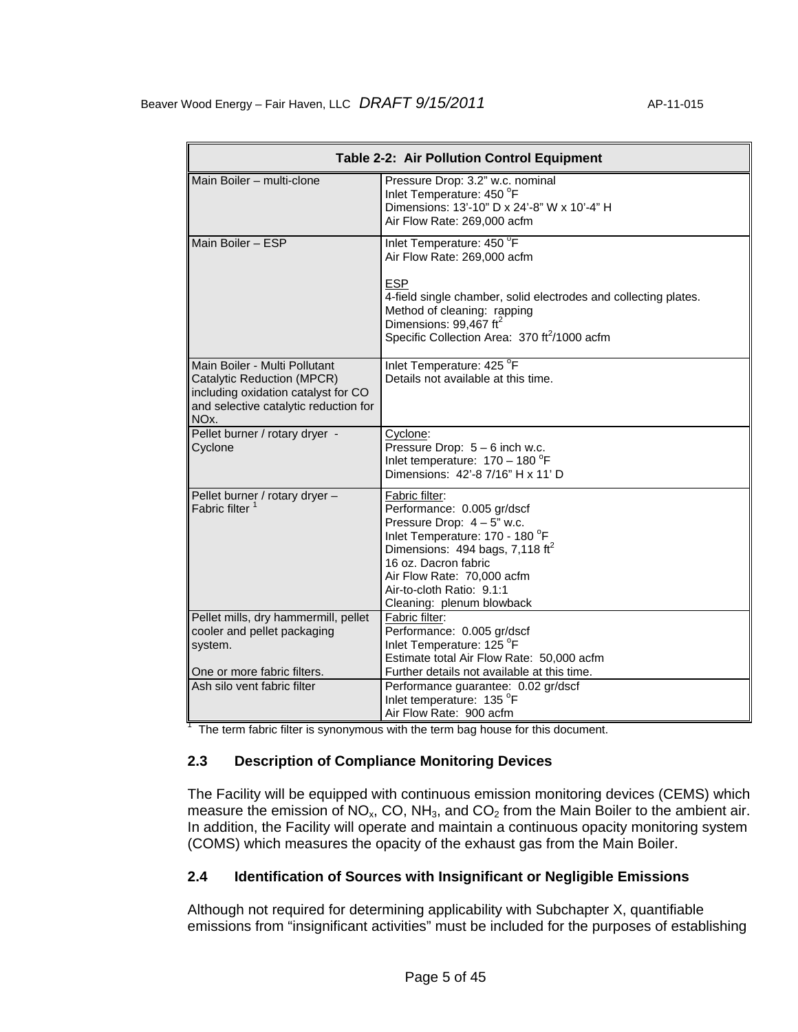| Table 2-2: Air Pollution Control Equipment | |
|---|---|
| Main Boiler – multi-clone | Pressure Drop: 3.2" w.c. nominal<br>Inlet Temperature: 450 °F<br>Dimensions: 13'-10" D x 24'-8" W x 10'-4" H<br>Air Flow Rate: 269,000 acfm |
| Main Boiler – ESP | Inlet Temperature: 450 °F<br>Air Flow Rate: 269,000 acfm<br><br>ESP<br>4-field single chamber, solid electrodes and collecting plates.<br>Method of cleaning: rapping<br>Dimensions: 99,467 $ft^2$<br>Specific Collection Area: 370 $ft^2$/1000 acfm |
| Main Boiler - Multi Pollutant Catalytic Reduction (MPCR) including oxidation catalyst for CO and selective catalytic reduction for NOx. | Inlet Temperature: 425 °F<br>Details not available at this time. |
| Pellet burner / rotary dryer - Cyclone | Cyclone:<br>Pressure Drop: 5 – 6 inch w.c.<br>Inlet temperature: 170 – 180 °F<br>Dimensions: 42'-8 7/16" H x 11' D |
| Pellet burner / rotary dryer – Fabric filter [1] | Fabric filter:<br>Performance: 0.005 gr/dscf<br>Pressure Drop: 4 – 5" w.c.<br>Inlet Temperature: 170 - 180 °F<br>Dimensions: 494 bags, 7,118 $ft^2$<br>16 oz. Dacron fabric<br>Air Flow Rate: 70,000 acfm<br>Air-to-cloth Ratio: 9.1:1<br>Cleaning: plenum blowback |
| Pellet mills, dry hammermill, pellet cooler and pellet packaging system.<br><br>One or more fabric filters. | Fabric filter:<br>Performance: 0.005 gr/dscf<br>Inlet Temperature: 125 °F<br>Estimate total Air Flow Rate: 50,000 acfm<br>Further details not available at this time. |
| Ash silo vent fabric filter | Performance guarantee: 0.02 gr/dscf<br>Inlet temperature: 135 °F<br>Air Flow Rate: 900 acfm |

[1] The term fabric filter is synonymous with the term bag house for this document.

## 2.3 Description of Compliance Monitoring Devices

The Facility will be equipped with continuous emission monitoring devices (CEMS) which measure the emission of $NO_x$, CO, $NH_3$, and $CO_2$ from the Main Boiler to the ambient air. In addition, the Facility will operate and maintain a continuous opacity monitoring system (COMS) which measures the opacity of the exhaust gas from the Main Boiler.

## 2.4 Identification of Sources with Insignificant or Negligible Emissions

Although not required for determining applicability with Subchapter X, quantifiable emissions from "insignificant activities" must be included for the purposes of establishing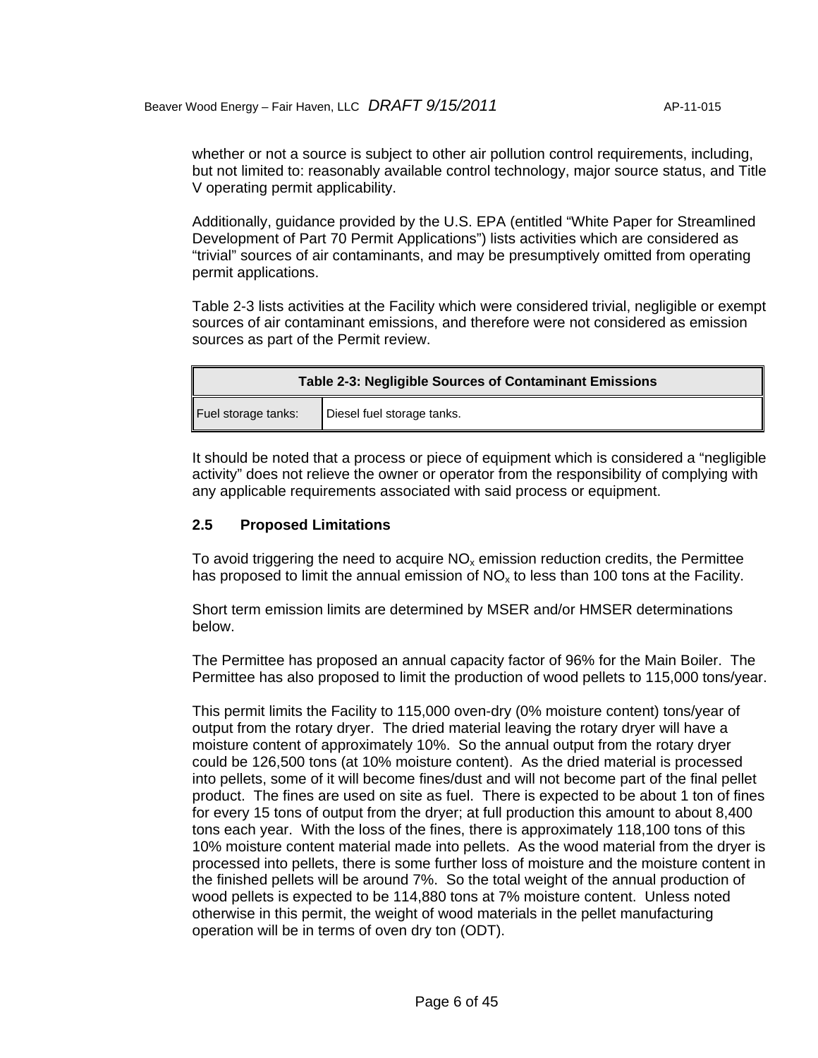whether or not a source is subject to other air pollution control requirements, including, but not limited to: reasonably available control technology, major source status, and Title V operating permit applicability.

Additionally, guidance provided by the U.S. EPA (entitled "White Paper for Streamlined Development of Part 70 Permit Applications") lists activities which are considered as "trivial" sources of air contaminants, and may be presumptively omitted from operating permit applications.

Table 2-3 lists activities at the Facility which were considered trivial, negligible or exempt sources of air contaminant emissions, and therefore were not considered as emission sources as part of the Permit review.

| Table 2-3: Negligible Sources of Contaminant Emissions | |
|---|---|
| Fuel storage tanks: | Diesel fuel storage tanks. |

It should be noted that a process or piece of equipment which is considered a "negligible activity" does not relieve the owner or operator from the responsibility of complying with any applicable requirements associated with said process or equipment.

## 2.5 Proposed Limitations

To avoid triggering the need to acquire $NO_x$ emission reduction credits, the Permittee has proposed to limit the annual emission of $NO_x$ to less than 100 tons at the Facility.

Short term emission limits are determined by MSER and/or HMSER determinations below.

The Permittee has proposed an annual capacity factor of 96% for the Main Boiler. The Permittee has also proposed to limit the production of wood pellets to 115,000 tons/year.

This permit limits the Facility to 115,000 oven-dry (0% moisture content) tons/year of output from the rotary dryer. The dried material leaving the rotary dryer will have a moisture content of approximately 10%. So the annual output from the rotary dryer could be 126,500 tons (at 10% moisture content). As the dried material is processed into pellets, some of it will become fines/dust and will not become part of the final pellet product. The fines are used on site as fuel. There is expected to be about 1 ton of fines for every 15 tons of output from the dryer; at full production this amount to about 8,400 tons each year. With the loss of the fines, there is approximately 118,100 tons of this 10% moisture content material made into pellets. As the wood material from the dryer is processed into pellets, there is some further loss of moisture and the moisture content in the finished pellets will be around 7%. So the total weight of the annual production of wood pellets is expected to be 114,880 tons at 7% moisture content. Unless noted otherwise in this permit, the weight of wood materials in the pellet manufacturing operation will be in terms of oven dry ton (ODT).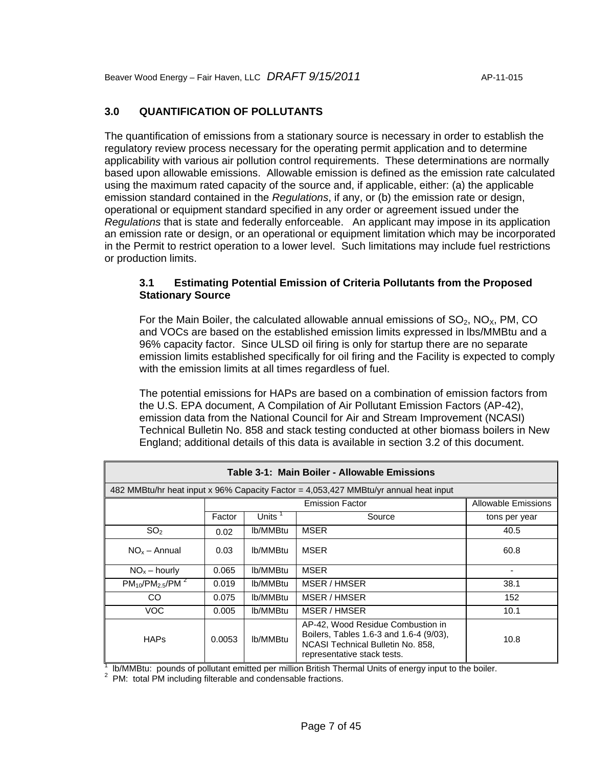## 3.0 QUANTIFICATION OF POLLUTANTS

The quantification of emissions from a stationary source is necessary in order to establish the regulatory review process necessary for the operating permit application and to determine applicability with various air pollution control requirements. These determinations are normally based upon allowable emissions. Allowable emission is defined as the emission rate calculated using the maximum rated capacity of the source and, if applicable, either: (a) the applicable emission standard contained in the *Regulations*, if any, or (b) the emission rate or design, operational or equipment standard specified in any order or agreement issued under the *Regulations* that is state and federally enforceable. An applicant may impose in its application an emission rate or design, or an operational or equipment limitation which may be incorporated in the Permit to restrict operation to a lower level. Such limitations may include fuel restrictions or production limits.

### 3.1 Estimating Potential Emission of Criteria Pollutants from the Proposed Stationary Source

For the Main Boiler, the calculated allowable annual emissions of $SO_2$, $NO_X$, PM, CO and VOCs are based on the established emission limits expressed in lbs/MMBtu and a 96% capacity factor. Since ULSD oil firing is only for startup there are no separate emission limits established specifically for oil firing and the Facility is expected to comply with the emission limits at all times regardless of fuel.

The potential emissions for HAPs are based on a combination of emission factors from the U.S. EPA document, A Compilation of Air Pollutant Emission Factors (AP-42), emission data from the National Council for Air and Stream Improvement (NCASI) Technical Bulletin No. 858 and stack testing conducted at other biomass boilers in New England; additional details of this data is available in section 3.2 of this document.

**Table 3-1: Main Boiler - Allowable Emissions**

482 MMBtu/hr heat input x 96% Capacity Factor = 4,053,427 MMBtu/yr annual heat input

| | Emission Factor | | | Allowable Emissions |
|---|---|---|---|---|
| | Factor | Units [1] | Source | tons per year |
| $SO_2$ | 0.02 | lb/MMBtu | MSER | 40.5 |
| $NO_x$ – Annual | 0.03 | lb/MMBtu | MSER | 60.8 |
| $NO_x$ – hourly | 0.065 | lb/MMBtu | MSER | - |
| $PM_{10}$/$PM_{2.5}$/PM [2] | 0.019 | lb/MMBtu | MSER / HMSER | 38.1 |
| CO | 0.075 | lb/MMBtu | MSER / HMSER | 152 |
| VOC | 0.005 | lb/MMBtu | MSER / HMSER | 10.1 |
| HAPs | 0.0053 | lb/MMBtu | AP-42, Wood Residue Combustion in Boilers, Tables 1.6-3 and 1.6-4 (9/03), NCASI Technical Bulletin No. 858, representative stack tests. | 10.8 |

[1] lb/MMBtu: pounds of pollutant emitted per million British Thermal Units of energy input to the boiler.
[2] PM: total PM including filterable and condensable fractions.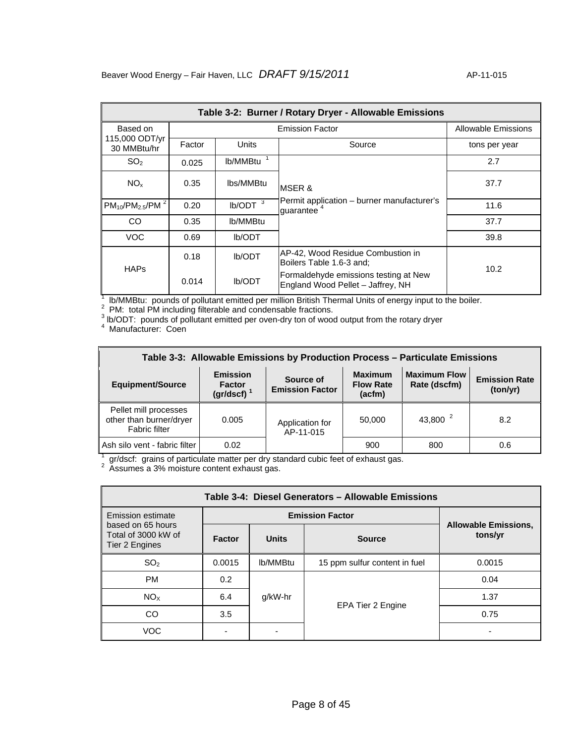| Table 3-2: Burner / Rotary Dryer - Allowable Emissions | | | | |
|---|---|---|---|---|
| Based on 115,000 ODT/yr 30 MMBtu/hr | Emission Factor | | | Allowable Emissions |
| | Factor | Units | Source | tons per year |
| $SO_2$ | 0.025 | lb/MMBtu [1] | MSER & Permit application – burner manufacturer's guarantee [4] | 2.7 |
| $NO_x$ | 0.35 | lbs/MMBtu | | 37.7 |
| $PM_{10}/PM_{2.5}/PM$ [2] | 0.20 | lb/ODT [3] | | 11.6 |
| CO | 0.35 | lb/MMBtu | | 37.7 |
| VOC | 0.69 | lb/ODT | | 39.8 |
| HAPs | 0.18 | lb/ODT | AP-42, Wood Residue Combustion in Boilers Table 1.6-3 and; | 10.2 |
| | 0.014 | lb/ODT | Formaldehyde emissions testing at New England Wood Pellet – Jaffrey, NH | |

[1] lb/MMBtu: pounds of pollutant emitted per million British Thermal Units of energy input to the boiler.
[2] PM: total PM including filterable and condensable fractions.
[3] lb/ODT: pounds of pollutant emitted per oven-dry ton of wood output from the rotary dryer
[4] Manufacturer: Coen

| Table 3-3: Allowable Emissions by Production Process – Particulate Emissions | | | | | |
|---|---|---|---|---|---|
| **Equipment/Source** | **Emission Factor (gr/dscf)** [1] | **Source of Emission Factor** | **Maximum Flow Rate (acfm)** | **Maximum Flow Rate (dscfm)** | **Emission Rate (ton/yr)** |
| Pellet mill processes other than burner/dryer Fabric filter | 0.005 | Application for AP-11-015 | 50,000 | 43,800 [2] | 8.2 |
| Ash silo vent - fabric filter | 0.02 | | 900 | 800 | 0.6 |

[1] gr/dscf: grains of particulate matter per dry standard cubic feet of exhaust gas.
[2] Assumes a 3% moisture content exhaust gas.

| Table 3-4: Diesel Generators – Allowable Emissions | | | | |
|---|---|---|---|---|
| Emission estimate based on 65 hours Total of 3000 kW of Tier 2 Engines | **Emission Factor** | | | **Allowable Emissions, tons/yr** |
| | **Factor** | **Units** | **Source** | |
| $SO_2$ | 0.0015 | lb/MMBtu | 15 ppm sulfur content in fuel | 0.0015 |
| PM | 0.2 | g/kW-hr | EPA Tier 2 Engine | 0.04 |
| $NO_X$ | 6.4 | | | 1.37 |
| CO | 3.5 | | | 0.75 |
| VOC | - | - | | - |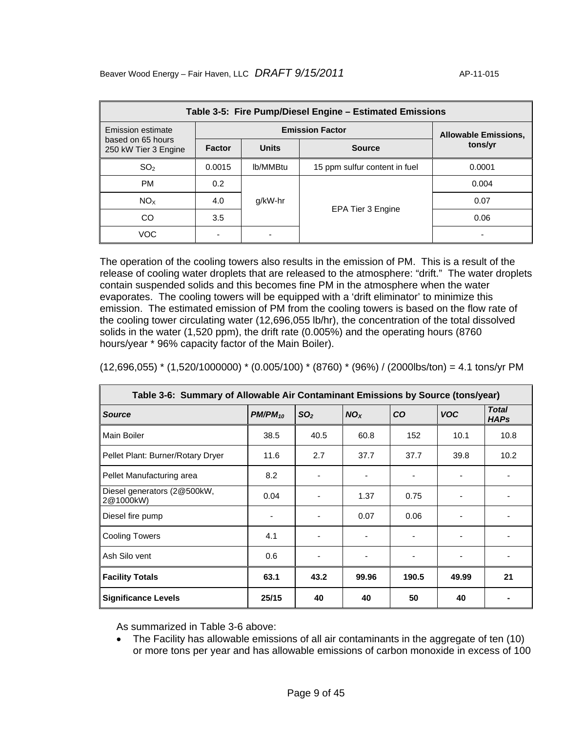| Table 3-5: Fire Pump/Diesel Engine – Estimated Emissions | | | | |
|---|---|---|---|---|
| Emission estimate based on 65 hours 250 kW Tier 3 Engine | Emission Factor | | | Allowable Emissions, tons/yr |
| | Factor | Units | Source | |
| $SO_2$ | 0.0015 | lb/MMBtu | 15 ppm sulfur content in fuel | 0.0001 |
| PM | 0.2 | g/kW-hr | EPA Tier 3 Engine | 0.004 |
| $NO_X$ | 4.0 | | | 0.07 |
| CO | 3.5 | | | 0.06 |
| VOC | - | - | | - |

The operation of the cooling towers also results in the emission of PM. This is a result of the release of cooling water droplets that are released to the atmosphere: "drift." The water droplets contain suspended solids and this becomes fine PM in the atmosphere when the water evaporates. The cooling towers will be equipped with a 'drift eliminator' to minimize this emission. The estimated emission of PM from the cooling towers is based on the flow rate of the cooling tower circulating water (12,696,055 lb/hr), the concentration of the total dissolved solids in the water (1,520 ppm), the drift rate (0.005%) and the operating hours (8760 hours/year * 96% capacity factor of the Main Boiler).

(12,696,055) * (1,520/1000000) * (0.005/100) * (8760) * (96%) / (2000lbs/ton) = 4.1 tons/yr PM

| Table 3-6: Summary of Allowable Air Contaminant Emissions by Source (tons/year) | | | | | | |
|---|---|---|---|---|---|---|
| ***Source*** | ***$PM/PM_{10}$*** | ***$SO_2$*** | ***$NO_X$*** | ***CO*** | ***VOC*** | ***Total HAPs*** |
| Main Boiler | 38.5 | 40.5 | 60.8 | 152 | 10.1 | 10.8 |
| Pellet Plant: Burner/Rotary Dryer | 11.6 | 2.7 | 37.7 | 37.7 | 39.8 | 10.2 |
| Pellet Manufacturing area | 8.2 | - | - | - | - | - |
| Diesel generators (2@500kW, 2@1000kW) | 0.04 | - | 1.37 | 0.75 | - | - |
| Diesel fire pump | - | - | 0.07 | 0.06 | - | - |
| Cooling Towers | 4.1 | - | - | - | - | - |
| Ash Silo vent | 0.6 | - | - | - | - | - |
| **Facility Totals** | **63.1** | **43.2** | **99.96** | **190.5** | **49.99** | **21** |
| **Significance Levels** | **25/15** | **40** | **40** | **50** | **40** | **-** |

As summarized in Table 3-6 above:

- The Facility has allowable emissions of all air contaminants in the aggregate of ten (10) or more tons per year and has allowable emissions of carbon monoxide in excess of 100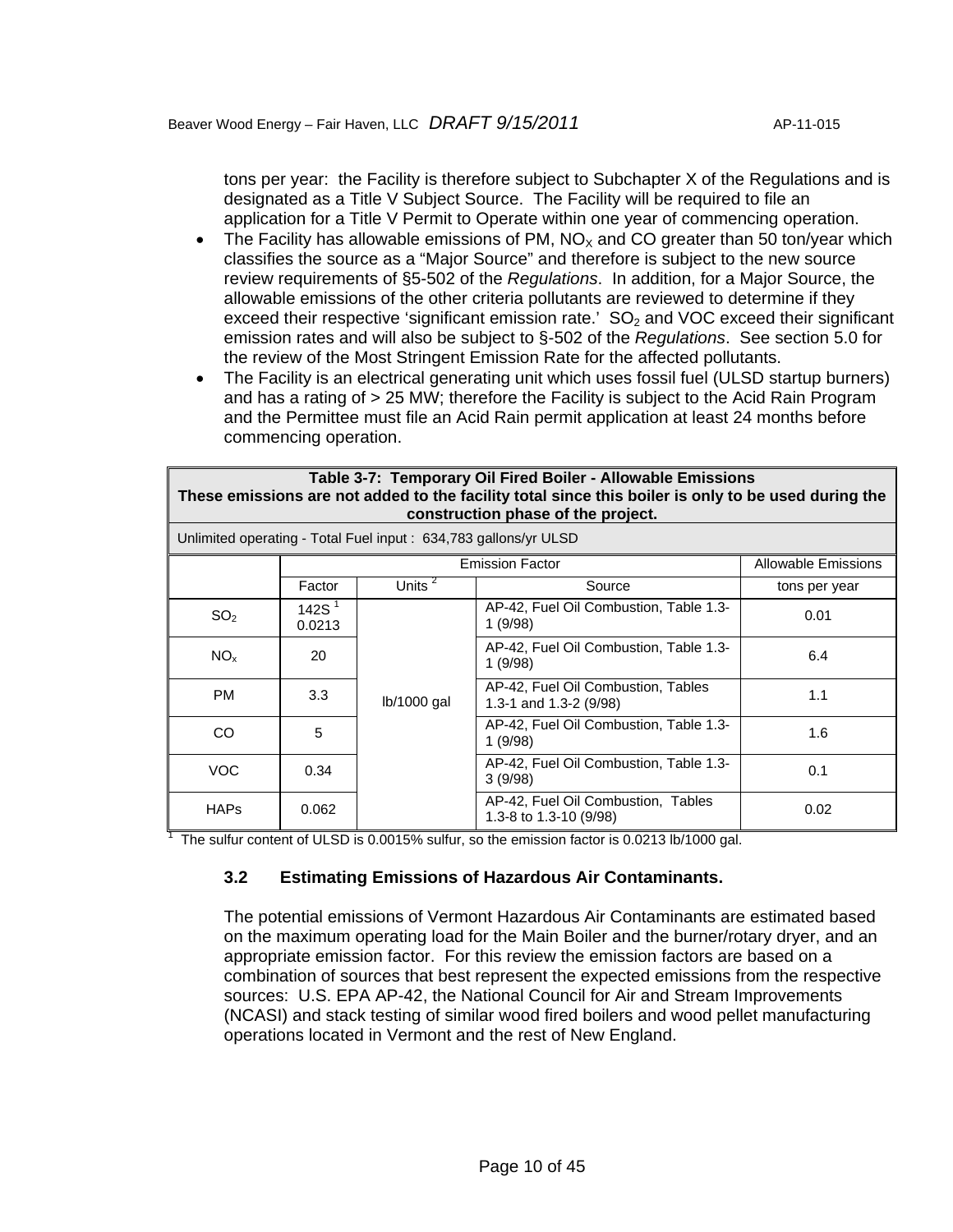tons per year: the Facility is therefore subject to Subchapter X of the Regulations and is designated as a Title V Subject Source. The Facility will be required to file an application for a Title V Permit to Operate within one year of commencing operation.

- The Facility has allowable emissions of PM, $NO_X$ and CO greater than 50 ton/year which classifies the source as a "Major Source" and therefore is subject to the new source review requirements of §5-502 of the *Regulations*. In addition, for a Major Source, the allowable emissions of the other criteria pollutants are reviewed to determine if they exceed their respective 'significant emission rate.' $SO_2$ and VOC exceed their significant emission rates and will also be subject to §-502 of the *Regulations*. See section 5.0 for the review of the Most Stringent Emission Rate for the affected pollutants.
- The Facility is an electrical generating unit which uses fossil fuel (ULSD startup burners) and has a rating of > 25 MW; therefore the Facility is subject to the Acid Rain Program and the Permittee must file an Acid Rain permit application at least 24 months before commencing operation.

**Table 3-7: Temporary Oil Fired Boiler - Allowable Emissions**
**These emissions are not added to the facility total since this boiler is only to be used during the construction phase of the project.**

Unlimited operating - Total Fuel input : 634,783 gallons/yr ULSD

| | Emission Factor | | | Allowable Emissions |
|---|---|---|---|---|
| | Factor | Units [2] | Source | tons per year |
| $SO_2$ | 142S [1] 0.0213 | lb/1000 gal | AP-42, Fuel Oil Combustion, Table 1.3-1 (9/98) | 0.01 |
| $NO_x$ | 20 | lb/1000 gal | AP-42, Fuel Oil Combustion, Table 1.3-1 (9/98) | 6.4 |
| PM | 3.3 | lb/1000 gal | AP-42, Fuel Oil Combustion, Tables 1.3-1 and 1.3-2 (9/98) | 1.1 |
| CO | 5 | lb/1000 gal | AP-42, Fuel Oil Combustion, Table 1.3-1 (9/98) | 1.6 |
| VOC | 0.34 | lb/1000 gal | AP-42, Fuel Oil Combustion, Table 1.3-3 (9/98) | 0.1 |
| HAPs | 0.062 | lb/1000 gal | AP-42, Fuel Oil Combustion, Tables 1.3-8 to 1.3-10 (9/98) | 0.02 |

[1] The sulfur content of ULSD is 0.0015% sulfur, so the emission factor is 0.0213 lb/1000 gal.

### 3.2 Estimating Emissions of Hazardous Air Contaminants.

The potential emissions of Vermont Hazardous Air Contaminants are estimated based on the maximum operating load for the Main Boiler and the burner/rotary dryer, and an appropriate emission factor. For this review the emission factors are based on a combination of sources that best represent the expected emissions from the respective sources: U.S. EPA AP-42, the National Council for Air and Stream Improvements (NCASI) and stack testing of similar wood fired boilers and wood pellet manufacturing operations located in Vermont and the rest of New England.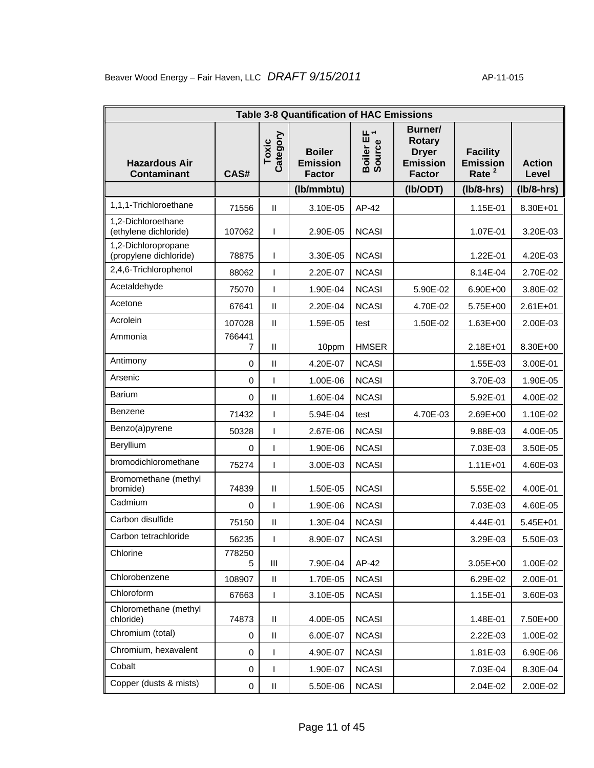| Table 3-8 Quantification of HAC Emissions | | | | | | | |
|---|---|---|---|---|---|---|---|
| Hazardous Air Contaminant | CAS# | Toxic Category | Boiler Emission Factor | Boiler EF Source [1] | Burner/ Rotary Dryer Emission Factor | Facility Emission Rate [2] | Action Level |
| | | | (lb/mmbtu) | | (lb/ODT) | (lb/8-hrs) | (lb/8-hrs) |
| 1,1,1-Trichloroethane | 71556 | II | 3.10E-05 | AP-42 | | 1.15E-01 | 8.30E+01 |
| 1,2-Dichloroethane (ethylene dichloride) | 107062 | I | 2.90E-05 | NCASI | | 1.07E-01 | 3.20E-03 |
| 1,2-Dichloropropane (propylene dichloride) | 78875 | I | 3.30E-05 | NCASI | | 1.22E-01 | 4.20E-03 |
| 2,4,6-Trichlorophenol | 88062 | I | 2.20E-07 | NCASI | | 8.14E-04 | 2.70E-02 |
| Acetaldehyde | 75070 | I | 1.90E-04 | NCASI | 5.90E-02 | 6.90E+00 | 3.80E-02 |
| Acetone | 67641 | II | 2.20E-04 | NCASI | 4.70E-02 | 5.75E+00 | 2.61E+01 |
| Acrolein | 107028 | II | 1.59E-05 | test | 1.50E-02 | 1.63E+00 | 2.00E-03 |
| Ammonia | 7664417 | II | 10ppm | HMSER | | 2.18E+01 | 8.30E+00 |
| Antimony | 0 | II | 4.20E-07 | NCASI | | 1.55E-03 | 3.00E-01 |
| Arsenic | 0 | I | 1.00E-06 | NCASI | | 3.70E-03 | 1.90E-05 |
| Barium | 0 | II | 1.60E-04 | NCASI | | 5.92E-01 | 4.00E-02 |
| Benzene | 71432 | I | 5.94E-04 | test | 4.70E-03 | 2.69E+00 | 1.10E-02 |
| Benzo(a)pyrene | 50328 | I | 2.67E-06 | NCASI | | 9.88E-03 | 4.00E-05 |
| Beryllium | 0 | I | 1.90E-06 | NCASI | | 7.03E-03 | 3.50E-05 |
| bromodichloromethane | 75274 | I | 3.00E-03 | NCASI | | 1.11E+01 | 4.60E-03 |
| Bromomethane (methyl bromide) | 74839 | II | 1.50E-05 | NCASI | | 5.55E-02 | 4.00E-01 |
| Cadmium | 0 | I | 1.90E-06 | NCASI | | 7.03E-03 | 4.60E-05 |
| Carbon disulfide | 75150 | II | 1.30E-04 | NCASI | | 4.44E-01 | 5.45E+01 |
| Carbon tetrachloride | 56235 | I | 8.90E-07 | NCASI | | 3.29E-03 | 5.50E-03 |
| Chlorine | 7782505 | III | 7.90E-04 | AP-42 | | 3.05E+00 | 1.00E-02 |
| Chlorobenzene | 108907 | II | 1.70E-05 | NCASI | | 6.29E-02 | 2.00E-01 |
| Chloroform | 67663 | I | 3.10E-05 | NCASI | | 1.15E-01 | 3.60E-03 |
| Chloromethane (methyl chloride) | 74873 | II | 4.00E-05 | NCASI | | 1.48E-01 | 7.50E+00 |
| Chromium (total) | 0 | II | 6.00E-07 | NCASI | | 2.22E-03 | 1.00E-02 |
| Chromium, hexavalent | 0 | I | 4.90E-07 | NCASI | | 1.81E-03 | 6.90E-06 |
| Cobalt | 0 | I | 1.90E-07 | NCASI | | 7.03E-04 | 8.30E-04 |
| Copper (dusts & mists) | 0 | II | 5.50E-06 | NCASI | | 2.04E-02 | 2.00E-02 |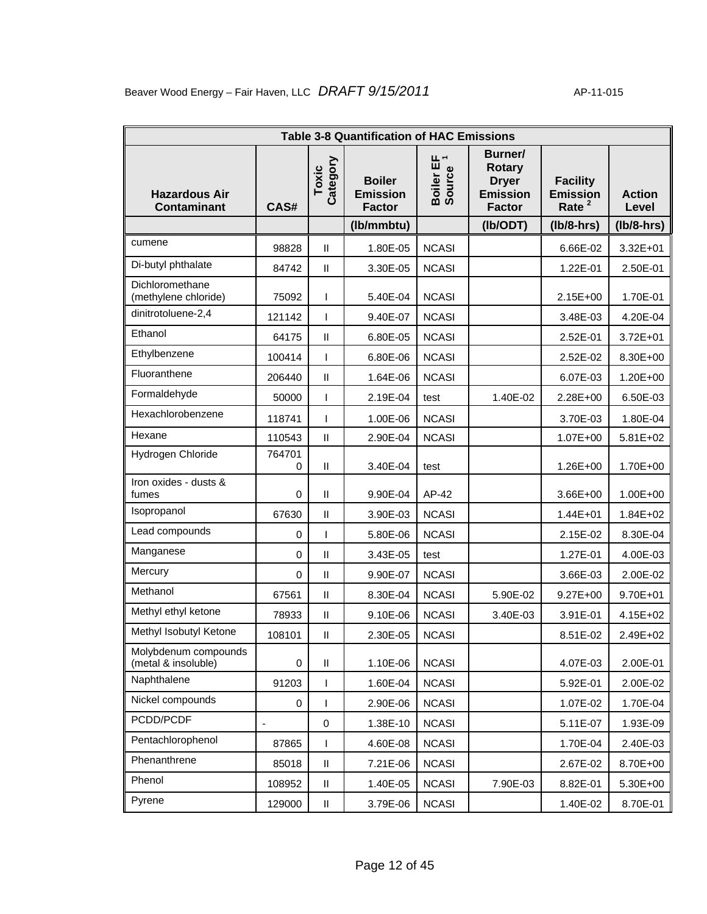| Table 3-8 Quantification of HAC Emissions | | | | | | | |
|---|---|---|---|---|---|---|---|
| Hazardous Air Contaminant | CAS# | Toxic Category | Boiler Emission Factor | Boiler EF Source [1] | Burner/ Rotary Dryer Emission Factor | Facility Emission Rate [2] | Action Level |
| | | | (lb/mmbtu) | | (lb/ODT) | (lb/8-hrs) | (lb/8-hrs) |
| cumene | 98828 | II | 1.80E-05 | NCASI | | 6.66E-02 | 3.32E+01 |
| Di-butyl phthalate | 84742 | II | 3.30E-05 | NCASI | | 1.22E-01 | 2.50E-01 |
| Dichloromethane (methylene chloride) | 75092 | I | 5.40E-04 | NCASI | | 2.15E+00 | 1.70E-01 |
| dinitrotoluene-2,4 | 121142 | I | 9.40E-07 | NCASI | | 3.48E-03 | 4.20E-04 |
| Ethanol | 64175 | II | 6.80E-05 | NCASI | | 2.52E-01 | 3.72E+01 |
| Ethylbenzene | 100414 | I | 6.80E-06 | NCASI | | 2.52E-02 | 8.30E+00 |
| Fluoranthene | 206440 | II | 1.64E-06 | NCASI | | 6.07E-03 | 1.20E+00 |
| Formaldehyde | 50000 | I | 2.19E-04 | test | 1.40E-02 | 2.28E+00 | 6.50E-03 |
| Hexachlorobenzene | 118741 | I | 1.00E-06 | NCASI | | 3.70E-03 | 1.80E-04 |
| Hexane | 110543 | II | 2.90E-04 | NCASI | | 1.07E+00 | 5.81E+02 |
| Hydrogen Chloride | 7647010 | II | 3.40E-04 | test | | 1.26E+00 | 1.70E+00 |
| Iron oxides - dusts & fumes | 0 | II | 9.90E-04 | AP-42 | | 3.66E+00 | 1.00E+00 |
| Isopropanol | 67630 | II | 3.90E-03 | NCASI | | 1.44E+01 | 1.84E+02 |
| Lead compounds | 0 | I | 5.80E-06 | NCASI | | 2.15E-02 | 8.30E-04 |
| Manganese | 0 | II | 3.43E-05 | test | | 1.27E-01 | 4.00E-03 |
| Mercury | 0 | II | 9.90E-07 | NCASI | | 3.66E-03 | 2.00E-02 |
| Methanol | 67561 | II | 8.30E-04 | NCASI | 5.90E-02 | 9.27E+00 | 9.70E+01 |
| Methyl ethyl ketone | 78933 | II | 9.10E-06 | NCASI | 3.40E-03 | 3.91E-01 | 4.15E+02 |
| Methyl Isobutyl Ketone | 108101 | II | 2.30E-05 | NCASI | | 8.51E-02 | 2.49E+02 |
| Molybdenum compounds (metal & insoluble) | 0 | II | 1.10E-06 | NCASI | | 4.07E-03 | 2.00E-01 |
| Naphthalene | 91203 | I | 1.60E-04 | NCASI | | 5.92E-01 | 2.00E-02 |
| Nickel compounds | 0 | I | 2.90E-06 | NCASI | | 1.07E-02 | 1.70E-04 |
| PCDD/PCDF | - | 0 | 1.38E-10 | NCASI | | 5.11E-07 | 1.93E-09 |
| Pentachlorophenol | 87865 | I | 4.60E-08 | NCASI | | 1.70E-04 | 2.40E-03 |
| Phenanthrene | 85018 | II | 7.21E-06 | NCASI | | 2.67E-02 | 8.70E+00 |
| Phenol | 108952 | II | 1.40E-05 | NCASI | 7.90E-03 | 8.82E-01 | 5.30E+00 |
| Pyrene | 129000 | II | 3.79E-06 | NCASI | | 1.40E-02 | 8.70E-01 |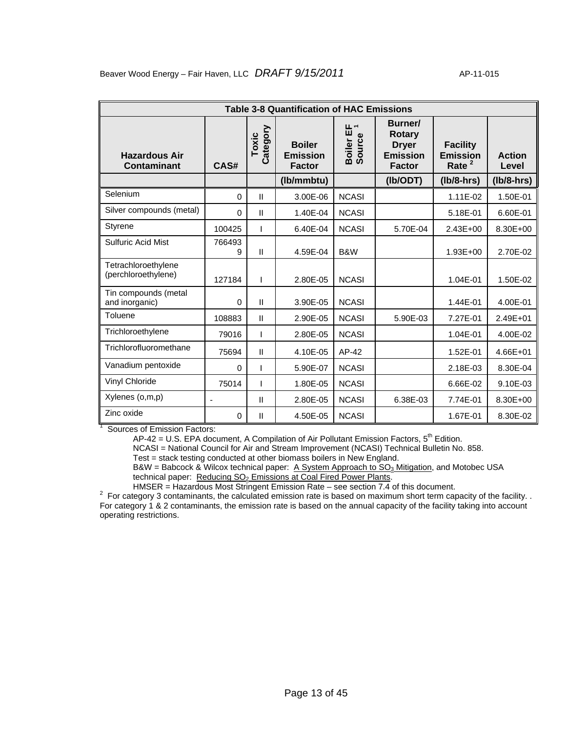| Table 3-8 Quantification of HAC Emissions | | | | | | | |
|---|---|---|---|---|---|---|---|
| **Hazardous Air Contaminant** | **CAS#** | **Toxic Category** | **Boiler Emission Factor** | **Boiler EF Source [1]** | **Burner/ Rotary Dryer Emission Factor** | **Facility Emission Rate [2]** | **Action Level** |
| | | | **(lb/mmbtu)** | | **(lb/ODT)** | **(lb/8-hrs)** | **(lb/8-hrs)** |
| Selenium | 0 | II | 3.00E-06 | NCASI | | 1.11E-02 | 1.50E-01 |
| Silver compounds (metal) | 0 | II | 1.40E-04 | NCASI | | 5.18E-01 | 6.60E-01 |
| Styrene | 100425 | I | 6.40E-04 | NCASI | 5.70E-04 | 2.43E+00 | 8.30E+00 |
| Sulfuric Acid Mist | 7664939 | II | 4.59E-04 | B&W | | 1.93E+00 | 2.70E-02 |
| Tetrachloroethylene (perchloroethylene) | 127184 | I | 2.80E-05 | NCASI | | 1.04E-01 | 1.50E-02 |
| Tin compounds (metal and inorganic) | 0 | II | 3.90E-05 | NCASI | | 1.44E-01 | 4.00E-01 |
| Toluene | 108883 | II | 2.90E-05 | NCASI | 5.90E-03 | 7.27E-01 | 2.49E+01 |
| Trichloroethylene | 79016 | I | 2.80E-05 | NCASI | | 1.04E-01 | 4.00E-02 |
| Trichlorofluoromethane | 75694 | II | 4.10E-05 | AP-42 | | 1.52E-01 | 4.66E+01 |
| Vanadium pentoxide | 0 | I | 5.90E-07 | NCASI | | 2.18E-03 | 8.30E-04 |
| Vinyl Chloride | 75014 | I | 1.80E-05 | NCASI | | 6.66E-02 | 9.10E-03 |
| Xylenes (o,m,p) | - | II | 2.80E-05 | NCASI | 6.38E-03 | 7.74E-01 | 8.30E+00 |
| Zinc oxide | 0 | II | 4.50E-05 | NCASI | | 1.67E-01 | 8.30E-02 |

[1] Sources of Emission Factors:

AP-42 = U.S. EPA document, A Compilation of Air Pollutant Emission Factors, 5th Edition.
NCASI = National Council for Air and Stream Improvement (NCASI) Technical Bulletin No. 858.
Test = stack testing conducted at other biomass boilers in New England.
B&W = Babcock & Wilcox technical paper: A System Approach to $SO_3$ Mitigation, and Motobec USA technical paper: Reducing $SO_2$ Emissions at Coal Fired Power Plants.
HMSER = Hazardous Most Stringent Emission Rate – see section 7.4 of this document.

[2] For category 3 contaminants, the calculated emission rate is based on maximum short term capacity of the facility. . For category 1 & 2 contaminants, the emission rate is based on the annual capacity of the facility taking into account operating restrictions.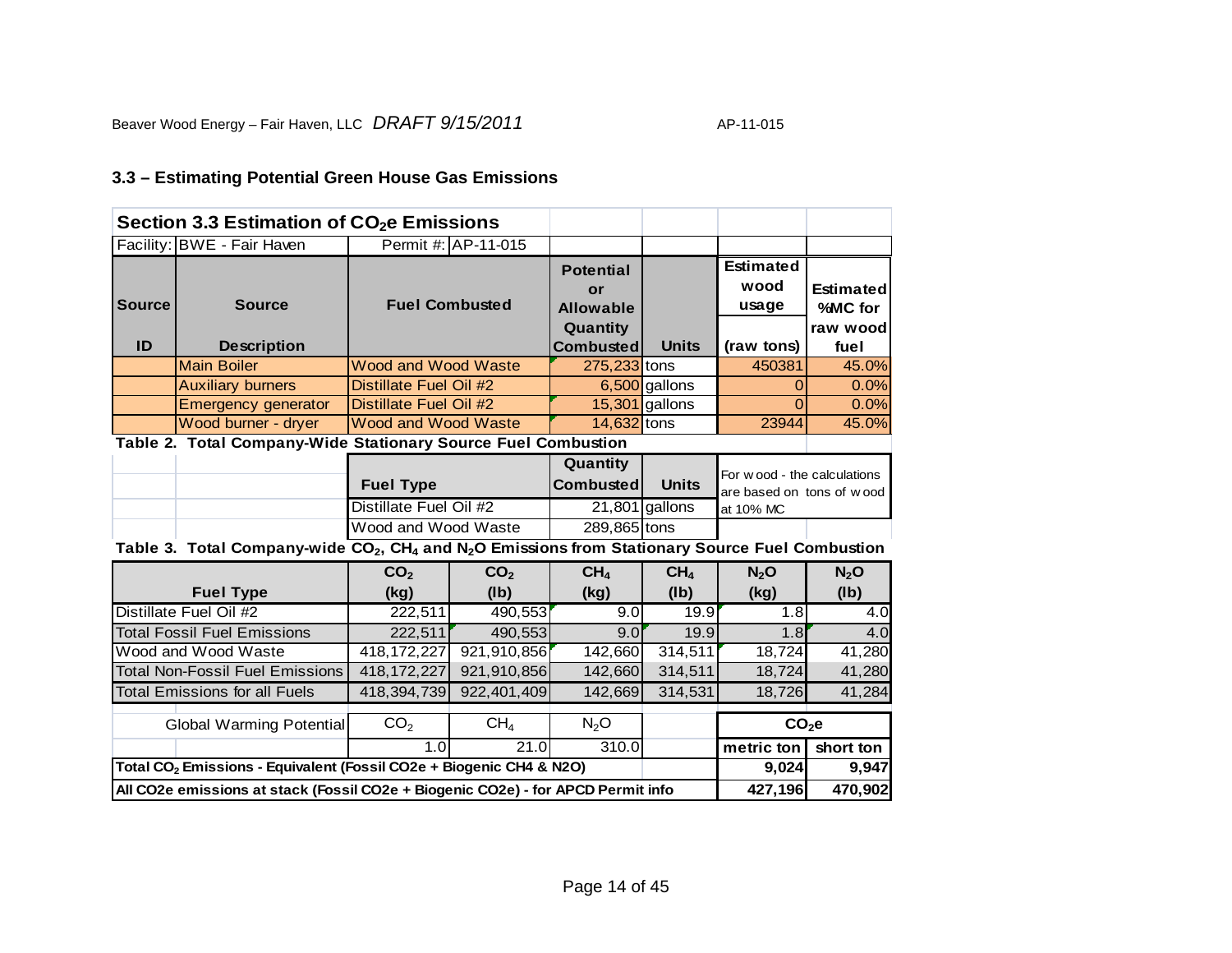## 3.3 – Estimating Potential Green House Gas Emissions

### Section 3.3 Estimation of $CO_2e$ Emissions

Facility: BWE - Fair Haven | Permit #: AP-11-015

| Source ID | Source Description | Fuel Combusted | Potential or Allowable Quantity Combusted | Units | Estimated wood usage (raw tons) | Estimated %MC for raw wood fuel |
|---|---|---|---|---|---|---|
| | Main Boiler | Wood and Wood Waste | 275,233 | tons | 450381 | 45.0% |
| | Auxiliary burners | Distillate Fuel Oil #2 | 6,500 | gallons | 0 | 0.0% |
| | Emergency generator | Distillate Fuel Oil #2 | 15,301 | gallons | 0 | 0.0% |
| | Wood burner - dryer | Wood and Wood Waste | 14,632 | tons | 23944 | 45.0% |

**Table 2. Total Company-Wide Stationary Source Fuel Combustion**

| Fuel Type | Quantity Combusted | Units |
|---|---|---|
| Distillate Fuel Oil #2 | 21,801 | gallons |
| Wood and Wood Waste | 289,865 | tons |

For wood - the calculations are based on tons of wood at 10% MC

**Table 3. Total Company-wide $CO_2$, $CH_4$ and $N_2O$ Emissions from Stationary Source Fuel Combustion**

| Fuel Type | $CO_2$ (kg) | $CO_2$ (lb) | $CH_4$ (kg) | $CH_4$ (lb) | $N_2O$ (kg) | $N_2O$ (lb) |
|---|---|---|---|---|---|---|
| Distillate Fuel Oil #2 | 222,511 | 490,553 | 9.0 | 19.9 | 1.8 | 4.0 |
| Total Fossil Fuel Emissions | 222,511 | 490,553 | 9.0 | 19.9 | 1.8 | 4.0 |
| Wood and Wood Waste | 418,172,227 | 921,910,856 | 142,660 | 314,511 | 18,724 | 41,280 |
| Total Non-Fossil Fuel Emissions | 418,172,227 | 921,910,856 | 142,660 | 314,511 | 18,724 | 41,280 |
| Total Emissions for all Fuels | 418,394,739 | 922,401,409 | 142,669 | 314,531 | 18,726 | 41,284 |

| Global Warming Potential | $CO_2$ | $CH_4$ | $N_2O$ | | $CO_2e$ metric ton | $CO_2e$ short ton |
|---|---|---|---|---|---|---|
| | 1.0 | 21.0 | 310.0 | | | |
| Total $CO_2$ Emissions - Equivalent (Fossil CO2e + Biogenic CH4 & N2O) | | | | | 9,024 | 9,947 |
| All CO2e emissions at stack (Fossil CO2e + Biogenic CO2e) - for APCD Permit info | | | | | 427,196 | 470,902 |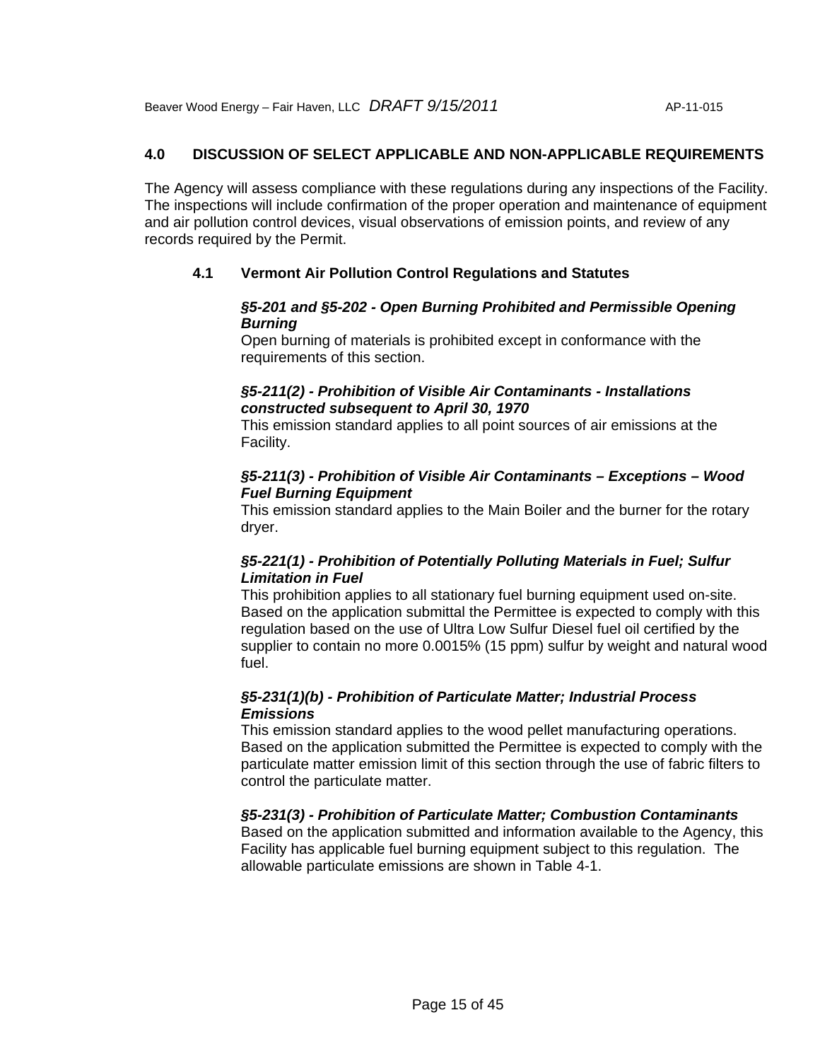## 4.0 DISCUSSION OF SELECT APPLICABLE AND NON-APPLICABLE REQUIREMENTS

The Agency will assess compliance with these regulations during any inspections of the Facility. The inspections will include confirmation of the proper operation and maintenance of equipment and air pollution control devices, visual observations of emission points, and review of any records required by the Permit.

### 4.1 Vermont Air Pollution Control Regulations and Statutes

***§5-201 and §5-202 - Open Burning Prohibited and Permissible Opening Burning***

Open burning of materials is prohibited except in conformance with the requirements of this section.

***§5-211(2) - Prohibition of Visible Air Contaminants - Installations constructed subsequent to April 30, 1970***

This emission standard applies to all point sources of air emissions at the Facility.

***§5-211(3) - Prohibition of Visible Air Contaminants – Exceptions – Wood Fuel Burning Equipment***

This emission standard applies to the Main Boiler and the burner for the rotary dryer.

***§5-221(1) - Prohibition of Potentially Polluting Materials in Fuel; Sulfur Limitation in Fuel***

This prohibition applies to all stationary fuel burning equipment used on-site. Based on the application submittal the Permittee is expected to comply with this regulation based on the use of Ultra Low Sulfur Diesel fuel oil certified by the supplier to contain no more 0.0015% (15 ppm) sulfur by weight and natural wood fuel.

***§5-231(1)(b) - Prohibition of Particulate Matter; Industrial Process Emissions***

This emission standard applies to the wood pellet manufacturing operations. Based on the application submitted the Permittee is expected to comply with the particulate matter emission limit of this section through the use of fabric filters to control the particulate matter.

***§5-231(3) - Prohibition of Particulate Matter; Combustion Contaminants***

Based on the application submitted and information available to the Agency, this Facility has applicable fuel burning equipment subject to this regulation. The allowable particulate emissions are shown in Table 4-1.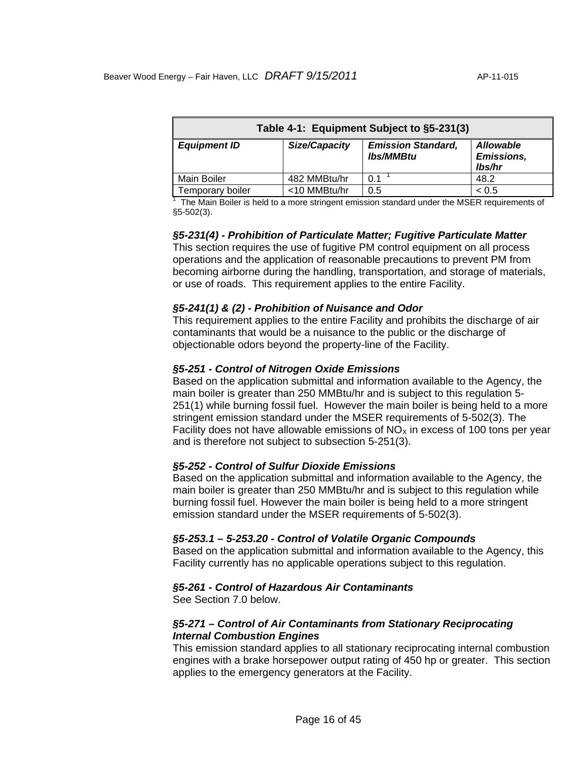| Table 4-1: Equipment Subject to §5-231(3) | | | |
|---|---|---|---|
| ***Equipment ID*** | ***Size/Capacity*** | ***Emission Standard, lbs/MMBtu*** | ***Allowable Emissions, lbs/hr*** |
| Main Boiler | 482 MMBtu/hr | 0.1 [1] | 48.2 |
| Temporary boiler | <10 MMBtu/hr | 0.5 | < 0.5 |

[1] The Main Boiler is held to a more stringent emission standard under the MSER requirements of §5-502(3).

***§5-231(4) - Prohibition of Particulate Matter; Fugitive Particulate Matter***

This section requires the use of fugitive PM control equipment on all process operations and the application of reasonable precautions to prevent PM from becoming airborne during the handling, transportation, and storage of materials, or use of roads. This requirement applies to the entire Facility.

***§5-241(1) & (2) - Prohibition of Nuisance and Odor***

This requirement applies to the entire Facility and prohibits the discharge of air contaminants that would be a nuisance to the public or the discharge of objectionable odors beyond the property-line of the Facility.

***§5-251 - Control of Nitrogen Oxide Emissions***

Based on the application submittal and information available to the Agency, the main boiler is greater than 250 MMBtu/hr and is subject to this regulation 5-251(1) while burning fossil fuel. However the main boiler is being held to a more stringent emission standard under the MSER requirements of 5-502(3). The Facility does not have allowable emissions of $NO_X$ in excess of 100 tons per year and is therefore not subject to subsection 5-251(3).

***§5-252 - Control of Sulfur Dioxide Emissions***

Based on the application submittal and information available to the Agency, the main boiler is greater than 250 MMBtu/hr and is subject to this regulation while burning fossil fuel. However the main boiler is being held to a more stringent emission standard under the MSER requirements of 5-502(3).

***§5-253.1 – 5-253.20 - Control of Volatile Organic Compounds***

Based on the application submittal and information available to the Agency, this Facility currently has no applicable operations subject to this regulation.

***§5-261 - Control of Hazardous Air Contaminants***

See Section 7.0 below.

***§5-271 – Control of Air Contaminants from Stationary Reciprocating Internal Combustion Engines***

This emission standard applies to all stationary reciprocating internal combustion engines with a brake horsepower output rating of 450 hp or greater. This section applies to the emergency generators at the Facility.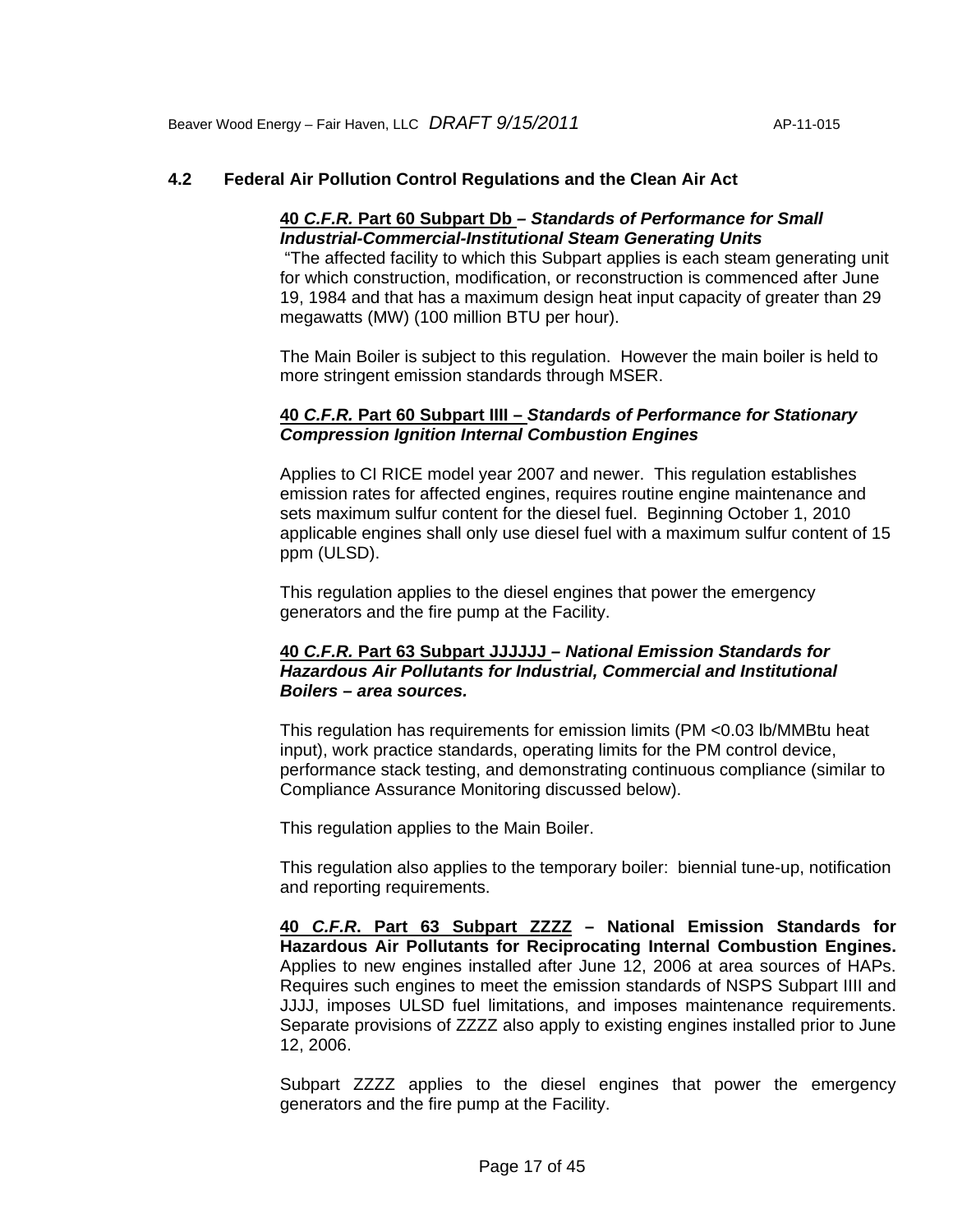## 4.2 Federal Air Pollution Control Regulations and the Clean Air Act

**40 *C.F.R.* Part 60 Subpart Db – *Standards of Performance for Small Industrial-Commercial-Institutional Steam Generating Units***
"The affected facility to which this Subpart applies is each steam generating unit for which construction, modification, or reconstruction is commenced after June 19, 1984 and that has a maximum design heat input capacity of greater than 29 megawatts (MW) (100 million BTU per hour).

The Main Boiler is subject to this regulation. However the main boiler is held to more stringent emission standards through MSER.

**40 *C.F.R.* Part 60 Subpart IIII – *Standards of Performance for Stationary Compression Ignition Internal Combustion Engines***

Applies to CI RICE model year 2007 and newer. This regulation establishes emission rates for affected engines, requires routine engine maintenance and sets maximum sulfur content for the diesel fuel. Beginning October 1, 2010 applicable engines shall only use diesel fuel with a maximum sulfur content of 15 ppm (ULSD).

This regulation applies to the diesel engines that power the emergency generators and the fire pump at the Facility.

**40 *C.F.R.* Part 63 Subpart JJJJJJ – *National Emission Standards for Hazardous Air Pollutants for Industrial, Commercial and Institutional Boilers – area sources.***

This regulation has requirements for emission limits (PM <0.03 lb/MMBtu heat input), work practice standards, operating limits for the PM control device, performance stack testing, and demonstrating continuous compliance (similar to Compliance Assurance Monitoring discussed below).

This regulation applies to the Main Boiler.

This regulation also applies to the temporary boiler: biennial tune-up, notification and reporting requirements.

**40 *C.F.R.* Part 63 Subpart ZZZZ – National Emission Standards for Hazardous Air Pollutants for Reciprocating Internal Combustion Engines.** Applies to new engines installed after June 12, 2006 at area sources of HAPs. Requires such engines to meet the emission standards of NSPS Subpart IIII and JJJJ, imposes ULSD fuel limitations, and imposes maintenance requirements. Separate provisions of ZZZZ also apply to existing engines installed prior to June 12, 2006.

Subpart ZZZZ applies to the diesel engines that power the emergency generators and the fire pump at the Facility.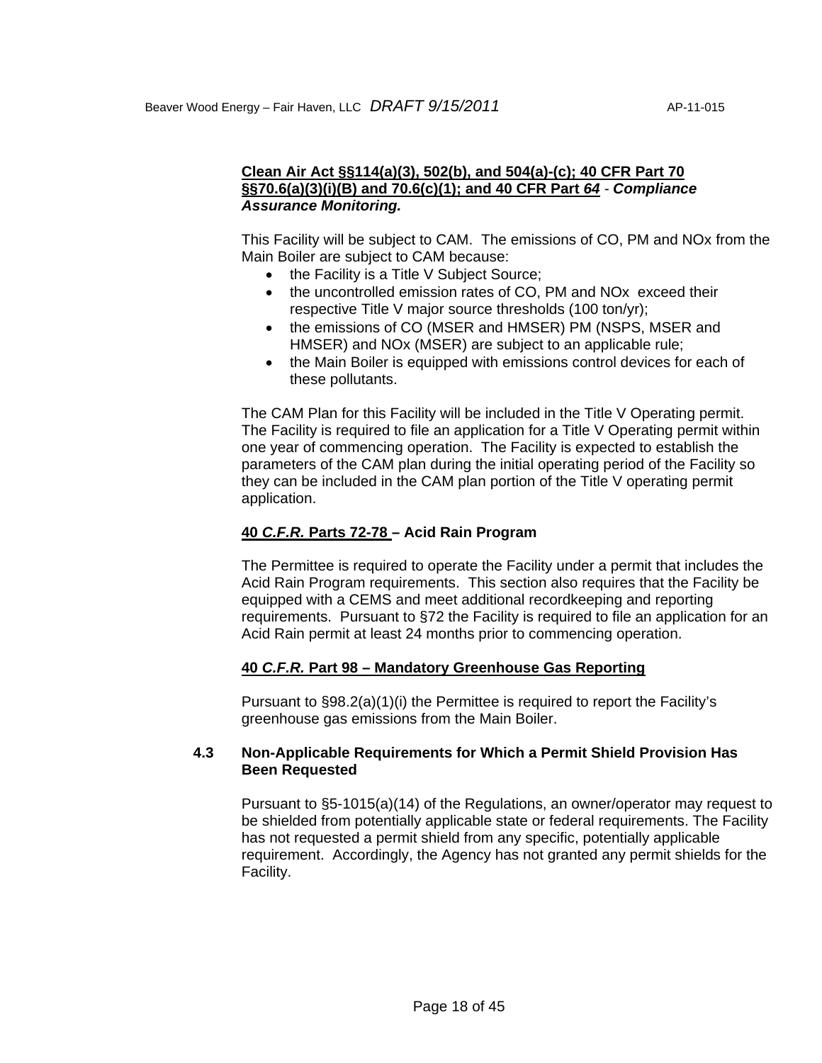**Clean Air Act §§114(a)(3), 502(b), and 504(a)-(c); 40 CFR Part 70 §§70.6(a)(3)(i)(B) and 70.6(c)(1); and 40 CFR Part *64*** - ***Compliance Assurance Monitoring.***

This Facility will be subject to CAM. The emissions of CO, PM and NOx from the Main Boiler are subject to CAM because:

- the Facility is a Title V Subject Source;
- the uncontrolled emission rates of CO, PM and NOx exceed their respective Title V major source thresholds (100 ton/yr);
- the emissions of CO (MSER and HMSER) PM (NSPS, MSER and HMSER) and NOx (MSER) are subject to an applicable rule;
- the Main Boiler is equipped with emissions control devices for each of these pollutants.

The CAM Plan for this Facility will be included in the Title V Operating permit. The Facility is required to file an application for a Title V Operating permit within one year of commencing operation. The Facility is expected to establish the parameters of the CAM plan during the initial operating period of the Facility so they can be included in the CAM plan portion of the Title V operating permit application.

**40 *C.F.R.* Parts 72-78 – Acid Rain Program**

The Permittee is required to operate the Facility under a permit that includes the Acid Rain Program requirements. This section also requires that the Facility be equipped with a CEMS and meet additional recordkeeping and reporting requirements. Pursuant to §72 the Facility is required to file an application for an Acid Rain permit at least 24 months prior to commencing operation.

**40 *C.F.R.* Part 98 – Mandatory Greenhouse Gas Reporting**

Pursuant to §98.2(a)(1)(i) the Permittee is required to report the Facility's greenhouse gas emissions from the Main Boiler.

### 4.3 Non-Applicable Requirements for Which a Permit Shield Provision Has Been Requested

Pursuant to §5-1015(a)(14) of the Regulations, an owner/operator may request to be shielded from potentially applicable state or federal requirements. The Facility has not requested a permit shield from any specific, potentially applicable requirement. Accordingly, the Agency has not granted any permit shields for the Facility.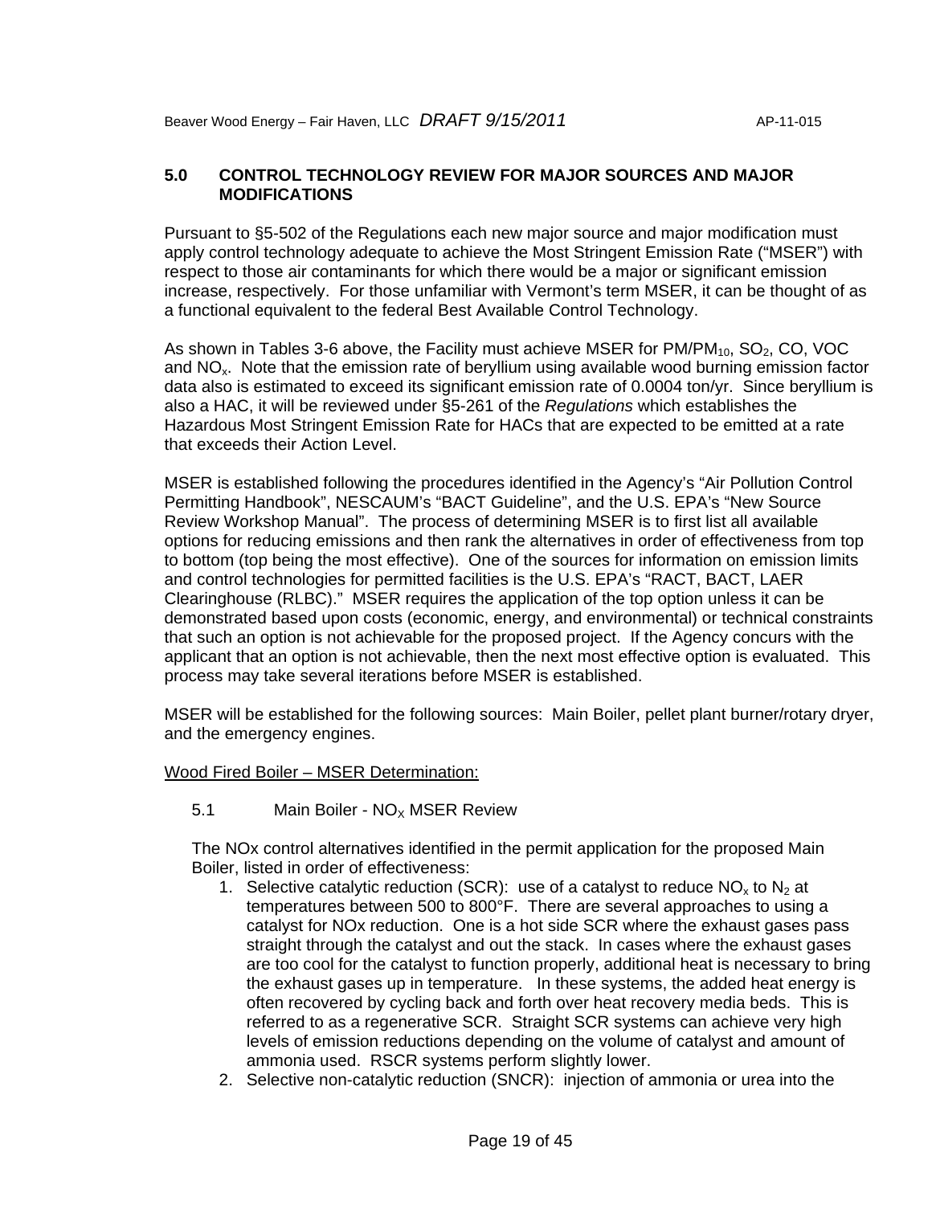## 5.0 CONTROL TECHNOLOGY REVIEW FOR MAJOR SOURCES AND MAJOR MODIFICATIONS

Pursuant to §5-502 of the Regulations each new major source and major modification must apply control technology adequate to achieve the Most Stringent Emission Rate ("MSER") with respect to those air contaminants for which there would be a major or significant emission increase, respectively. For those unfamiliar with Vermont's term MSER, it can be thought of as a functional equivalent to the federal Best Available Control Technology.

As shown in Tables 3-6 above, the Facility must achieve MSER for $PM/PM_{10}$, $SO_2$, CO, VOC and $NO_x$. Note that the emission rate of beryllium using available wood burning emission factor data also is estimated to exceed its significant emission rate of 0.0004 ton/yr. Since beryllium is also a HAC, it will be reviewed under §5-261 of the *Regulations* which establishes the Hazardous Most Stringent Emission Rate for HACs that are expected to be emitted at a rate that exceeds their Action Level.

MSER is established following the procedures identified in the Agency's "Air Pollution Control Permitting Handbook", NESCAUM's "BACT Guideline", and the U.S. EPA's "New Source Review Workshop Manual". The process of determining MSER is to first list all available options for reducing emissions and then rank the alternatives in order of effectiveness from top to bottom (top being the most effective). One of the sources for information on emission limits and control technologies for permitted facilities is the U.S. EPA's "RACT, BACT, LAER Clearinghouse (RLBC)." MSER requires the application of the top option unless it can be demonstrated based upon costs (economic, energy, and environmental) or technical constraints that such an option is not achievable for the proposed project. If the Agency concurs with the applicant that an option is not achievable, then the next most effective option is evaluated. This process may take several iterations before MSER is established.

MSER will be established for the following sources: Main Boiler, pellet plant burner/rotary dryer, and the emergency engines.

Wood Fired Boiler – MSER Determination:

### 5.1 Main Boiler - $NO_X$ MSER Review

The NOx control alternatives identified in the permit application for the proposed Main Boiler, listed in order of effectiveness:

1. Selective catalytic reduction (SCR): use of a catalyst to reduce $NO_x$ to $N_2$ at temperatures between 500 to 800°F. There are several approaches to using a catalyst for NOx reduction. One is a hot side SCR where the exhaust gases pass straight through the catalyst and out the stack. In cases where the exhaust gases are too cool for the catalyst to function properly, additional heat is necessary to bring the exhaust gases up in temperature. In these systems, the added heat energy is often recovered by cycling back and forth over heat recovery media beds. This is referred to as a regenerative SCR. Straight SCR systems can achieve very high levels of emission reductions depending on the volume of catalyst and amount of ammonia used. RSCR systems perform slightly lower.
2. Selective non-catalytic reduction (SNCR): injection of ammonia or urea into the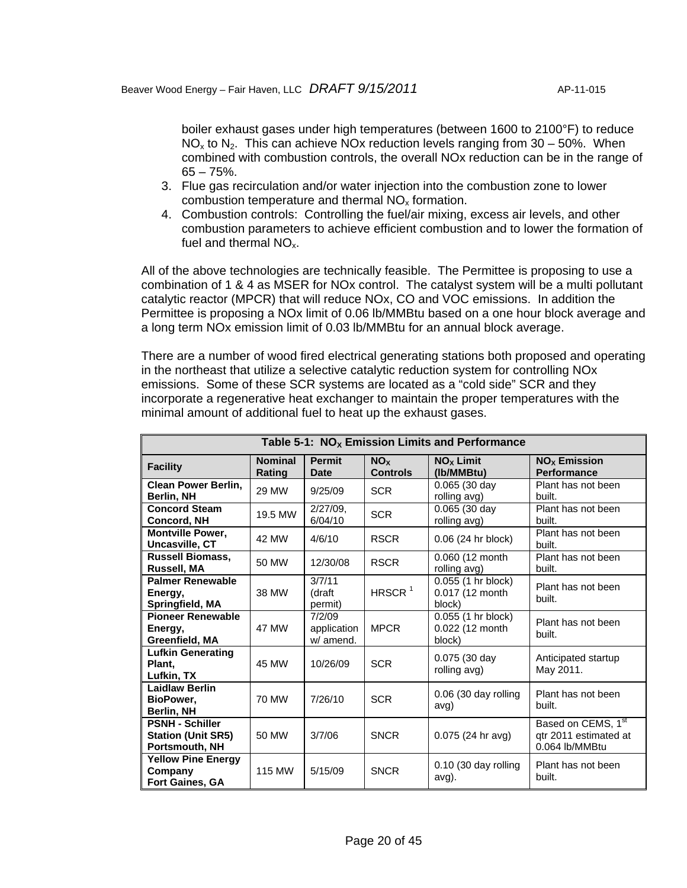boiler exhaust gases under high temperatures (between 1600 to 2100°F) to reduce $NO_x$ to $N_2$. This can achieve NOx reduction levels ranging from 30 – 50%. When combined with combustion controls, the overall NOx reduction can be in the range of 65 – 75%.

3. Flue gas recirculation and/or water injection into the combustion zone to lower combustion temperature and thermal $NO_x$ formation.
4. Combustion controls: Controlling the fuel/air mixing, excess air levels, and other combustion parameters to achieve efficient combustion and to lower the formation of fuel and thermal $NO_x$.

All of the above technologies are technically feasible. The Permittee is proposing to use a combination of 1 & 4 as MSER for NOx control. The catalyst system will be a multi pollutant catalytic reactor (MPCR) that will reduce NOx, CO and VOC emissions. In addition the Permittee is proposing a NOx limit of 0.06 lb/MMBtu based on a one hour block average and a long term NOx emission limit of 0.03 lb/MMBtu for an annual block average.

There are a number of wood fired electrical generating stations both proposed and operating in the northeast that utilize a selective catalytic reduction system for controlling NOx emissions. Some of these SCR systems are located as a "cold side" SCR and they incorporate a regenerative heat exchanger to maintain the proper temperatures with the minimal amount of additional fuel to heat up the exhaust gases.

**Table 5-1: $NO_X$ Emission Limits and Performance**

| Facility | Nominal Rating | Permit Date | $NO_X$ Controls | $NO_X$ Limit (lb/MMBtu) | $NO_X$ Emission Performance |
|---|---|---|---|---|---|
| **Clean Power Berlin, Berlin, NH** | 29 MW | 9/25/09 | SCR | 0.065 (30 day rolling avg) | Plant has not been built. |
| **Concord Steam Concord, NH** | 19.5 MW | 2/27/09, 6/04/10 | SCR | 0.065 (30 day rolling avg) | Plant has not been built. |
| **Montville Power, Uncasville, CT** | 42 MW | 4/6/10 | RSCR | 0.06 (24 hr block) | Plant has not been built. |
| **Russell Biomass, Russell, MA** | 50 MW | 12/30/08 | RSCR | 0.060 (12 month rolling avg) | Plant has not been built. |
| **Palmer Renewable Energy, Springfield, MA** | 38 MW | 3/7/11 (draft permit) | HRSCR [1] | 0.055 (1 hr block) 0.017 (12 month block) | Plant has not been built. |
| **Pioneer Renewable Energy, Greenfield, MA** | 47 MW | 7/2/09 application w/ amend. | MPCR | 0.055 (1 hr block) 0.022 (12 month block) | Plant has not been built. |
| **Lufkin Generating Plant, Lufkin, TX** | 45 MW | 10/26/09 | SCR | 0.075 (30 day rolling avg) | Anticipated startup May 2011. |
| **Laidlaw Berlin BioPower, Berlin, NH** | 70 MW | 7/26/10 | SCR | 0.06 (30 day rolling avg) | Plant has not been built. |
| **PSNH - Schiller Station (Unit SR5) Portsmouth, NH** | 50 MW | 3/7/06 | SNCR | 0.075 (24 hr avg) | Based on CEMS, 1st qtr 2011 estimated at 0.064 lb/MMBtu |
| **Yellow Pine Energy Company Fort Gaines, GA** | 115 MW | 5/15/09 | SNCR | 0.10 (30 day rolling avg). | Plant has not been built. |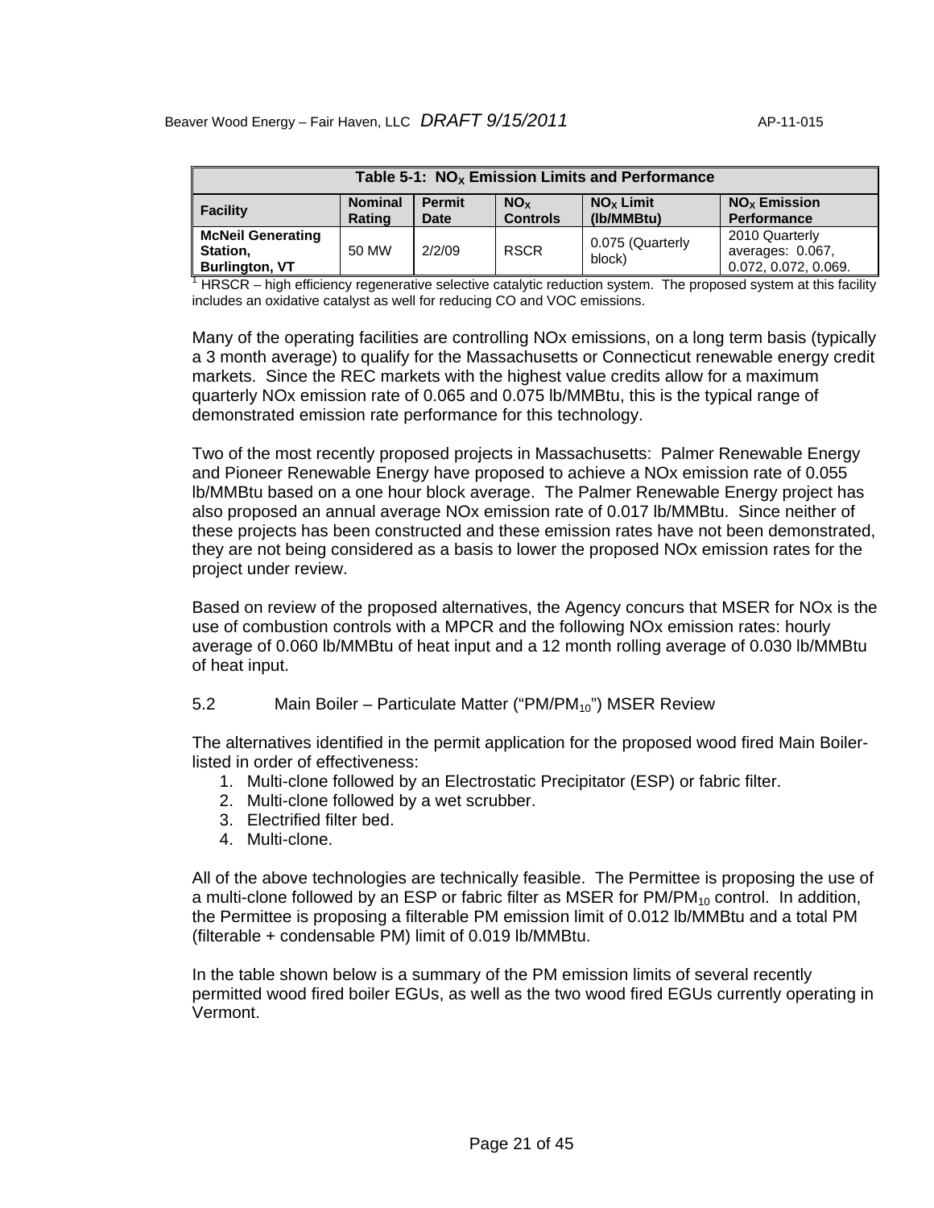| Table 5-1: $NO_X$ Emission Limits and Performance | | | | | |
|---|---|---|---|---|---|
| **Facility** | **Nominal Rating** | **Permit Date** | **$NO_X$ Controls** | **$NO_X$ Limit (lb/MMBtu)** | **$NO_X$ Emission Performance** |
| **McNeil Generating Station, Burlington, VT** | 50 MW | 2/2/09 | RSCR | 0.075 (Quarterly block) | 2010 Quarterly averages: 0.067, 0.072, 0.072, 0.069. |

[1] HRSCR – high efficiency regenerative selective catalytic reduction system. The proposed system at this facility includes an oxidative catalyst as well for reducing CO and VOC emissions.

Many of the operating facilities are controlling NOx emissions, on a long term basis (typically a 3 month average) to qualify for the Massachusetts or Connecticut renewable energy credit markets. Since the REC markets with the highest value credits allow for a maximum quarterly NOx emission rate of 0.065 and 0.075 lb/MMBtu, this is the typical range of demonstrated emission rate performance for this technology.

Two of the most recently proposed projects in Massachusetts: Palmer Renewable Energy and Pioneer Renewable Energy have proposed to achieve a NOx emission rate of 0.055 lb/MMBtu based on a one hour block average. The Palmer Renewable Energy project has also proposed an annual average NOx emission rate of 0.017 lb/MMBtu. Since neither of these projects has been constructed and these emission rates have not been demonstrated, they are not being considered as a basis to lower the proposed NOx emission rates for the project under review.

Based on review of the proposed alternatives, the Agency concurs that MSER for NOx is the use of combustion controls with a MPCR and the following NOx emission rates: hourly average of 0.060 lb/MMBtu of heat input and a 12 month rolling average of 0.030 lb/MMBtu of heat input.

## 5.2 Main Boiler – Particulate Matter ("PM/$PM_{10}$") MSER Review

The alternatives identified in the permit application for the proposed wood fired Main Boiler- listed in order of effectiveness:

1. Multi-clone followed by an Electrostatic Precipitator (ESP) or fabric filter.
2. Multi-clone followed by a wet scrubber.
3. Electrified filter bed.
4. Multi-clone.

All of the above technologies are technically feasible. The Permittee is proposing the use of a multi-clone followed by an ESP or fabric filter as MSER for PM/$PM_{10}$ control. In addition, the Permittee is proposing a filterable PM emission limit of 0.012 lb/MMBtu and a total PM (filterable + condensable PM) limit of 0.019 lb/MMBtu.

In the table shown below is a summary of the PM emission limits of several recently permitted wood fired boiler EGUs, as well as the two wood fired EGUs currently operating in Vermont.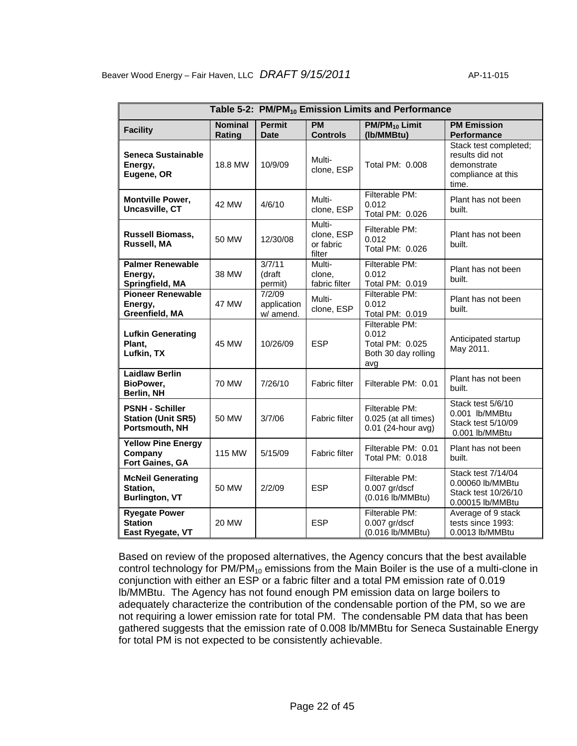| Table 5-2: PM/$PM_{10}$ Emission Limits and Performance | | | | | |
|---|---|---|---|---|---|
| **Facility** | **Nominal Rating** | **Permit Date** | **PM Controls** | **PM/$PM_{10}$ Limit (lb/MMBtu)** | **PM Emission Performance** |
| **Seneca Sustainable Energy, Eugene, OR** | 18.8 MW | 10/9/09 | Multi-clone, ESP | Total PM: 0.008 | Stack test completed; results did not demonstrate compliance at this time. |
| **Montville Power, Uncasville, CT** | 42 MW | 4/6/10 | Multi-clone, ESP | Filterable PM: 0.012 Total PM: 0.026 | Plant has not been built. |
| **Russell Biomass, Russell, MA** | 50 MW | 12/30/08 | Multi-clone, ESP or fabric filter | Filterable PM: 0.012 Total PM: 0.026 | Plant has not been built. |
| **Palmer Renewable Energy, Springfield, MA** | 38 MW | 3/7/11 (draft permit) | Multi-clone, fabric filter | Filterable PM: 0.012 Total PM: 0.019 | Plant has not been built. |
| **Pioneer Renewable Energy, Greenfield, MA** | 47 MW | 7/2/09 application w/ amend. | Multi-clone, ESP | Filterable PM: 0.012 Total PM: 0.019 | Plant has not been built. |
| **Lufkin Generating Plant, Lufkin, TX** | 45 MW | 10/26/09 | ESP | Filterable PM: 0.012 Total PM: 0.025 Both 30 day rolling avg | Anticipated startup May 2011. |
| **Laidlaw Berlin BioPower, Berlin, NH** | 70 MW | 7/26/10 | Fabric filter | Filterable PM: 0.01 | Plant has not been built. |
| **PSNH - Schiller Station (Unit SR5) Portsmouth, NH** | 50 MW | 3/7/06 | Fabric filter | Filterable PM: 0.025 (at all times) 0.01 (24-hour avg) | Stack test 5/6/10 0.001 lb/MMBtu Stack test 5/10/09 0.001 lb/MMBtu |
| **Yellow Pine Energy Company Fort Gaines, GA** | 115 MW | 5/15/09 | Fabric filter | Filterable PM: 0.01 Total PM: 0.018 | Plant has not been built. |
| **McNeil Generating Station, Burlington, VT** | 50 MW | 2/2/09 | ESP | Filterable PM: 0.007 gr/dscf (0.016 lb/MMBtu) | Stack test 7/14/04 0.00060 lb/MMBtu Stack test 10/26/10 0.00015 lb/MMBtu |
| **Ryegate Power Station East Ryegate, VT** | 20 MW | | ESP | Filterable PM: 0.007 gr/dscf (0.016 lb/MMBtu) | Average of 9 stack tests since 1993: 0.0013 lb/MMBtu |

Based on review of the proposed alternatives, the Agency concurs that the best available control technology for PM/$PM_{10}$ emissions from the Main Boiler is the use of a multi-clone in conjunction with either an ESP or a fabric filter and a total PM emission rate of 0.019 lb/MMBtu. The Agency has not found enough PM emission data on large boilers to adequately characterize the contribution of the condensable portion of the PM, so we are not requiring a lower emission rate for total PM. The condensable PM data that has been gathered suggests that the emission rate of 0.008 lb/MMBtu for Seneca Sustainable Energy for total PM is not expected to be consistently achievable.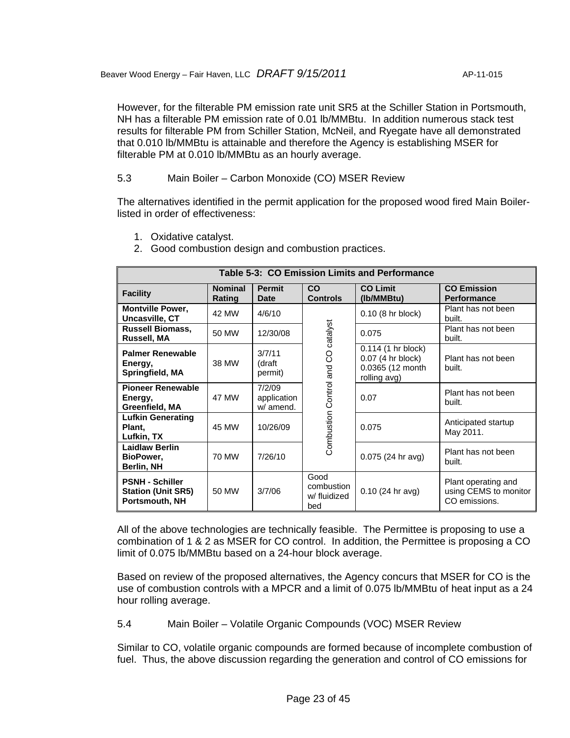However, for the filterable PM emission rate unit SR5 at the Schiller Station in Portsmouth, NH has a filterable PM emission rate of 0.01 lb/MMBtu. In addition numerous stack test results for filterable PM from Schiller Station, McNeil, and Ryegate have all demonstrated that 0.010 lb/MMBtu is attainable and therefore the Agency is establishing MSER for filterable PM at 0.010 lb/MMBtu as an hourly average.

## 5.3 Main Boiler – Carbon Monoxide (CO) MSER Review

The alternatives identified in the permit application for the proposed wood fired Main Boiler-listed in order of effectiveness:

1. Oxidative catalyst.
2. Good combustion design and combustion practices.

**Table 5-3: CO Emission Limits and Performance**

| Facility | Nominal Rating | Permit Date | CO Controls | CO Limit (lb/MMBtu) | CO Emission Performance |
|---|---|---|---|---|---|
| **Montville Power, Uncasville, CT** | 42 MW | 4/6/10 | Combustion Control and CO catalyst | 0.10 (8 hr block) | Plant has not been built. |
| **Russell Biomass, Russell, MA** | 50 MW | 12/30/08 | Combustion Control and CO catalyst | 0.075 | Plant has not been built. |
| **Palmer Renewable Energy, Springfield, MA** | 38 MW | 3/7/11 (draft permit) | Combustion Control and CO catalyst | 0.114 (1 hr block) 0.07 (4 hr block) 0.0365 (12 month rolling avg) | Plant has not been built. |
| **Pioneer Renewable Energy, Greenfield, MA** | 47 MW | 7/2/09 application w/ amend. | Combustion Control and CO catalyst | 0.07 | Plant has not been built. |
| **Lufkin Generating Plant, Lufkin, TX** | 45 MW | 10/26/09 | Combustion Control and CO catalyst | 0.075 | Anticipated startup May 2011. |
| **Laidlaw Berlin BioPower, Berlin, NH** | 70 MW | 7/26/10 | Combustion Control and CO catalyst | 0.075 (24 hr avg) | Plant has not been built. |
| **PSNH - Schiller Station (Unit SR5) Portsmouth, NH** | 50 MW | 3/7/06 | Good combustion w/ fluidized bed | 0.10 (24 hr avg) | Plant operating and using CEMS to monitor CO emissions. |

All of the above technologies are technically feasible. The Permittee is proposing to use a combination of 1 & 2 as MSER for CO control. In addition, the Permittee is proposing a CO limit of 0.075 lb/MMBtu based on a 24-hour block average.

Based on review of the proposed alternatives, the Agency concurs that MSER for CO is the use of combustion controls with a MPCR and a limit of 0.075 lb/MMBtu of heat input as a 24 hour rolling average.

## 5.4 Main Boiler – Volatile Organic Compounds (VOC) MSER Review

Similar to CO, volatile organic compounds are formed because of incomplete combustion of fuel. Thus, the above discussion regarding the generation and control of CO emissions for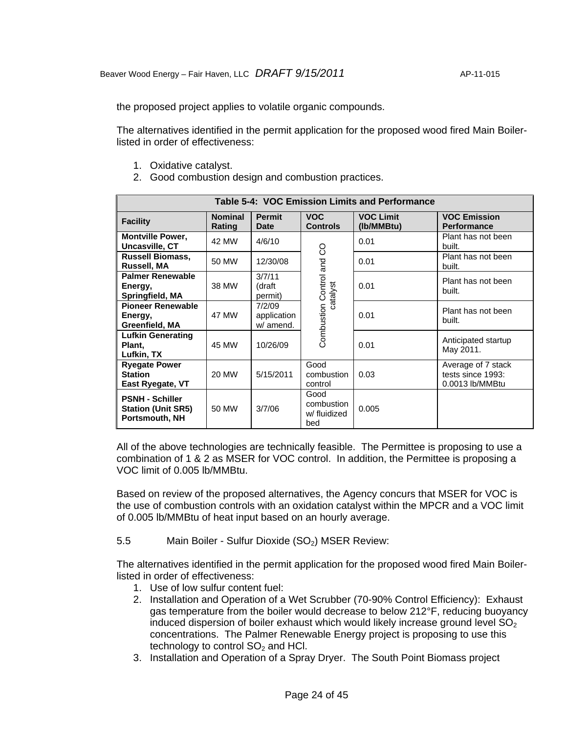the proposed project applies to volatile organic compounds.

The alternatives identified in the permit application for the proposed wood fired Main Boiler-listed in order of effectiveness:

1. Oxidative catalyst.
2. Good combustion design and combustion practices.

| Table 5-4: VOC Emission Limits and Performance | | | | | |
|---|---|---|---|---|---|
| **Facility** | **Nominal Rating** | **Permit Date** | **VOC Controls** | **VOC Limit (lb/MMBtu)** | **VOC Emission Performance** |
| **Montville Power, Uncasville, CT** | 42 MW | 4/6/10 | Combustion Control and CO catalyst | 0.01 | Plant has not been built. |
| **Russell Biomass, Russell, MA** | 50 MW | 12/30/08 | | 0.01 | Plant has not been built. |
| **Palmer Renewable Energy, Springfield, MA** | 38 MW | 3/7/11 (draft permit) | | 0.01 | Plant has not been built. |
| **Pioneer Renewable Energy, Greenfield, MA** | 47 MW | 7/2/09 application w/ amend. | | 0.01 | Plant has not been built. |
| **Lufkin Generating Plant, Lufkin, TX** | 45 MW | 10/26/09 | | 0.01 | Anticipated startup May 2011. |
| **Ryegate Power Station East Ryegate, VT** | 20 MW | 5/15/2011 | Good combustion control | 0.03 | Average of 7 stack tests since 1993: 0.0013 lb/MMBtu |
| **PSNH - Schiller Station (Unit SR5) Portsmouth, NH** | 50 MW | 3/7/06 | Good combustion w/ fluidized bed | 0.005 | |

All of the above technologies are technically feasible. The Permittee is proposing to use a combination of 1 & 2 as MSER for VOC control. In addition, the Permittee is proposing a VOC limit of 0.005 lb/MMBtu.

Based on review of the proposed alternatives, the Agency concurs that MSER for VOC is the use of combustion controls with an oxidation catalyst within the MPCR and a VOC limit of 0.005 lb/MMBtu of heat input based on an hourly average.

5.5 Main Boiler - Sulfur Dioxide ($SO_2$) MSER Review:

The alternatives identified in the permit application for the proposed wood fired Main Boiler-listed in order of effectiveness:

1. Use of low sulfur content fuel:
2. Installation and Operation of a Wet Scrubber (70-90% Control Efficiency): Exhaust gas temperature from the boiler would decrease to below 212°F, reducing buoyancy induced dispersion of boiler exhaust which would likely increase ground level $SO_2$ concentrations. The Palmer Renewable Energy project is proposing to use this technology to control $SO_2$ and HCl.
3. Installation and Operation of a Spray Dryer. The South Point Biomass project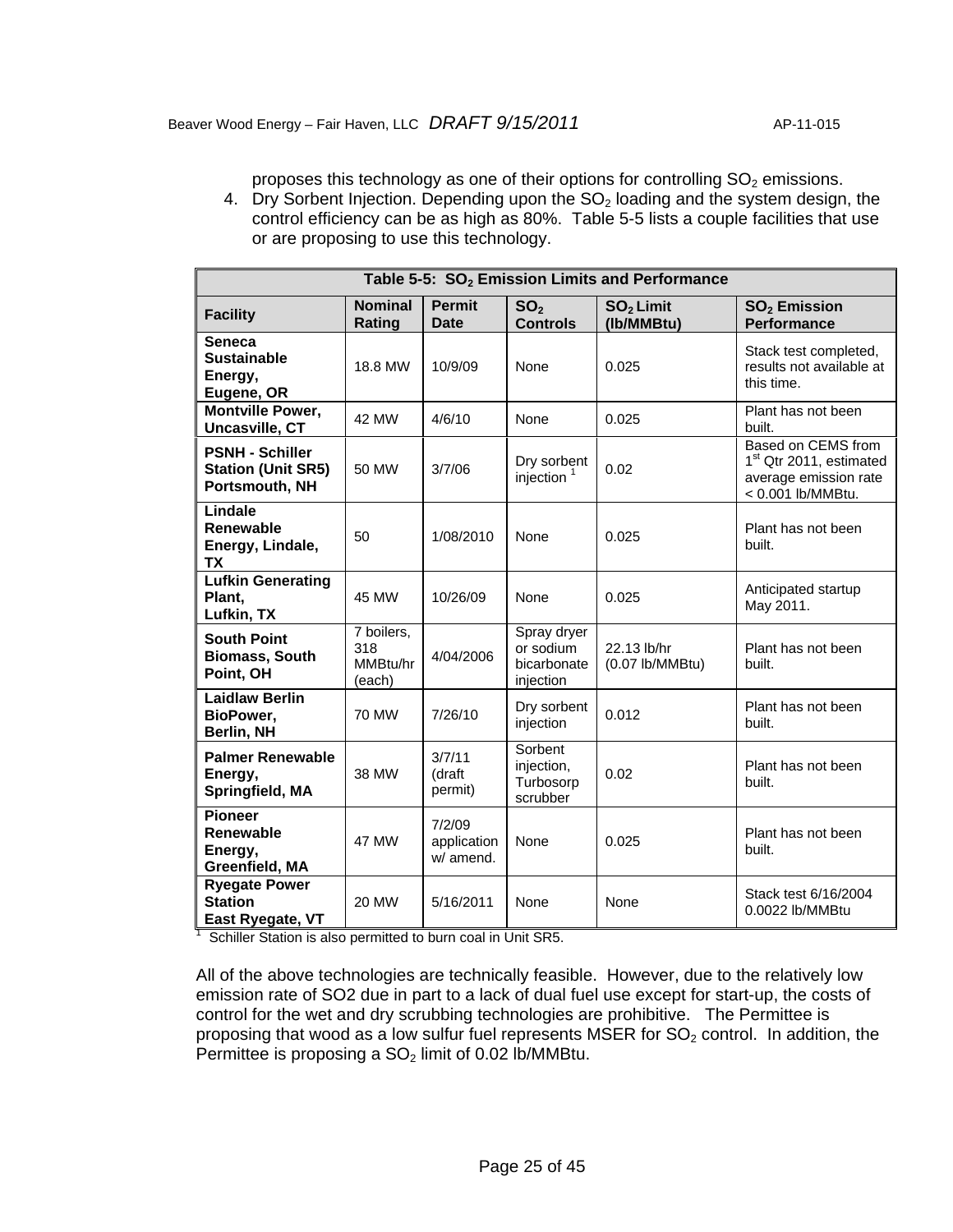proposes this technology as one of their options for controlling $SO_2$ emissions.

4. Dry Sorbent Injection. Depending upon the $SO_2$ loading and the system design, the control efficiency can be as high as 80%. Table 5-5 lists a couple facilities that use or are proposing to use this technology.

**Table 5-5: $SO_2$ Emission Limits and Performance**

| Facility | Nominal Rating | Permit Date | $SO_2$ Controls | $SO_2$ Limit (lb/MMBtu) | $SO_2$ Emission Performance |
|---|---|---|---|---|---|
| **Seneca Sustainable Energy, Eugene, OR** | 18.8 MW | 10/9/09 | None | 0.025 | Stack test completed, results not available at this time. |
| **Montville Power, Uncasville, CT** | 42 MW | 4/6/10 | None | 0.025 | Plant has not been built. |
| **PSNH - Schiller Station (Unit SR5) Portsmouth, NH** | 50 MW | 3/7/06 | Dry sorbent injection [1] | 0.02 | Based on CEMS from 1st Qtr 2011, estimated average emission rate < 0.001 lb/MMBtu. |
| **Lindale Renewable Energy, Lindale, TX** | 50 | 1/08/2010 | None | 0.025 | Plant has not been built. |
| **Lufkin Generating Plant, Lufkin, TX** | 45 MW | 10/26/09 | None | 0.025 | Anticipated startup May 2011. |
| **South Point Biomass, South Point, OH** | 7 boilers, 318 MMBtu/hr (each) | 4/04/2006 | Spray dryer or sodium bicarbonate injection | 22.13 lb/hr (0.07 lb/MMBtu) | Plant has not been built. |
| **Laidlaw Berlin BioPower, Berlin, NH** | 70 MW | 7/26/10 | Dry sorbent injection | 0.012 | Plant has not been built. |
| **Palmer Renewable Energy, Springfield, MA** | 38 MW | 3/7/11 (draft permit) | Sorbent injection, Turbosorp scrubber | 0.02 | Plant has not been built. |
| **Pioneer Renewable Energy, Greenfield, MA** | 47 MW | 7/2/09 application w/ amend. | None | 0.025 | Plant has not been built. |
| **Ryegate Power Station East Ryegate, VT** | 20 MW | 5/16/2011 | None | None | Stack test 6/16/2004 0.0022 lb/MMBtu |

[1] Schiller Station is also permitted to burn coal in Unit SR5.

All of the above technologies are technically feasible. However, due to the relatively low emission rate of SO2 due in part to a lack of dual fuel use except for start-up, the costs of control for the wet and dry scrubbing technologies are prohibitive. The Permittee is proposing that wood as a low sulfur fuel represents MSER for $SO_2$ control. In addition, the Permittee is proposing a $SO_2$ limit of 0.02 lb/MMBtu.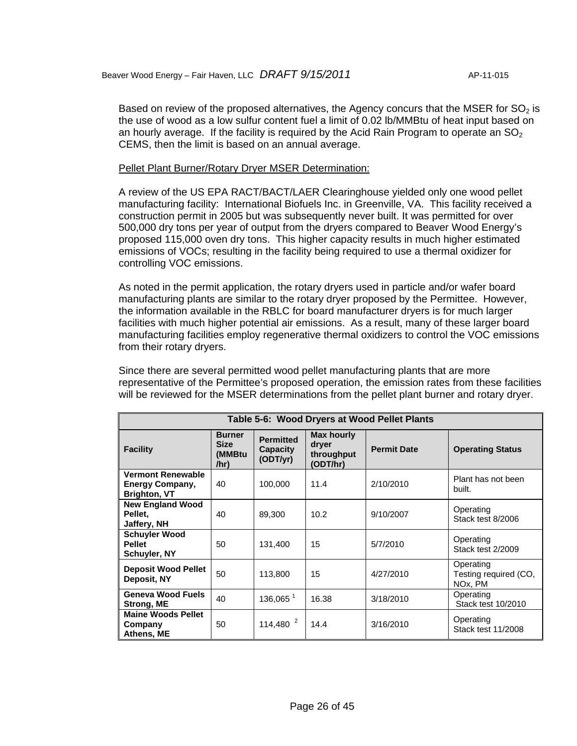Based on review of the proposed alternatives, the Agency concurs that the MSER for $SO_2$ is the use of wood as a low sulfur content fuel a limit of 0.02 lb/MMBtu of heat input based on an hourly average. If the facility is required by the Acid Rain Program to operate an $SO_2$ CEMS, then the limit is based on an annual average.

Pellet Plant Burner/Rotary Dryer MSER Determination:

A review of the US EPA RACT/BACT/LAER Clearinghouse yielded only one wood pellet manufacturing facility: International Biofuels Inc. in Greenville, VA. This facility received a construction permit in 2005 but was subsequently never built. It was permitted for over 500,000 dry tons per year of output from the dryers compared to Beaver Wood Energy's proposed 115,000 oven dry tons. This higher capacity results in much higher estimated emissions of VOCs; resulting in the facility being required to use a thermal oxidizer for controlling VOC emissions.

As noted in the permit application, the rotary dryers used in particle and/or wafer board manufacturing plants are similar to the rotary dryer proposed by the Permittee. However, the information available in the RBLC for board manufacturer dryers is for much larger facilities with much higher potential air emissions. As a result, many of these larger board manufacturing facilities employ regenerative thermal oxidizers to control the VOC emissions from their rotary dryers.

Since there are several permitted wood pellet manufacturing plants that are more representative of the Permittee's proposed operation, the emission rates from these facilities will be reviewed for the MSER determinations from the pellet plant burner and rotary dryer.

**Table 5-6: Wood Dryers at Wood Pellet Plants**

| Facility | Burner Size (MMBtu/hr) | Permitted Capacity (ODT/yr) | Max hourly dryer throughput (ODT/hr) | Permit Date | Operating Status |
|---|---|---|---|---|---|
| **Vermont Renewable Energy Company, Brighton, VT** | 40 | 100,000 | 11.4 | 2/10/2010 | Plant has not been built. |
| **New England Wood Pellet, Jaffery, NH** | 40 | 89,300 | 10.2 | 9/10/2007 | Operating Stack test 8/2006 |
| **Schuyler Wood Pellet Schuyler, NY** | 50 | 131,400 | 15 | 5/7/2010 | Operating Stack test 2/2009 |
| **Deposit Wood Pellet Deposit, NY** | 50 | 113,800 | 15 | 4/27/2010 | Operating Testing required (CO, NOx, PM |
| **Geneva Wood Fuels Strong, ME** | 40 | 136,065 [1] | 16.38 | 3/18/2010 | Operating Stack test 10/2010 |
| **Maine Woods Pellet Company Athens, ME** | 50 | 114,480 [2] | 14.4 | 3/16/2010 | Operating Stack test 11/2008 |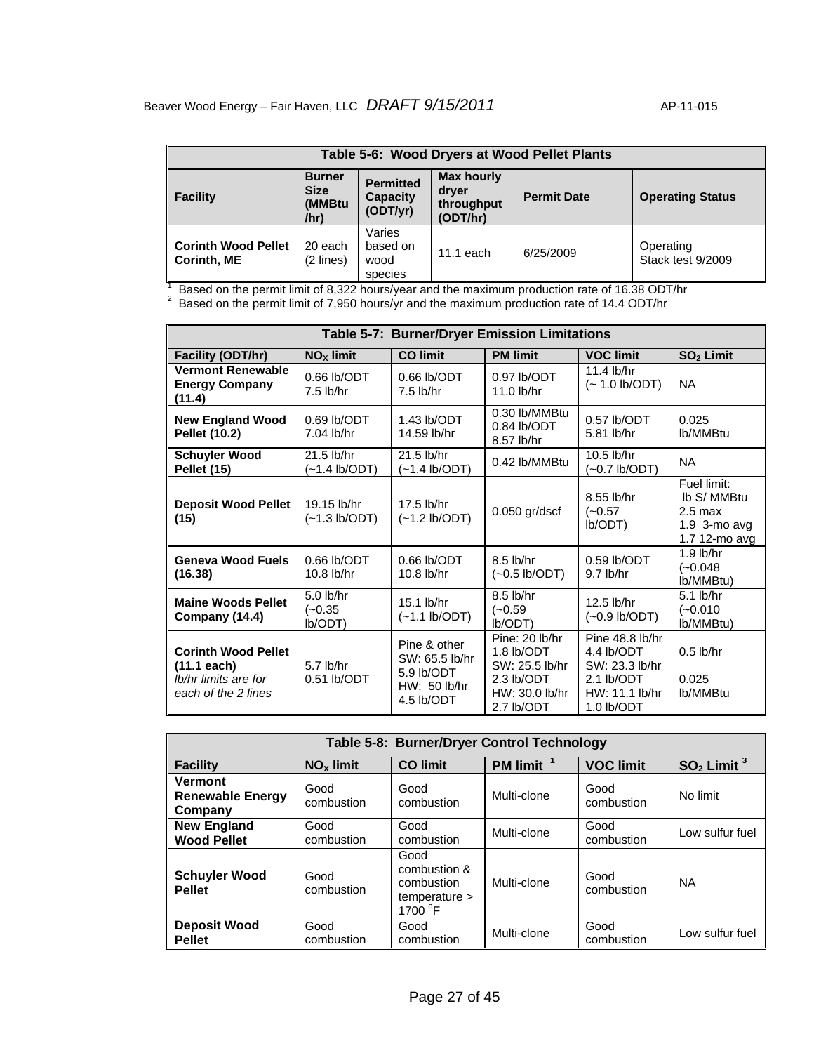| Table 5-6: Wood Dryers at Wood Pellet Plants | | | | | |
|---|---|---|---|---|---|
| **Facility** | **Burner Size (MMBtu /hr)** | **Permitted Capacity (ODT/yr)** | **Max hourly dryer throughput (ODT/hr)** | **Permit Date** | **Operating Status** |
| **Corinth Wood Pellet Corinth, ME** | 20 each (2 lines) | Varies based on wood species | 11.1 each | 6/25/2009 | Operating Stack test 9/2009 |

[1] Based on the permit limit of 8,322 hours/year and the maximum production rate of 16.38 ODT/hr
[2] Based on the permit limit of 7,950 hours/yr and the maximum production rate of 14.4 ODT/hr

| Table 5-7: Burner/Dryer Emission Limitations | | | | | |
|---|---|---|---|---|---|
| **Facility (ODT/hr)** | **$NO_X$ limit** | **CO limit** | **PM limit** | **VOC limit** | **$SO_2$ Limit** |
| **Vermont Renewable Energy Company (11.4)** | 0.66 lb/ODT 7.5 lb/hr | 0.66 lb/ODT 7.5 lb/hr | 0.97 lb/ODT 11.0 lb/hr | 11.4 lb/hr (~ 1.0 lb/ODT) | NA |
| **New England Wood Pellet (10.2)** | 0.69 lb/ODT 7.04 lb/hr | 1.43 lb/ODT 14.59 lb/hr | 0.30 lb/MMBtu 0.84 lb/ODT 8.57 lb/hr | 0.57 lb/ODT 5.81 lb/hr | 0.025 lb/MMBtu |
| **Schuyler Wood Pellet (15)** | 21.5 lb/hr (~1.4 lb/ODT) | 21.5 lb/hr (~1.4 lb/ODT) | 0.42 lb/MMBtu | 10.5 lb/hr (~0.7 lb/ODT) | NA |
| **Deposit Wood Pellet (15)** | 19.15 lb/hr (~1.3 lb/ODT) | 17.5 lb/hr (~1.2 lb/ODT) | 0.050 gr/dscf | 8.55 lb/hr (~0.57 lb/ODT) | Fuel limit: lb S/ MMBtu 2.5 max 1.9 3-mo avg 1.7 12-mo avg |
| **Geneva Wood Fuels (16.38)** | 0.66 lb/ODT 10.8 lb/hr | 0.66 lb/ODT 10.8 lb/hr | 8.5 lb/hr (~0.5 lb/ODT) | 0.59 lb/ODT 9.7 lb/hr | 1.9 lb/hr (~0.048 lb/MMBtu) |
| **Maine Woods Pellet Company (14.4)** | 5.0 lb/hr (~0.35 lb/ODT) | 15.1 lb/hr (~1.1 lb/ODT) | 8.5 lb/hr (~0.59 lb/ODT) | 12.5 lb/hr (~0.9 lb/ODT) | 5.1 lb/hr (~0.010 lb/MMBtu) |
| **Corinth Wood Pellet (11.1 each)** *lb/hr limits are for each of the 2 lines* | 5.7 lb/hr 0.51 lb/ODT | Pine & other SW: 65.5 lb/hr 5.9 lb/ODT HW: 50 lb/hr 4.5 lb/ODT | Pine: 20 lb/hr 1.8 lb/ODT SW: 25.5 lb/hr 2.3 lb/ODT HW: 30.0 lb/hr 2.7 lb/ODT | Pine 48.8 lb/hr 4.4 lb/ODT SW: 23.3 lb/hr 2.1 lb/ODT HW: 11.1 lb/hr 1.0 lb/ODT | 0.5 lb/hr 0.025 lb/MMBtu |

| Table 5-8: Burner/Dryer Control Technology | | | | | |
|---|---|---|---|---|---|
| **Facility** | **$NO_X$ limit** | **CO limit** | **PM limit [1]** | **VOC limit** | **$SO_2$ Limit [3]** |
| **Vermont Renewable Energy Company** | Good combustion | Good combustion | Multi-clone | Good combustion | No limit |
| **New England Wood Pellet** | Good combustion | Good combustion | Multi-clone | Good combustion | Low sulfur fuel |
| **Schuyler Wood Pellet** | Good combustion | Good combustion & combustion temperature > 1700 °F | Multi-clone | Good combustion | NA |
| **Deposit Wood Pellet** | Good combustion | Good combustion | Multi-clone | Good combustion | Low sulfur fuel |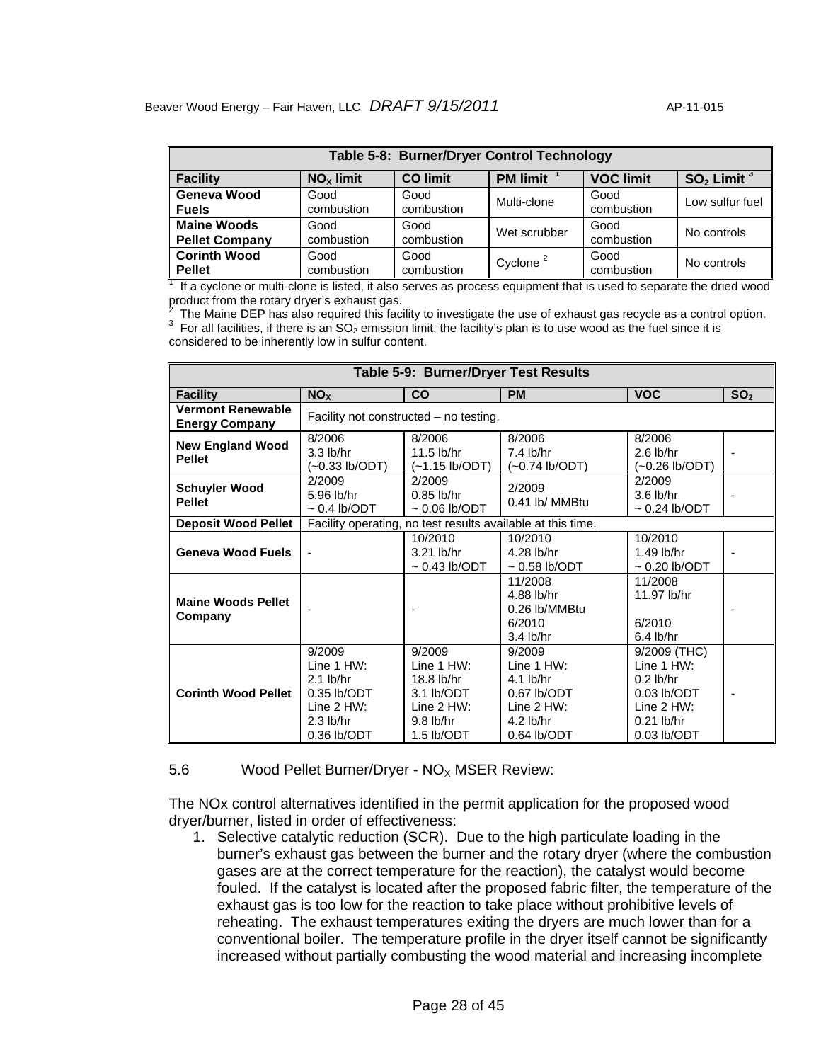**Table 5-8: Burner/Dryer Control Technology**

| Facility | $NO_X$ limit | CO limit | PM limit [1] | VOC limit | $SO_2$ Limit [3] |
|---|---|---|---|---|---|
| **Geneva Wood Fuels** | Good combustion | Good combustion | Multi-clone | Good combustion | Low sulfur fuel |
| **Maine Woods Pellet Company** | Good combustion | Good combustion | Wet scrubber | Good combustion | No controls |
| **Corinth Wood Pellet** | Good combustion | Good combustion | Cyclone [2] | Good combustion | No controls |

[1] If a cyclone or multi-clone is listed, it also serves as process equipment that is used to separate the dried wood product from the rotary dryer's exhaust gas.
[2] The Maine DEP has also required this facility to investigate the use of exhaust gas recycle as a control option.
[3] For all facilities, if there is an $SO_2$ emission limit, the facility's plan is to use wood as the fuel since it is considered to be inherently low in sulfur content.

**Table 5-9: Burner/Dryer Test Results**

| Facility | $NO_X$ | CO | PM | VOC | $SO_2$ |
|---|---|---|---|---|---|
| **Vermont Renewable Energy Company** | Facility not constructed – no testing. | | | | |
| **New England Wood Pellet** | 8/2006<br>3.3 lb/hr<br>(~0.33 lb/ODT) | 8/2006<br>11.5 lb/hr<br>(~1.15 lb/ODT) | 8/2006<br>7.4 lb/hr<br>(~0.74 lb/ODT) | 8/2006<br>2.6 lb/hr<br>(~0.26 lb/ODT) | - |
| **Schuyler Wood Pellet** | 2/2009<br>5.96 lb/hr<br>~ 0.4 lb/ODT | 2/2009<br>0.85 lb/hr<br>~ 0.06 lb/ODT | 2/2009<br>0.41 lb/ MMBtu | 2/2009<br>3.6 lb/hr<br>~ 0.24 lb/ODT | - |
| **Deposit Wood Pellet** | Facility operating, no test results available at this time. | | | | |
| **Geneva Wood Fuels** | - | 10/2010<br>3.21 lb/hr<br>~ 0.43 lb/ODT | 10/2010<br>4.28 lb/hr<br>~ 0.58 lb/ODT | 10/2010<br>1.49 lb/hr<br>~ 0.20 lb/ODT | - |
| **Maine Woods Pellet Company** | - | - | 11/2008<br>4.88 lb/hr<br>0.26 lb/MMBtu<br>6/2010<br>3.4 lb/hr | 11/2008<br>11.97 lb/hr<br><br>6/2010<br>6.4 lb/hr | - |
| **Corinth Wood Pellet** | 9/2009<br>Line 1 HW:<br>2.1 lb/hr<br>0.35 lb/ODT<br>Line 2 HW:<br>2.3 lb/hr<br>0.36 lb/ODT | 9/2009<br>Line 1 HW:<br>18.8 lb/hr<br>3.1 lb/ODT<br>Line 2 HW:<br>9.8 lb/hr<br>1.5 lb/ODT | 9/2009<br>Line 1 HW:<br>4.1 lb/hr<br>0.67 lb/ODT<br>Line 2 HW:<br>4.2 lb/hr<br>0.64 lb/ODT | 9/2009 (THC)<br>Line 1 HW:<br>0.2 lb/hr<br>0.03 lb/ODT<br>Line 2 HW:<br>0.21 lb/hr<br>0.03 lb/ODT | - |

5.6 Wood Pellet Burner/Dryer - $NO_X$ MSER Review:

The NOx control alternatives identified in the permit application for the proposed wood dryer/burner, listed in order of effectiveness:

1. Selective catalytic reduction (SCR). Due to the high particulate loading in the burner's exhaust gas between the burner and the rotary dryer (where the combustion gases are at the correct temperature for the reaction), the catalyst would become fouled. If the catalyst is located after the proposed fabric filter, the temperature of the exhaust gas is too low for the reaction to take place without prohibitive levels of reheating. The exhaust temperatures exiting the dryers are much lower than for a conventional boiler. The temperature profile in the dryer itself cannot be significantly increased without partially combusting the wood material and increasing incomplete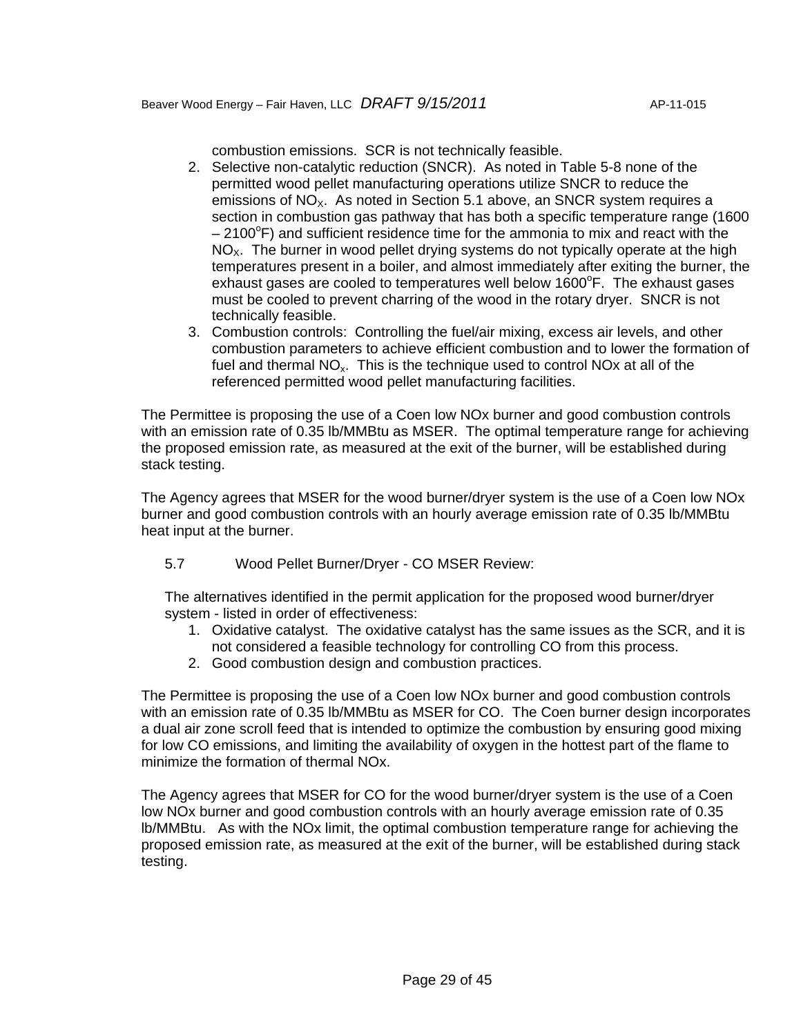combustion emissions. SCR is not technically feasible.

2. Selective non-catalytic reduction (SNCR). As noted in Table 5-8 none of the permitted wood pellet manufacturing operations utilize SNCR to reduce the emissions of $NO_X$. As noted in Section 5.1 above, an SNCR system requires a section in combustion gas pathway that has both a specific temperature range (1600 – 2100$^o$F) and sufficient residence time for the ammonia to mix and react with the $NO_X$. The burner in wood pellet drying systems do not typically operate at the high temperatures present in a boiler, and almost immediately after exiting the burner, the exhaust gases are cooled to temperatures well below 1600$^o$F. The exhaust gases must be cooled to prevent charring of the wood in the rotary dryer. SNCR is not technically feasible.
3. Combustion controls: Controlling the fuel/air mixing, excess air levels, and other combustion parameters to achieve efficient combustion and to lower the formation of fuel and thermal $NO_x$. This is the technique used to control NOx at all of the referenced permitted wood pellet manufacturing facilities.

The Permittee is proposing the use of a Coen low NOx burner and good combustion controls with an emission rate of 0.35 lb/MMBtu as MSER. The optimal temperature range for achieving the proposed emission rate, as measured at the exit of the burner, will be established during stack testing.

The Agency agrees that MSER for the wood burner/dryer system is the use of a Coen low NOx burner and good combustion controls with an hourly average emission rate of 0.35 lb/MMBtu heat input at the burner.

## 5.7 Wood Pellet Burner/Dryer - CO MSER Review:

The alternatives identified in the permit application for the proposed wood burner/dryer system - listed in order of effectiveness:

1. Oxidative catalyst. The oxidative catalyst has the same issues as the SCR, and it is not considered a feasible technology for controlling CO from this process.
2. Good combustion design and combustion practices.

The Permittee is proposing the use of a Coen low NOx burner and good combustion controls with an emission rate of 0.35 lb/MMBtu as MSER for CO. The Coen burner design incorporates a dual air zone scroll feed that is intended to optimize the combustion by ensuring good mixing for low CO emissions, and limiting the availability of oxygen in the hottest part of the flame to minimize the formation of thermal NOx.

The Agency agrees that MSER for CO for the wood burner/dryer system is the use of a Coen low NOx burner and good combustion controls with an hourly average emission rate of 0.35 lb/MMBtu. As with the NOx limit, the optimal combustion temperature range for achieving the proposed emission rate, as measured at the exit of the burner, will be established during stack testing.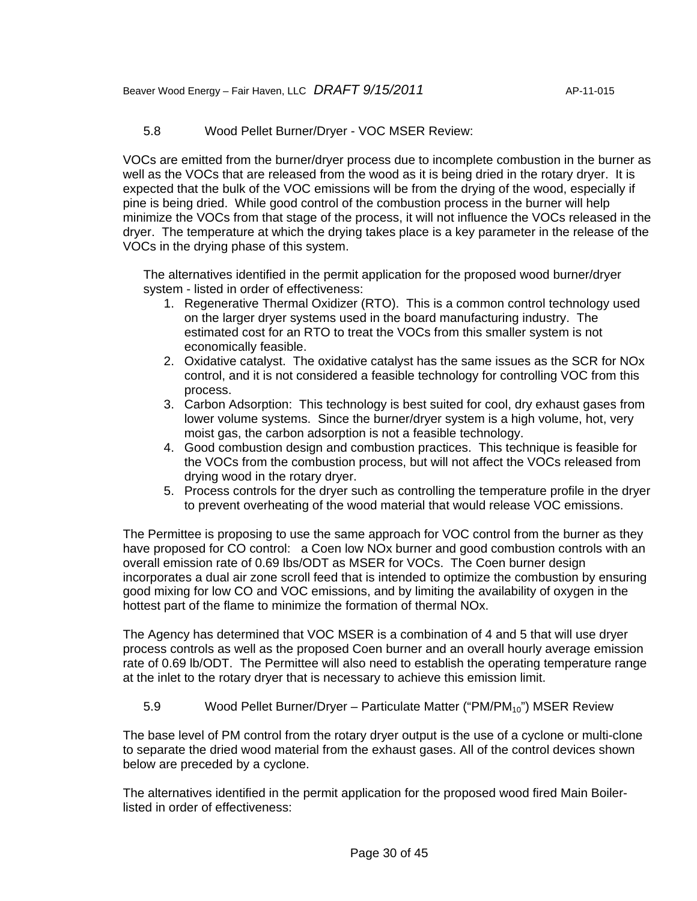### 5.8 Wood Pellet Burner/Dryer - VOC MSER Review:

VOCs are emitted from the burner/dryer process due to incomplete combustion in the burner as well as the VOCs that are released from the wood as it is being dried in the rotary dryer. It is expected that the bulk of the VOC emissions will be from the drying of the wood, especially if pine is being dried. While good control of the combustion process in the burner will help minimize the VOCs from that stage of the process, it will not influence the VOCs released in the dryer. The temperature at which the drying takes place is a key parameter in the release of the VOCs in the drying phase of this system.

The alternatives identified in the permit application for the proposed wood burner/dryer system - listed in order of effectiveness:

1. Regenerative Thermal Oxidizer (RTO). This is a common control technology used on the larger dryer systems used in the board manufacturing industry. The estimated cost for an RTO to treat the VOCs from this smaller system is not economically feasible.
2. Oxidative catalyst. The oxidative catalyst has the same issues as the SCR for NOx control, and it is not considered a feasible technology for controlling VOC from this process.
3. Carbon Adsorption: This technology is best suited for cool, dry exhaust gases from lower volume systems. Since the burner/dryer system is a high volume, hot, very moist gas, the carbon adsorption is not a feasible technology.
4. Good combustion design and combustion practices. This technique is feasible for the VOCs from the combustion process, but will not affect the VOCs released from drying wood in the rotary dryer.
5. Process controls for the dryer such as controlling the temperature profile in the dryer to prevent overheating of the wood material that would release VOC emissions.

The Permittee is proposing to use the same approach for VOC control from the burner as they have proposed for CO control: a Coen low NOx burner and good combustion controls with an overall emission rate of 0.69 lbs/ODT as MSER for VOCs. The Coen burner design incorporates a dual air zone scroll feed that is intended to optimize the combustion by ensuring good mixing for low CO and VOC emissions, and by limiting the availability of oxygen in the hottest part of the flame to minimize the formation of thermal NOx.

The Agency has determined that VOC MSER is a combination of 4 and 5 that will use dryer process controls as well as the proposed Coen burner and an overall hourly average emission rate of 0.69 lb/ODT. The Permittee will also need to establish the operating temperature range at the inlet to the rotary dryer that is necessary to achieve this emission limit.

### 5.9 Wood Pellet Burner/Dryer – Particulate Matter ("PM/$PM_{10}$") MSER Review

The base level of PM control from the rotary dryer output is the use of a cyclone or multi-clone to separate the dried wood material from the exhaust gases. All of the control devices shown below are preceded by a cyclone.

The alternatives identified in the permit application for the proposed wood fired Main Boiler- listed in order of effectiveness: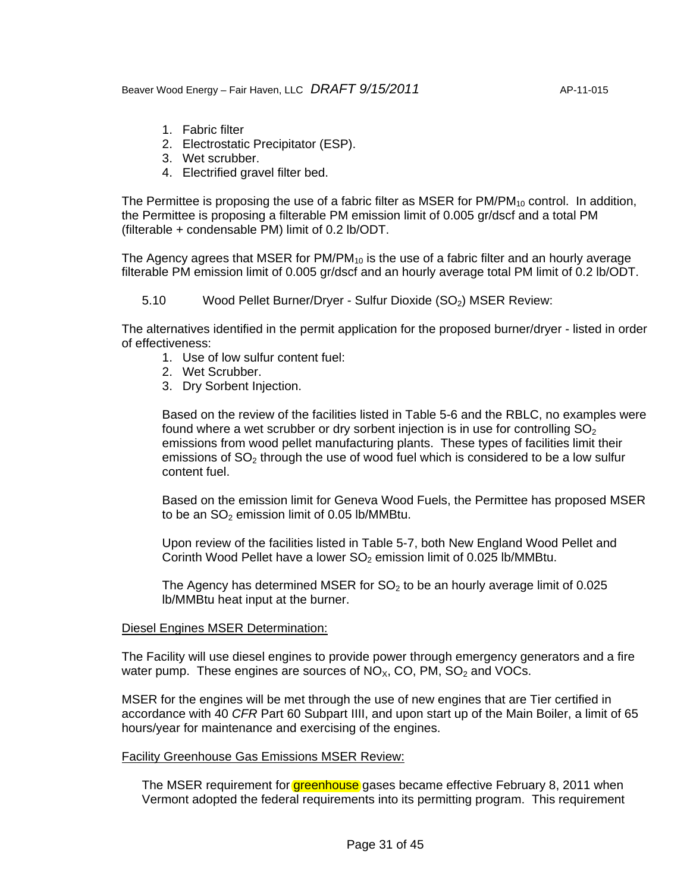1. Fabric filter
2. Electrostatic Precipitator (ESP).
3. Wet scrubber.
4. Electrified gravel filter bed.

The Permittee is proposing the use of a fabric filter as MSER for $PM/PM_{10}$ control. In addition, the Permittee is proposing a filterable PM emission limit of 0.005 gr/dscf and a total PM (filterable + condensable PM) limit of 0.2 lb/ODT.

The Agency agrees that MSER for $PM/PM_{10}$ is the use of a fabric filter and an hourly average filterable PM emission limit of 0.005 gr/dscf and an hourly average total PM limit of 0.2 lb/ODT.

5.10 Wood Pellet Burner/Dryer - Sulfur Dioxide ($SO_2$) MSER Review:

The alternatives identified in the permit application for the proposed burner/dryer - listed in order of effectiveness:

1. Use of low sulfur content fuel:
2. Wet Scrubber.
3. Dry Sorbent Injection.

Based on the review of the facilities listed in Table 5-6 and the RBLC, no examples were found where a wet scrubber or dry sorbent injection is in use for controlling $SO_2$ emissions from wood pellet manufacturing plants. These types of facilities limit their emissions of $SO_2$ through the use of wood fuel which is considered to be a low sulfur content fuel.

Based on the emission limit for Geneva Wood Fuels, the Permittee has proposed MSER to be an $SO_2$ emission limit of 0.05 lb/MMBtu.

Upon review of the facilities listed in Table 5-7, both New England Wood Pellet and Corinth Wood Pellet have a lower $SO_2$ emission limit of 0.025 lb/MMBtu.

The Agency has determined MSER for $SO_2$ to be an hourly average limit of 0.025 lb/MMBtu heat input at the burner.

Diesel Engines MSER Determination:

The Facility will use diesel engines to provide power through emergency generators and a fire water pump. These engines are sources of $NO_X$, CO, PM, $SO_2$ and VOCs.

MSER for the engines will be met through the use of new engines that are Tier certified in accordance with 40 *CFR* Part 60 Subpart IIII, and upon start up of the Main Boiler, a limit of 65 hours/year for maintenance and exercising of the engines.

Facility Greenhouse Gas Emissions MSER Review:

The MSER requirement for greenhouse gases became effective February 8, 2011 when Vermont adopted the federal requirements into its permitting program. This requirement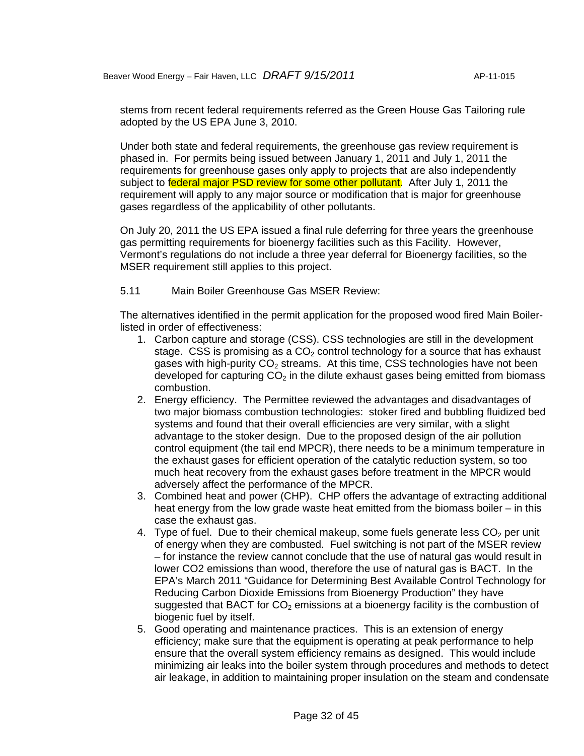stems from recent federal requirements referred as the Green House Gas Tailoring rule adopted by the US EPA June 3, 2010.

Under both state and federal requirements, the greenhouse gas review requirement is phased in. For permits being issued between January 1, 2011 and July 1, 2011 the requirements for greenhouse gases only apply to projects that are also independently subject to federal major PSD review for some other pollutant. After July 1, 2011 the requirement will apply to any major source or modification that is major for greenhouse gases regardless of the applicability of other pollutants.

On July 20, 2011 the US EPA issued a final rule deferring for three years the greenhouse gas permitting requirements for bioenergy facilities such as this Facility. However, Vermont's regulations do not include a three year deferral for Bioenergy facilities, so the MSER requirement still applies to this project.

5.11 Main Boiler Greenhouse Gas MSER Review:

The alternatives identified in the permit application for the proposed wood fired Main Boiler- listed in order of effectiveness:

1. Carbon capture and storage (CSS). CSS technologies are still in the development stage. CSS is promising as a $CO_2$ control technology for a source that has exhaust gases with high-purity $CO_2$ streams. At this time, CSS technologies have not been developed for capturing $CO_2$ in the dilute exhaust gases being emitted from biomass combustion.
2. Energy efficiency. The Permittee reviewed the advantages and disadvantages of two major biomass combustion technologies: stoker fired and bubbling fluidized bed systems and found that their overall efficiencies are very similar, with a slight advantage to the stoker design. Due to the proposed design of the air pollution control equipment (the tail end MPCR), there needs to be a minimum temperature in the exhaust gases for efficient operation of the catalytic reduction system, so too much heat recovery from the exhaust gases before treatment in the MPCR would adversely affect the performance of the MPCR.
3. Combined heat and power (CHP). CHP offers the advantage of extracting additional heat energy from the low grade waste heat emitted from the biomass boiler – in this case the exhaust gas.
4. Type of fuel. Due to their chemical makeup, some fuels generate less $CO_2$ per unit of energy when they are combusted. Fuel switching is not part of the MSER review – for instance the review cannot conclude that the use of natural gas would result in lower CO2 emissions than wood, therefore the use of natural gas is BACT. In the EPA's March 2011 "Guidance for Determining Best Available Control Technology for Reducing Carbon Dioxide Emissions from Bioenergy Production" they have suggested that BACT for $CO_2$ emissions at a bioenergy facility is the combustion of biogenic fuel by itself.
5. Good operating and maintenance practices. This is an extension of energy efficiency; make sure that the equipment is operating at peak performance to help ensure that the overall system efficiency remains as designed. This would include minimizing air leaks into the boiler system through procedures and methods to detect air leakage, in addition to maintaining proper insulation on the steam and condensate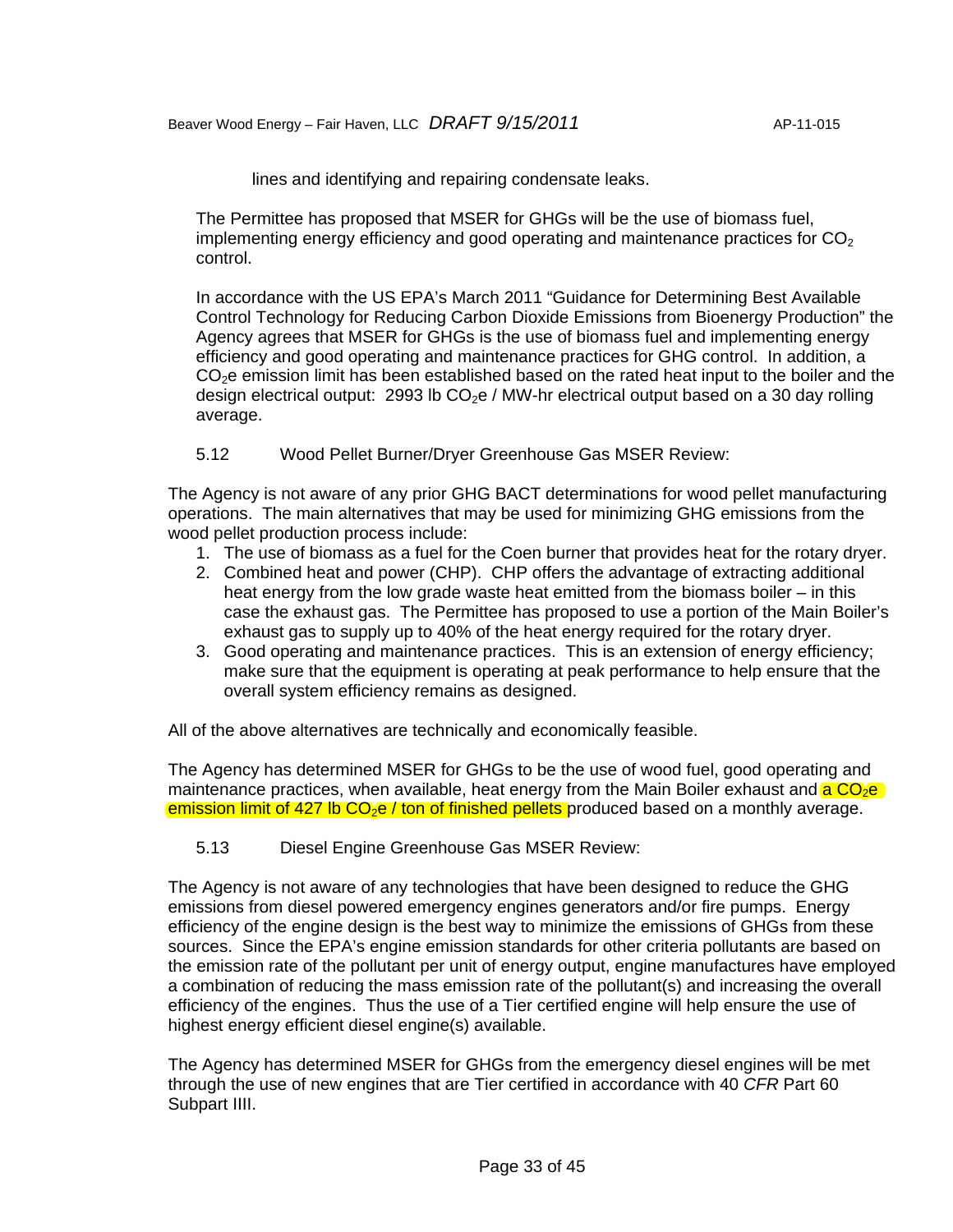lines and identifying and repairing condensate leaks.

The Permittee has proposed that MSER for GHGs will be the use of biomass fuel, implementing energy efficiency and good operating and maintenance practices for $CO_2$ control.

In accordance with the US EPA's March 2011 "Guidance for Determining Best Available Control Technology for Reducing Carbon Dioxide Emissions from Bioenergy Production" the Agency agrees that MSER for GHGs is the use of biomass fuel and implementing energy efficiency and good operating and maintenance practices for GHG control. In addition, a $CO_2$e emission limit has been established based on the rated heat input to the boiler and the design electrical output: 2993 lb $CO_2$e / MW-hr electrical output based on a 30 day rolling average.

5.12 Wood Pellet Burner/Dryer Greenhouse Gas MSER Review:

The Agency is not aware of any prior GHG BACT determinations for wood pellet manufacturing operations. The main alternatives that may be used for minimizing GHG emissions from the wood pellet production process include:

1. The use of biomass as a fuel for the Coen burner that provides heat for the rotary dryer.
2. Combined heat and power (CHP). CHP offers the advantage of extracting additional heat energy from the low grade waste heat emitted from the biomass boiler – in this case the exhaust gas. The Permittee has proposed to use a portion of the Main Boiler's exhaust gas to supply up to 40% of the heat energy required for the rotary dryer.
3. Good operating and maintenance practices. This is an extension of energy efficiency; make sure that the equipment is operating at peak performance to help ensure that the overall system efficiency remains as designed.

All of the above alternatives are technically and economically feasible.

The Agency has determined MSER for GHGs to be the use of wood fuel, good operating and maintenance practices, when available, heat energy from the Main Boiler exhaust and a $CO_2$e emission limit of 427 lb $CO_2$e / ton of finished pellets produced based on a monthly average.

5.13 Diesel Engine Greenhouse Gas MSER Review:

The Agency is not aware of any technologies that have been designed to reduce the GHG emissions from diesel powered emergency engines generators and/or fire pumps. Energy efficiency of the engine design is the best way to minimize the emissions of GHGs from these sources. Since the EPA's engine emission standards for other criteria pollutants are based on the emission rate of the pollutant per unit of energy output, engine manufactures have employed a combination of reducing the mass emission rate of the pollutant(s) and increasing the overall efficiency of the engines. Thus the use of a Tier certified engine will help ensure the use of highest energy efficient diesel engine(s) available.

The Agency has determined MSER for GHGs from the emergency diesel engines will be met through the use of new engines that are Tier certified in accordance with 40 *CFR* Part 60 Subpart IIII.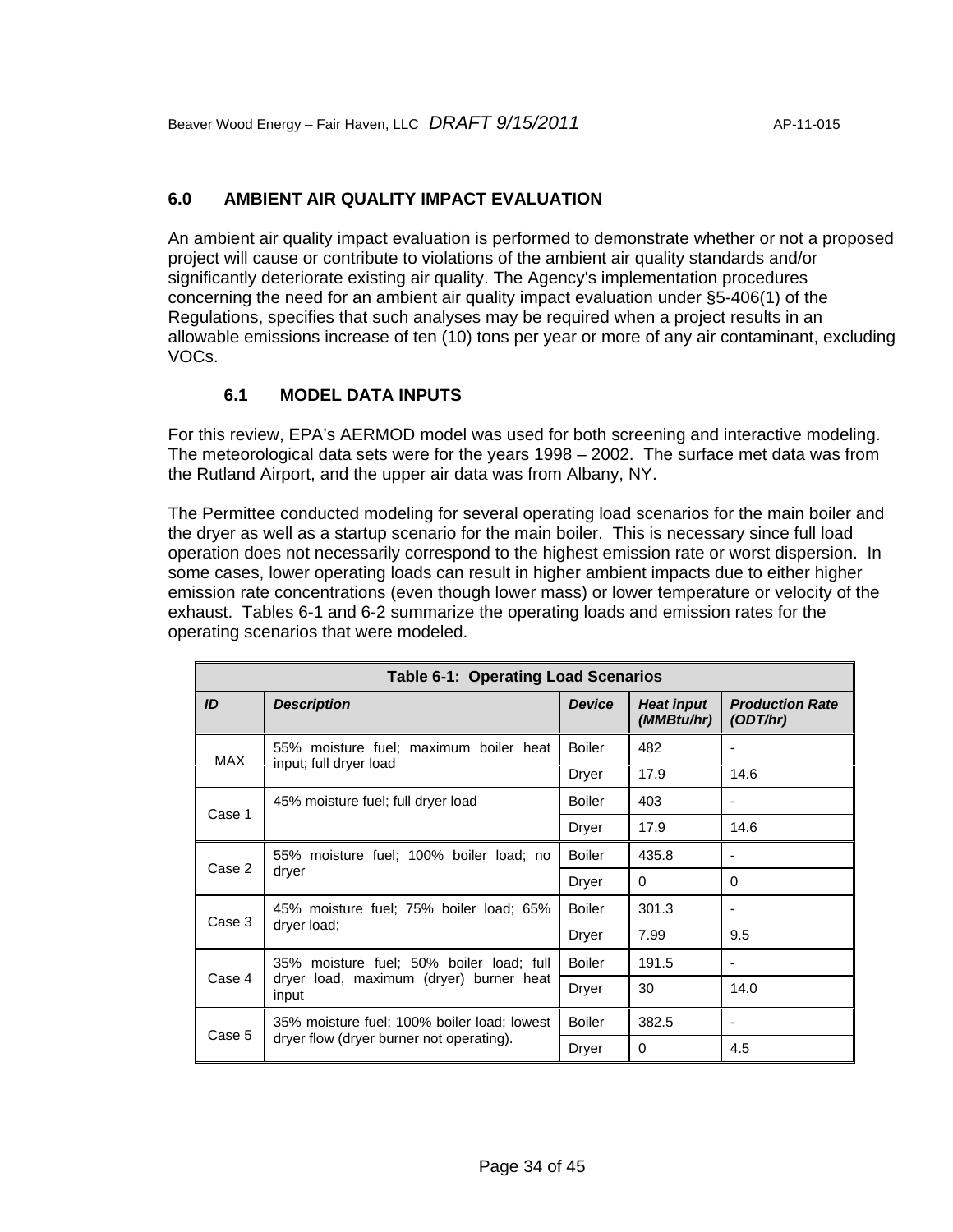## 6.0 AMBIENT AIR QUALITY IMPACT EVALUATION

An ambient air quality impact evaluation is performed to demonstrate whether or not a proposed project will cause or contribute to violations of the ambient air quality standards and/or significantly deteriorate existing air quality. The Agency's implementation procedures concerning the need for an ambient air quality impact evaluation under §5-406(1) of the Regulations, specifies that such analyses may be required when a project results in an allowable emissions increase of ten (10) tons per year or more of any air contaminant, excluding VOCs.

### 6.1 MODEL DATA INPUTS

For this review, EPA's AERMOD model was used for both screening and interactive modeling. The meteorological data sets were for the years 1998 – 2002. The surface met data was from the Rutland Airport, and the upper air data was from Albany, NY.

The Permittee conducted modeling for several operating load scenarios for the main boiler and the dryer as well as a startup scenario for the main boiler. This is necessary since full load operation does not necessarily correspond to the highest emission rate or worst dispersion. In some cases, lower operating loads can result in higher ambient impacts due to either higher emission rate concentrations (even though lower mass) or lower temperature or velocity of the exhaust. Tables 6-1 and 6-2 summarize the operating loads and emission rates for the operating scenarios that were modeled.

**Table 6-1: Operating Load Scenarios**

| *ID* | *Description* | *Device* | *Heat input (MMBtu/hr)* | *Production Rate (ODT/hr)* |
|---|---|---|---|---|
| MAX | 55% moisture fuel; maximum boiler heat input; full dryer load | Boiler | 482 | - |
| | | Dryer | 17.9 | 14.6 |
| Case 1 | 45% moisture fuel; full dryer load | Boiler | 403 | - |
| | | Dryer | 17.9 | 14.6 |
| Case 2 | 55% moisture fuel; 100% boiler load; no dryer | Boiler | 435.8 | - |
| | | Dryer | 0 | 0 |
| Case 3 | 45% moisture fuel; 75% boiler load; 65% dryer load; | Boiler | 301.3 | - |
| | | Dryer | 7.99 | 9.5 |
| Case 4 | 35% moisture fuel; 50% boiler load; full dryer load, maximum (dryer) burner heat input | Boiler | 191.5 | - |
| | | Dryer | 30 | 14.0 |
| Case 5 | 35% moisture fuel; 100% boiler load; lowest dryer flow (dryer burner not operating). | Boiler | 382.5 | - |
| | | Dryer | 0 | 4.5 |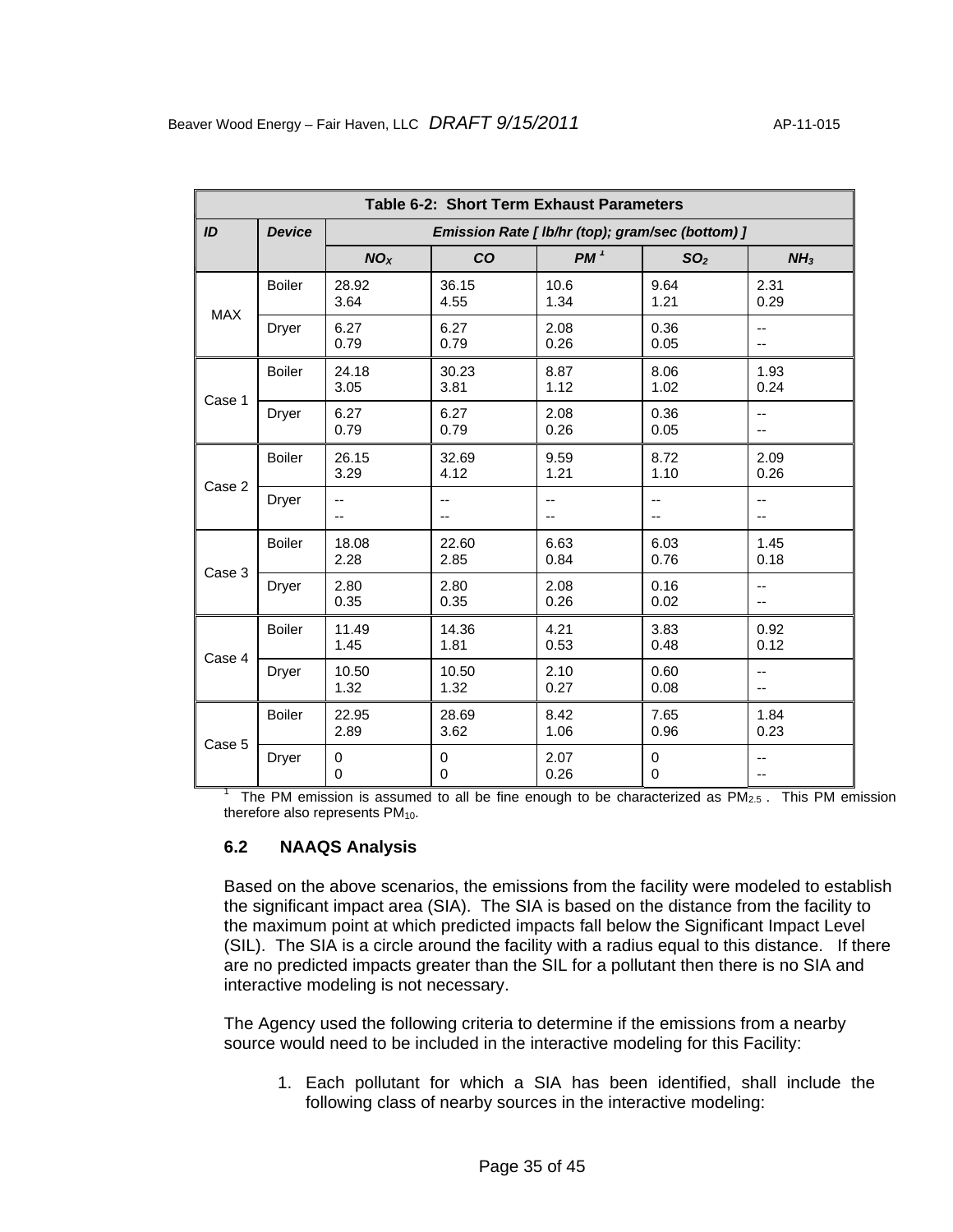**Table 6-2: Short Term Exhaust Parameters**

| ID | Device | Emission Rate [ lb/hr (top); gram/sec (bottom) ] | | | | |
|---|---|---|---|---|---|---|
| | | $NO_X$ | CO | PM [1] | $SO_2$ | $NH_3$ |
| MAX | Boiler | 28.92<br>3.64 | 36.15<br>4.55 | 10.6<br>1.34 | 9.64<br>1.21 | 2.31<br>0.29 |
| | Dryer | 6.27<br>0.79 | 6.27<br>0.79 | 2.08<br>0.26 | 0.36<br>0.05 | --<br>-- |
| Case 1 | Boiler | 24.18<br>3.05 | 30.23<br>3.81 | 8.87<br>1.12 | 8.06<br>1.02 | 1.93<br>0.24 |
| | Dryer | 6.27<br>0.79 | 6.27<br>0.79 | 2.08<br>0.26 | 0.36<br>0.05 | --<br>-- |
| Case 2 | Boiler | 26.15<br>3.29 | 32.69<br>4.12 | 9.59<br>1.21 | 8.72<br>1.10 | 2.09<br>0.26 |
| | Dryer | --<br>-- | --<br>-- | --<br>-- | --<br>-- | --<br>-- |
| Case 3 | Boiler | 18.08<br>2.28 | 22.60<br>2.85 | 6.63<br>0.84 | 6.03<br>0.76 | 1.45<br>0.18 |
| | Dryer | 2.80<br>0.35 | 2.80<br>0.35 | 2.08<br>0.26 | 0.16<br>0.02 | --<br>-- |
| Case 4 | Boiler | 11.49<br>1.45 | 14.36<br>1.81 | 4.21<br>0.53 | 3.83<br>0.48 | 0.92<br>0.12 |
| | Dryer | 10.50<br>1.32 | 10.50<br>1.32 | 2.10<br>0.27 | 0.60<br>0.08 | --<br>-- |
| Case 5 | Boiler | 22.95<br>2.89 | 28.69<br>3.62 | 8.42<br>1.06 | 7.65<br>0.96 | 1.84<br>0.23 |
| | Dryer | 0<br>0 | 0<br>0 | 2.07<br>0.26 | 0<br>0 | --<br>-- |

[1] The PM emission is assumed to all be fine enough to be characterized as $PM_{2.5}$. This PM emission therefore also represents $PM_{10}$.

### 6.2 NAAQS Analysis

Based on the above scenarios, the emissions from the facility were modeled to establish the significant impact area (SIA). The SIA is based on the distance from the facility to the maximum point at which predicted impacts fall below the Significant Impact Level (SIL). The SIA is a circle around the facility with a radius equal to this distance. If there are no predicted impacts greater than the SIL for a pollutant then there is no SIA and interactive modeling is not necessary.

The Agency used the following criteria to determine if the emissions from a nearby source would need to be included in the interactive modeling for this Facility:

1. Each pollutant for which a SIA has been identified, shall include the following class of nearby sources in the interactive modeling: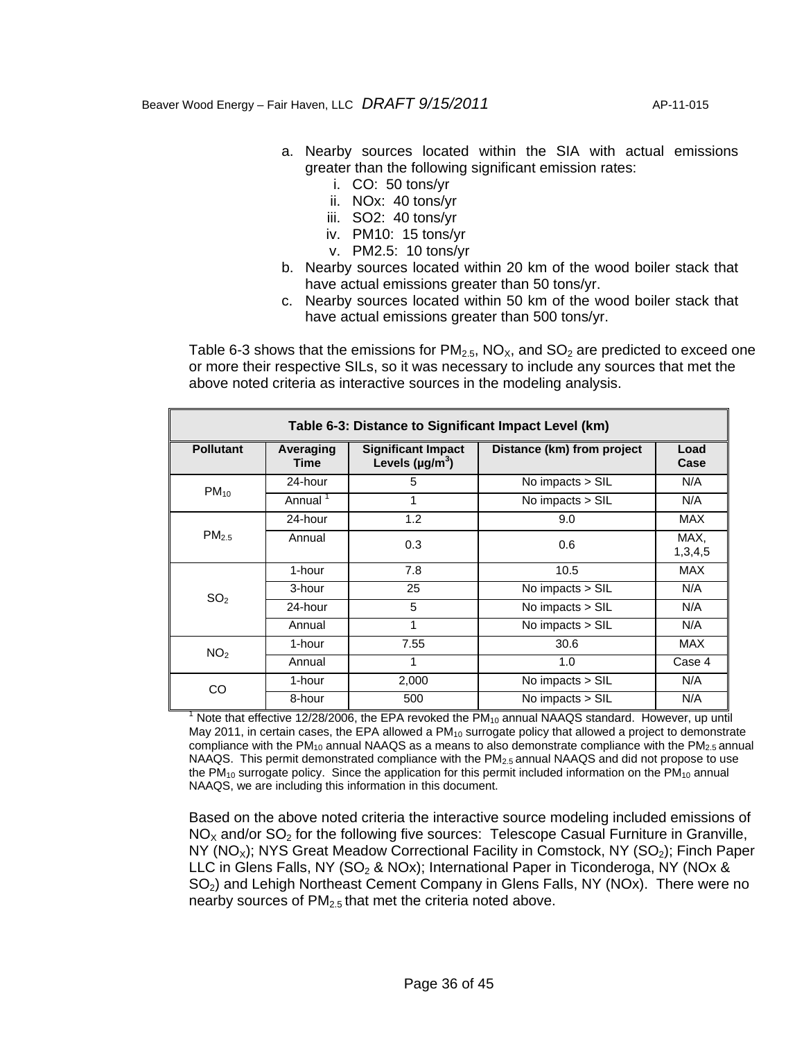a. Nearby sources located within the SIA with actual emissions greater than the following significant emission rates:
    i. CO: 50 tons/yr
    ii. NOx: 40 tons/yr
    iii. SO2: 40 tons/yr
    iv. PM10: 15 tons/yr
    v. PM2.5: 10 tons/yr
b. Nearby sources located within 20 km of the wood boiler stack that have actual emissions greater than 50 tons/yr.
c. Nearby sources located within 50 km of the wood boiler stack that have actual emissions greater than 500 tons/yr.

Table 6-3 shows that the emissions for $PM_{2.5}$, $NO_X$, and $SO_2$ are predicted to exceed one or more their respective SILs, so it was necessary to include any sources that met the above noted criteria as interactive sources in the modeling analysis.

**Table 6-3: Distance to Significant Impact Level (km)**

| Pollutant | Averaging Time | Significant Impact Levels ($\mu g/m^3$) | Distance (km) from project | Load Case |
|---|---|---|---|---|
| $PM_{10}$ | 24-hour | 5 | No impacts > SIL | N/A |
| | Annual [1] | 1 | No impacts > SIL | N/A |
| $PM_{2.5}$ | 24-hour | 1.2 | 9.0 | MAX |
| | Annual | 0.3 | 0.6 | MAX, 1,3,4,5 |
| $SO_2$ | 1-hour | 7.8 | 10.5 | MAX |
| | 3-hour | 25 | No impacts > SIL | N/A |
| | 24-hour | 5 | No impacts > SIL | N/A |
| | Annual | 1 | No impacts > SIL | N/A |
| $NO_2$ | 1-hour | 7.55 | 30.6 | MAX |
| | Annual | 1 | 1.0 | Case 4 |
| CO | 1-hour | 2,000 | No impacts > SIL | N/A |
| | 8-hour | 500 | No impacts > SIL | N/A |

[1] Note that effective 12/28/2006, the EPA revoked the $PM_{10}$ annual NAAQS standard. However, up until May 2011, in certain cases, the EPA allowed a $PM_{10}$ surrogate policy that allowed a project to demonstrate compliance with the $PM_{10}$ annual NAAQS as a means to also demonstrate compliance with the $PM_{2.5}$ annual NAAQS. This permit demonstrated compliance with the $PM_{2.5}$ annual NAAQS and did not propose to use the $PM_{10}$ surrogate policy. Since the application for this permit included information on the $PM_{10}$ annual NAAQS, we are including this information in this document.

Based on the above noted criteria the interactive source modeling included emissions of $NO_X$ and/or $SO_2$ for the following five sources: Telescope Casual Furniture in Granville, NY ($NO_X$); NYS Great Meadow Correctional Facility in Comstock, NY ($SO_2$); Finch Paper LLC in Glens Falls, NY ($SO_2$ & NOx); International Paper in Ticonderoga, NY (NOx & $SO_2$) and Lehigh Northeast Cement Company in Glens Falls, NY (NOx). There were no nearby sources of $PM_{2.5}$ that met the criteria noted above.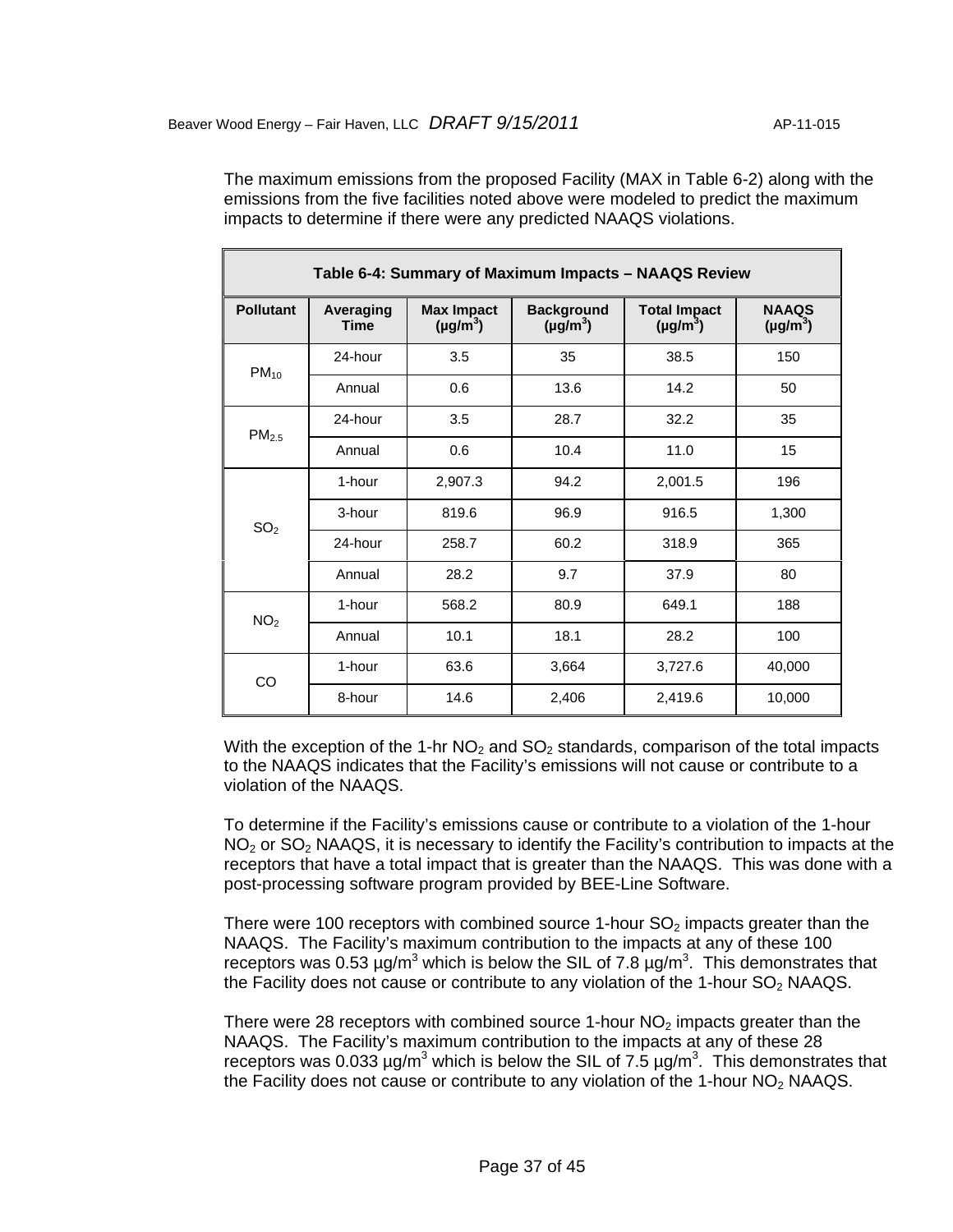The maximum emissions from the proposed Facility (MAX in Table 6-2) along with the emissions from the five facilities noted above were modeled to predict the maximum impacts to determine if there were any predicted NAAQS violations.

**Table 6-4: Summary of Maximum Impacts – NAAQS Review**

| Pollutant | Averaging Time | Max Impact ($\mu g/m^3$) | Background ($\mu g/m^3$) | Total Impact ($\mu g/m^3$) | NAAQS ($\mu g/m^3$) |
|---|---|---|---|---|---|
| $PM_{10}$ | 24-hour | 3.5 | 35 | 38.5 | 150 |
| | Annual | 0.6 | 13.6 | 14.2 | 50 |
| $PM_{2.5}$ | 24-hour | 3.5 | 28.7 | 32.2 | 35 |
| | Annual | 0.6 | 10.4 | 11.0 | 15 |
| $SO_2$ | 1-hour | 2,907.3 | 94.2 | 2,001.5 | 196 |
| | 3-hour | 819.6 | 96.9 | 916.5 | 1,300 |
| | 24-hour | 258.7 | 60.2 | 318.9 | 365 |
| | Annual | 28.2 | 9.7 | 37.9 | 80 |
| $NO_2$ | 1-hour | 568.2 | 80.9 | 649.1 | 188 |
| | Annual | 10.1 | 18.1 | 28.2 | 100 |
| CO | 1-hour | 63.6 | 3,664 | 3,727.6 | 40,000 |
| | 8-hour | 14.6 | 2,406 | 2,419.6 | 10,000 |

With the exception of the 1-hr $NO_2$ and $SO_2$ standards, comparison of the total impacts to the NAAQS indicates that the Facility's emissions will not cause or contribute to a violation of the NAAQS.

To determine if the Facility's emissions cause or contribute to a violation of the 1-hour $NO_2$ or $SO_2$ NAAQS, it is necessary to identify the Facility's contribution to impacts at the receptors that have a total impact that is greater than the NAAQS. This was done with a post-processing software program provided by BEE-Line Software.

There were 100 receptors with combined source 1-hour $SO_2$ impacts greater than the NAAQS. The Facility's maximum contribution to the impacts at any of these 100 receptors was 0.53 $\mu g/m^3$ which is below the SIL of 7.8 $\mu g/m^3$. This demonstrates that the Facility does not cause or contribute to any violation of the 1-hour $SO_2$ NAAQS.

There were 28 receptors with combined source 1-hour $NO_2$ impacts greater than the NAAQS. The Facility's maximum contribution to the impacts at any of these 28 receptors was 0.033 $\mu g/m^3$ which is below the SIL of 7.5 $\mu g/m^3$. This demonstrates that the Facility does not cause or contribute to any violation of the 1-hour $NO_2$ NAAQS.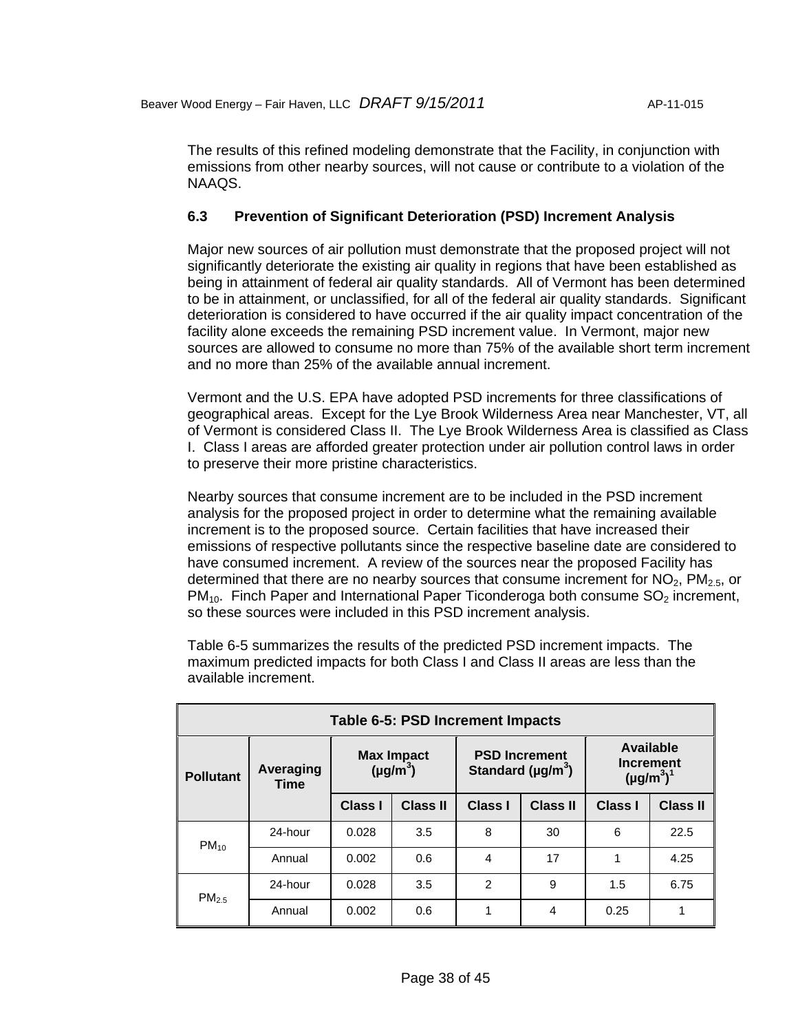The results of this refined modeling demonstrate that the Facility, in conjunction with emissions from other nearby sources, will not cause or contribute to a violation of the NAAQS.

### 6.3 Prevention of Significant Deterioration (PSD) Increment Analysis

Major new sources of air pollution must demonstrate that the proposed project will not significantly deteriorate the existing air quality in regions that have been established as being in attainment of federal air quality standards. All of Vermont has been determined to be in attainment, or unclassified, for all of the federal air quality standards. Significant deterioration is considered to have occurred if the air quality impact concentration of the facility alone exceeds the remaining PSD increment value. In Vermont, major new sources are allowed to consume no more than 75% of the available short term increment and no more than 25% of the available annual increment.

Vermont and the U.S. EPA have adopted PSD increments for three classifications of geographical areas. Except for the Lye Brook Wilderness Area near Manchester, VT, all of Vermont is considered Class II. The Lye Brook Wilderness Area is classified as Class I. Class I areas are afforded greater protection under air pollution control laws in order to preserve their more pristine characteristics.

Nearby sources that consume increment are to be included in the PSD increment analysis for the proposed project in order to determine what the remaining available increment is to the proposed source. Certain facilities that have increased their emissions of respective pollutants since the respective baseline date are considered to have consumed increment. A review of the sources near the proposed Facility has determined that there are no nearby sources that consume increment for $NO_2$, $PM_{2.5}$, or $PM_{10}$. Finch Paper and International Paper Ticonderoga both consume $SO_2$ increment, so these sources were included in this PSD increment analysis.

Table 6-5 summarizes the results of the predicted PSD increment impacts. The maximum predicted impacts for both Class I and Class II areas are less than the available increment.

**Table 6-5: PSD Increment Impacts**

| Pollutant | Averaging Time | Max Impact ($\mu g/m^3$) | | PSD Increment Standard ($\mu g/m^3$) | | Available Increment ($\mu g/m^3$)[1] | |
|---|---|---|---|---|---|---|---|
| | | Class I | Class II | Class I | Class II | Class I | Class II |
| $PM_{10}$ | 24-hour | 0.028 | 3.5 | 8 | 30 | 6 | 22.5 |
| | Annual | 0.002 | 0.6 | 4 | 17 | 1 | 4.25 |
| $PM_{2.5}$ | 24-hour | 0.028 | 3.5 | 2 | 9 | 1.5 | 6.75 |
| | Annual | 0.002 | 0.6 | 1 | 4 | 0.25 | 1 |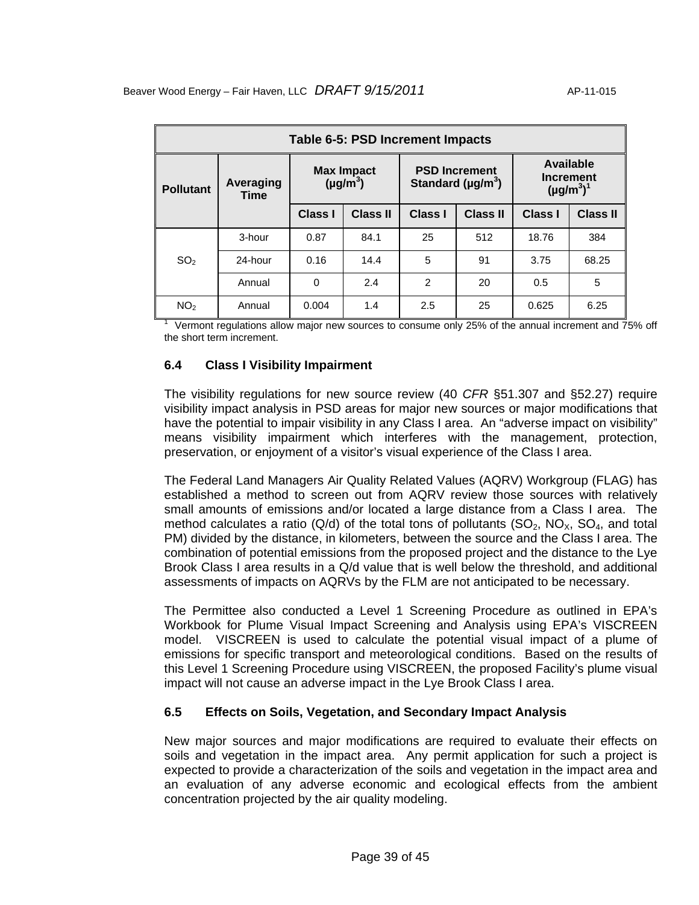**Table 6-5: PSD Increment Impacts**

| Pollutant | Averaging Time | Max Impact ($\mu g/m^3$) | | PSD Increment Standard ($\mu g/m^3$) | | Available Increment ($\mu g/m^3$)[1] | |
|---|---|---|---|---|---|---|---|
| | | Class I | Class II | Class I | Class II | Class I | Class II |
| $SO_2$ | 3-hour | 0.87 | 84.1 | 25 | 512 | 18.76 | 384 |
| | 24-hour | 0.16 | 14.4 | 5 | 91 | 3.75 | 68.25 |
| | Annual | 0 | 2.4 | 2 | 20 | 0.5 | 5 |
| $NO_2$ | Annual | 0.004 | 1.4 | 2.5 | 25 | 0.625 | 6.25 |

[1] Vermont regulations allow major new sources to consume only 25% of the annual increment and 75% off the short term increment.

## 6.4 Class I Visibility Impairment

The visibility regulations for new source review (40 *CFR* §51.307 and §52.27) require visibility impact analysis in PSD areas for major new sources or major modifications that have the potential to impair visibility in any Class I area. An "adverse impact on visibility" means visibility impairment which interferes with the management, protection, preservation, or enjoyment of a visitor's visual experience of the Class I area.

The Federal Land Managers Air Quality Related Values (AQRV) Workgroup (FLAG) has established a method to screen out from AQRV review those sources with relatively small amounts of emissions and/or located a large distance from a Class I area. The method calculates a ratio (Q/d) of the total tons of pollutants ($SO_2$, $NO_X$, $SO_4$, and total PM) divided by the distance, in kilometers, between the source and the Class I area. The combination of potential emissions from the proposed project and the distance to the Lye Brook Class I area results in a Q/d value that is well below the threshold, and additional assessments of impacts on AQRVs by the FLM are not anticipated to be necessary.

The Permittee also conducted a Level 1 Screening Procedure as outlined in EPA's Workbook for Plume Visual Impact Screening and Analysis using EPA's VISCREEN model. VISCREEN is used to calculate the potential visual impact of a plume of emissions for specific transport and meteorological conditions. Based on the results of this Level 1 Screening Procedure using VISCREEN, the proposed Facility's plume visual impact will not cause an adverse impact in the Lye Brook Class I area.

## 6.5 Effects on Soils, Vegetation, and Secondary Impact Analysis

New major sources and major modifications are required to evaluate their effects on soils and vegetation in the impact area. Any permit application for such a project is expected to provide a characterization of the soils and vegetation in the impact area and an evaluation of any adverse economic and ecological effects from the ambient concentration projected by the air quality modeling.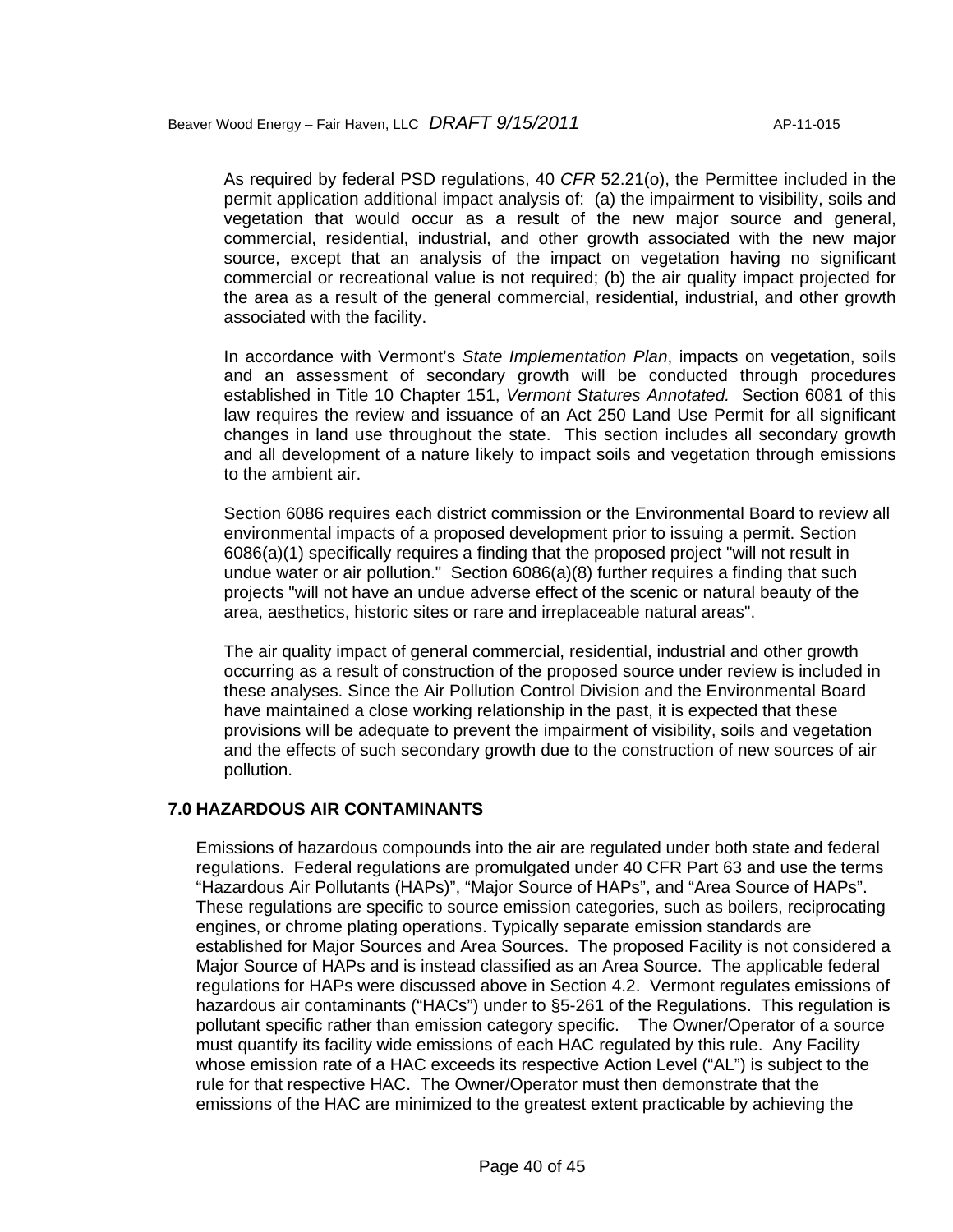As required by federal PSD regulations, 40 *CFR* 52.21(o), the Permittee included in the permit application additional impact analysis of: (a) the impairment to visibility, soils and vegetation that would occur as a result of the new major source and general, commercial, residential, industrial, and other growth associated with the new major source, except that an analysis of the impact on vegetation having no significant commercial or recreational value is not required; (b) the air quality impact projected for the area as a result of the general commercial, residential, industrial, and other growth associated with the facility.

In accordance with Vermont's *State Implementation Plan*, impacts on vegetation, soils and an assessment of secondary growth will be conducted through procedures established in Title 10 Chapter 151, *Vermont Statures Annotated.* Section 6081 of this law requires the review and issuance of an Act 250 Land Use Permit for all significant changes in land use throughout the state. This section includes all secondary growth and all development of a nature likely to impact soils and vegetation through emissions to the ambient air.

Section 6086 requires each district commission or the Environmental Board to review all environmental impacts of a proposed development prior to issuing a permit. Section 6086(a)(1) specifically requires a finding that the proposed project "will not result in undue water or air pollution." Section 6086(a)(8) further requires a finding that such projects "will not have an undue adverse effect of the scenic or natural beauty of the area, aesthetics, historic sites or rare and irreplaceable natural areas".

The air quality impact of general commercial, residential, industrial and other growth occurring as a result of construction of the proposed source under review is included in these analyses. Since the Air Pollution Control Division and the Environmental Board have maintained a close working relationship in the past, it is expected that these provisions will be adequate to prevent the impairment of visibility, soils and vegetation and the effects of such secondary growth due to the construction of new sources of air pollution.

## 7.0 HAZARDOUS AIR CONTAMINANTS

Emissions of hazardous compounds into the air are regulated under both state and federal regulations. Federal regulations are promulgated under 40 CFR Part 63 and use the terms "Hazardous Air Pollutants (HAPs)", "Major Source of HAPs", and "Area Source of HAPs". These regulations are specific to source emission categories, such as boilers, reciprocating engines, or chrome plating operations. Typically separate emission standards are established for Major Sources and Area Sources. The proposed Facility is not considered a Major Source of HAPs and is instead classified as an Area Source. The applicable federal regulations for HAPs were discussed above in Section 4.2. Vermont regulates emissions of hazardous air contaminants ("HACs") under to §5-261 of the Regulations. This regulation is pollutant specific rather than emission category specific. The Owner/Operator of a source must quantify its facility wide emissions of each HAC regulated by this rule. Any Facility whose emission rate of a HAC exceeds its respective Action Level ("AL") is subject to the rule for that respective HAC. The Owner/Operator must then demonstrate that the emissions of the HAC are minimized to the greatest extent practicable by achieving the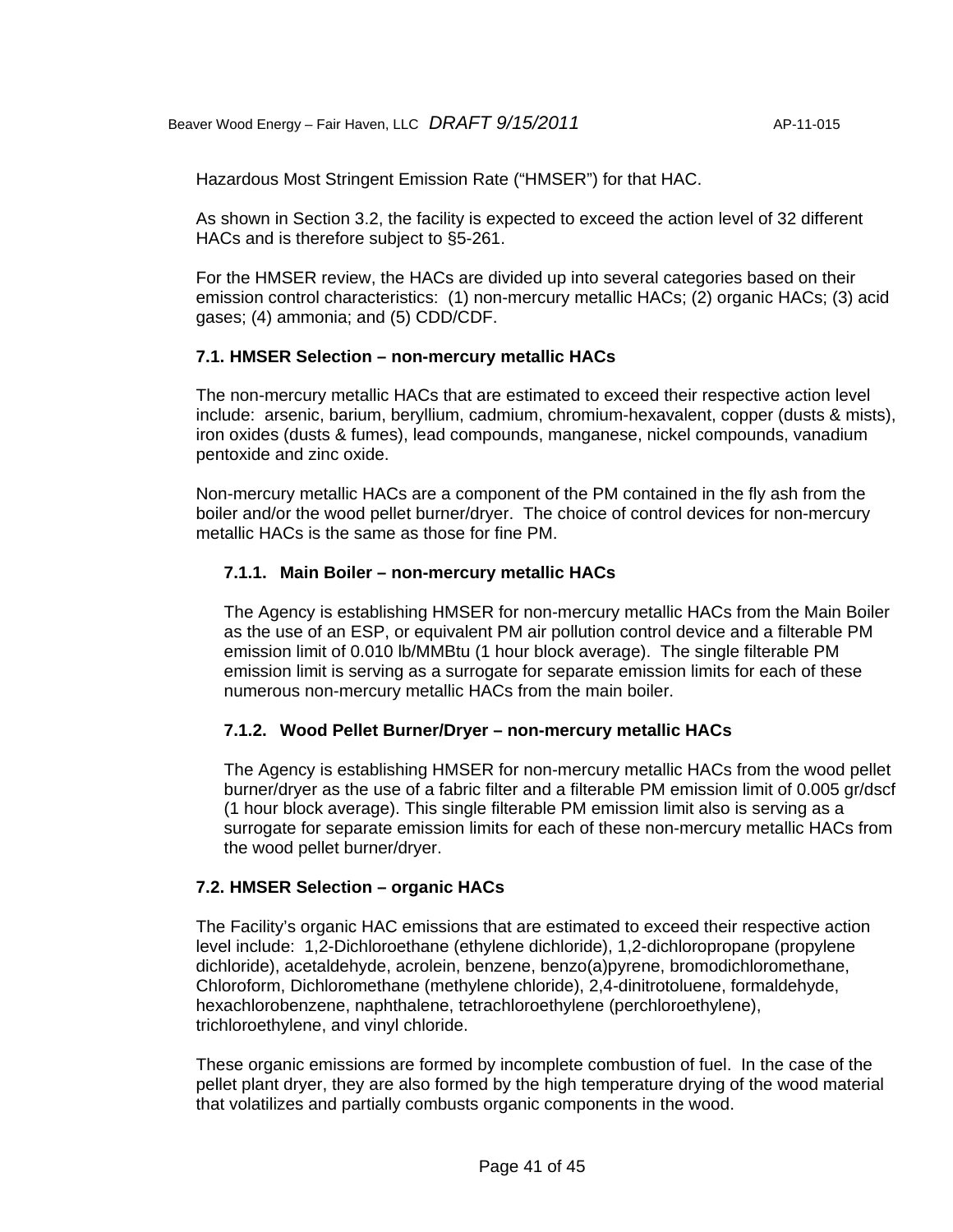Hazardous Most Stringent Emission Rate ("HMSER") for that HAC.

As shown in Section 3.2, the facility is expected to exceed the action level of 32 different HACs and is therefore subject to §5-261.

For the HMSER review, the HACs are divided up into several categories based on their emission control characteristics: (1) non-mercury metallic HACs; (2) organic HACs; (3) acid gases; (4) ammonia; and (5) CDD/CDF.

### 7.1. HMSER Selection – non-mercury metallic HACs

The non-mercury metallic HACs that are estimated to exceed their respective action level include: arsenic, barium, beryllium, cadmium, chromium-hexavalent, copper (dusts & mists), iron oxides (dusts & fumes), lead compounds, manganese, nickel compounds, vanadium pentoxide and zinc oxide.

Non-mercury metallic HACs are a component of the PM contained in the fly ash from the boiler and/or the wood pellet burner/dryer. The choice of control devices for non-mercury metallic HACs is the same as those for fine PM.

#### 7.1.1. Main Boiler – non-mercury metallic HACs

The Agency is establishing HMSER for non-mercury metallic HACs from the Main Boiler as the use of an ESP, or equivalent PM air pollution control device and a filterable PM emission limit of 0.010 lb/MMBtu (1 hour block average). The single filterable PM emission limit is serving as a surrogate for separate emission limits for each of these numerous non-mercury metallic HACs from the main boiler.

#### 7.1.2. Wood Pellet Burner/Dryer – non-mercury metallic HACs

The Agency is establishing HMSER for non-mercury metallic HACs from the wood pellet burner/dryer as the use of a fabric filter and a filterable PM emission limit of 0.005 gr/dscf (1 hour block average). This single filterable PM emission limit also is serving as a surrogate for separate emission limits for each of these non-mercury metallic HACs from the wood pellet burner/dryer.

### 7.2. HMSER Selection – organic HACs

The Facility's organic HAC emissions that are estimated to exceed their respective action level include: 1,2-Dichloroethane (ethylene dichloride), 1,2-dichloropropane (propylene dichloride), acetaldehyde, acrolein, benzene, benzo(a)pyrene, bromodichloromethane, Chloroform, Dichloromethane (methylene chloride), 2,4-dinitrotoluene, formaldehyde, hexachlorobenzene, naphthalene, tetrachloroethylene (perchloroethylene), trichloroethylene, and vinyl chloride.

These organic emissions are formed by incomplete combustion of fuel. In the case of the pellet plant dryer, they are also formed by the high temperature drying of the wood material that volatilizes and partially combusts organic components in the wood.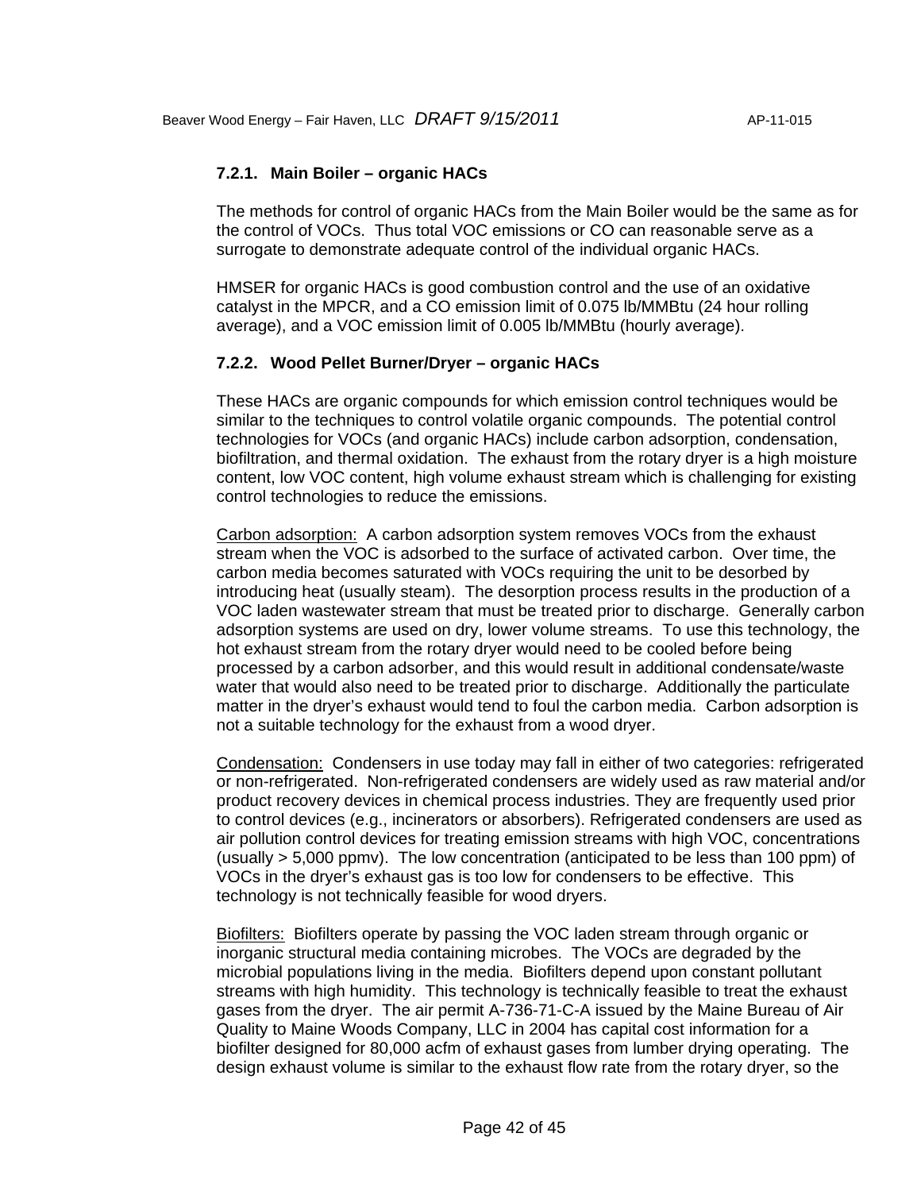### 7.2.1. Main Boiler – organic HACs

The methods for control of organic HACs from the Main Boiler would be the same as for the control of VOCs. Thus total VOC emissions or CO can reasonable serve as a surrogate to demonstrate adequate control of the individual organic HACs.

HMSER for organic HACs is good combustion control and the use of an oxidative catalyst in the MPCR, and a CO emission limit of 0.075 lb/MMBtu (24 hour rolling average), and a VOC emission limit of 0.005 lb/MMBtu (hourly average).

### 7.2.2. Wood Pellet Burner/Dryer – organic HACs

These HACs are organic compounds for which emission control techniques would be similar to the techniques to control volatile organic compounds. The potential control technologies for VOCs (and organic HACs) include carbon adsorption, condensation, biofiltration, and thermal oxidation. The exhaust from the rotary dryer is a high moisture content, low VOC content, high volume exhaust stream which is challenging for existing control technologies to reduce the emissions.

<u>Carbon adsorption:</u> A carbon adsorption system removes VOCs from the exhaust stream when the VOC is adsorbed to the surface of activated carbon. Over time, the carbon media becomes saturated with VOCs requiring the unit to be desorbed by introducing heat (usually steam). The desorption process results in the production of a VOC laden wastewater stream that must be treated prior to discharge. Generally carbon adsorption systems are used on dry, lower volume streams. To use this technology, the hot exhaust stream from the rotary dryer would need to be cooled before being processed by a carbon adsorber, and this would result in additional condensate/waste water that would also need to be treated prior to discharge. Additionally the particulate matter in the dryer's exhaust would tend to foul the carbon media. Carbon adsorption is not a suitable technology for the exhaust from a wood dryer.

<u>Condensation:</u> Condensers in use today may fall in either of two categories: refrigerated or non-refrigerated. Non-refrigerated condensers are widely used as raw material and/or product recovery devices in chemical process industries. They are frequently used prior to control devices (e.g., incinerators or absorbers). Refrigerated condensers are used as air pollution control devices for treating emission streams with high VOC, concentrations (usually > 5,000 ppmv). The low concentration (anticipated to be less than 100 ppm) of VOCs in the dryer's exhaust gas is too low for condensers to be effective. This technology is not technically feasible for wood dryers.

<u>Biofilters:</u> Biofilters operate by passing the VOC laden stream through organic or inorganic structural media containing microbes. The VOCs are degraded by the microbial populations living in the media. Biofilters depend upon constant pollutant streams with high humidity. This technology is technically feasible to treat the exhaust gases from the dryer. The air permit A-736-71-C-A issued by the Maine Bureau of Air Quality to Maine Woods Company, LLC in 2004 has capital cost information for a biofilter designed for 80,000 acfm of exhaust gases from lumber drying operating. The design exhaust volume is similar to the exhaust flow rate from the rotary dryer, so the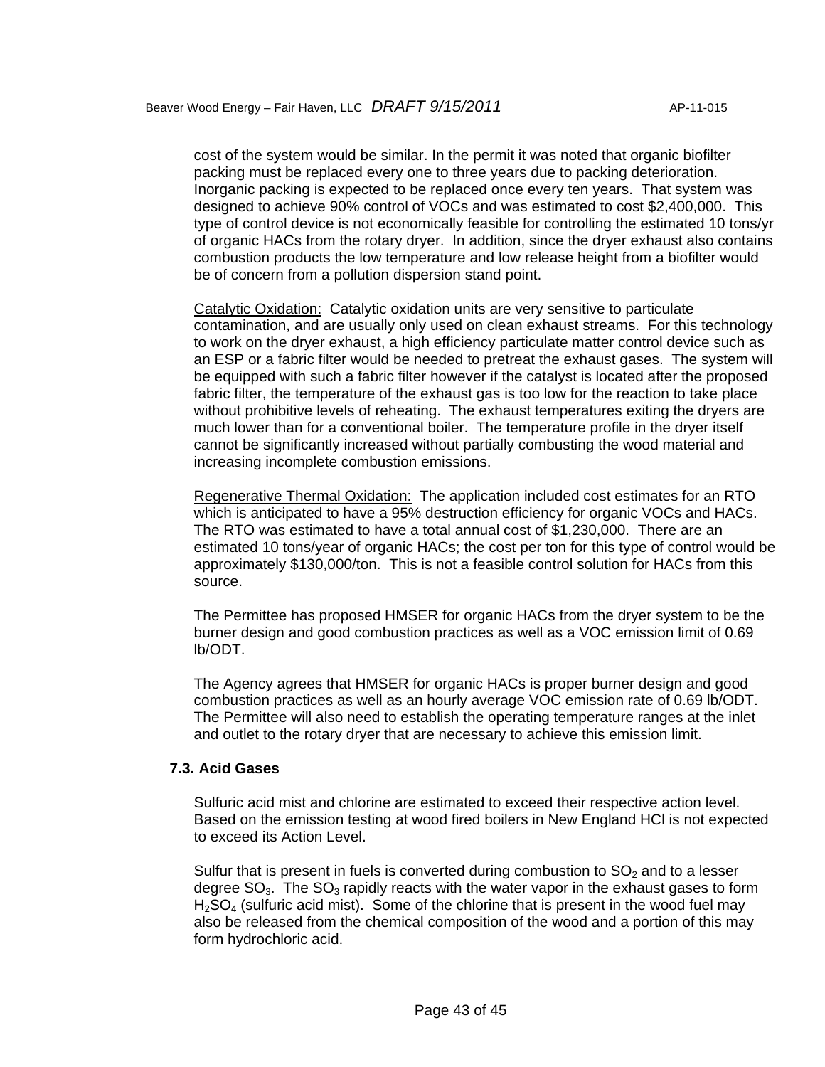cost of the system would be similar. In the permit it was noted that organic biofilter packing must be replaced every one to three years due to packing deterioration. Inorganic packing is expected to be replaced once every ten years. That system was designed to achieve 90% control of VOCs and was estimated to cost $2,400,000. This type of control device is not economically feasible for controlling the estimated 10 tons/yr of organic HACs from the rotary dryer. In addition, since the dryer exhaust also contains combustion products the low temperature and low release height from a biofilter would be of concern from a pollution dispersion stand point.

<u>Catalytic Oxidation:</u> Catalytic oxidation units are very sensitive to particulate contamination, and are usually only used on clean exhaust streams. For this technology to work on the dryer exhaust, a high efficiency particulate matter control device such as an ESP or a fabric filter would be needed to pretreat the exhaust gases. The system will be equipped with such a fabric filter however if the catalyst is located after the proposed fabric filter, the temperature of the exhaust gas is too low for the reaction to take place without prohibitive levels of reheating. The exhaust temperatures exiting the dryers are much lower than for a conventional boiler. The temperature profile in the dryer itself cannot be significantly increased without partially combusting the wood material and increasing incomplete combustion emissions.

<u>Regenerative Thermal Oxidation:</u> The application included cost estimates for an RTO which is anticipated to have a 95% destruction efficiency for organic VOCs and HACs. The RTO was estimated to have a total annual cost of $1,230,000. There are an estimated 10 tons/year of organic HACs; the cost per ton for this type of control would be approximately $130,000/ton. This is not a feasible control solution for HACs from this source.

The Permittee has proposed HMSER for organic HACs from the dryer system to be the burner design and good combustion practices as well as a VOC emission limit of 0.69 lb/ODT.

The Agency agrees that HMSER for organic HACs is proper burner design and good combustion practices as well as an hourly average VOC emission rate of 0.69 lb/ODT. The Permittee will also need to establish the operating temperature ranges at the inlet and outlet to the rotary dryer that are necessary to achieve this emission limit.

### 7.3. Acid Gases

Sulfuric acid mist and chlorine are estimated to exceed their respective action level. Based on the emission testing at wood fired boilers in New England HCl is not expected to exceed its Action Level.

Sulfur that is present in fuels is converted during combustion to $SO_2$ and to a lesser degree $SO_3$. The $SO_3$ rapidly reacts with the water vapor in the exhaust gases to form $H_2SO_4$ (sulfuric acid mist). Some of the chlorine that is present in the wood fuel may also be released from the chemical composition of the wood and a portion of this may form hydrochloric acid.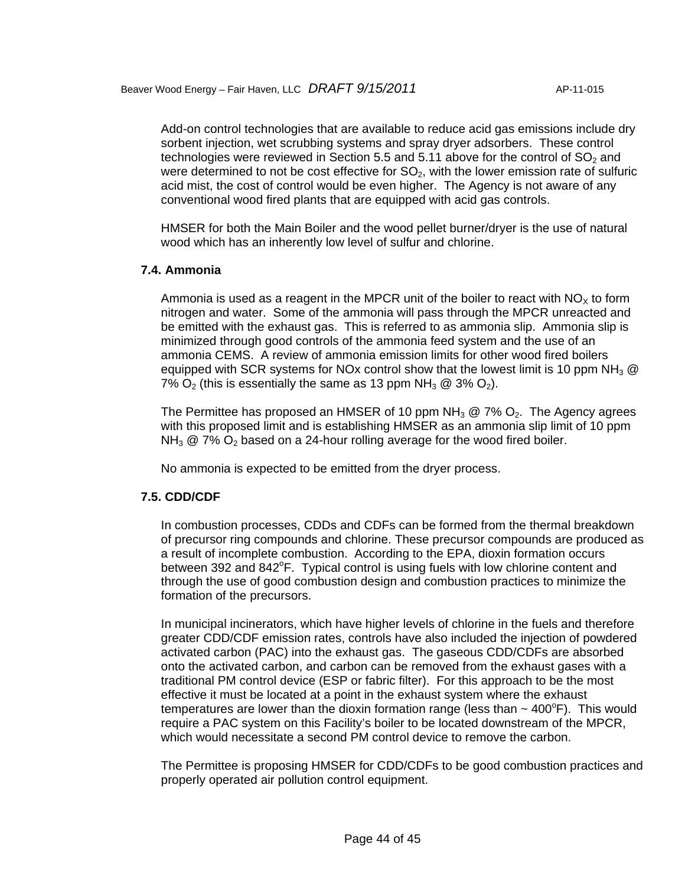Add-on control technologies that are available to reduce acid gas emissions include dry sorbent injection, wet scrubbing systems and spray dryer adsorbers. These control technologies were reviewed in Section 5.5 and 5.11 above for the control of $SO_2$ and were determined to not be cost effective for $SO_2$, with the lower emission rate of sulfuric acid mist, the cost of control would be even higher. The Agency is not aware of any conventional wood fired plants that are equipped with acid gas controls.

HMSER for both the Main Boiler and the wood pellet burner/dryer is the use of natural wood which has an inherently low level of sulfur and chlorine.

### 7.4. Ammonia

Ammonia is used as a reagent in the MPCR unit of the boiler to react with $NO_X$ to form nitrogen and water. Some of the ammonia will pass through the MPCR unreacted and be emitted with the exhaust gas. This is referred to as ammonia slip. Ammonia slip is minimized through good controls of the ammonia feed system and the use of an ammonia CEMS. A review of ammonia emission limits for other wood fired boilers equipped with SCR systems for NOx control show that the lowest limit is 10 ppm $NH_3$ @ 7% $O_2$ (this is essentially the same as 13 ppm $NH_3$ @ 3% $O_2$).

The Permittee has proposed an HMSER of 10 ppm $NH_3$ @ 7% $O_2$. The Agency agrees with this proposed limit and is establishing HMSER as an ammonia slip limit of 10 ppm $NH_3$ @ 7% $O_2$ based on a 24-hour rolling average for the wood fired boiler.

No ammonia is expected to be emitted from the dryer process.

### 7.5. CDD/CDF

In combustion processes, CDDs and CDFs can be formed from the thermal breakdown of precursor ring compounds and chlorine. These precursor compounds are produced as a result of incomplete combustion. According to the EPA, dioxin formation occurs between 392 and 842$^oF$. Typical control is using fuels with low chlorine content and through the use of good combustion design and combustion practices to minimize the formation of the precursors.

In municipal incinerators, which have higher levels of chlorine in the fuels and therefore greater CDD/CDF emission rates, controls have also included the injection of powdered activated carbon (PAC) into the exhaust gas. The gaseous CDD/CDFs are absorbed onto the activated carbon, and carbon can be removed from the exhaust gases with a traditional PM control device (ESP or fabric filter). For this approach to be the most effective it must be located at a point in the exhaust system where the exhaust temperatures are lower than the dioxin formation range (less than ~ 400$^oF$). This would require a PAC system on this Facility's boiler to be located downstream of the MPCR, which would necessitate a second PM control device to remove the carbon.

The Permittee is proposing HMSER for CDD/CDFs to be good combustion practices and properly operated air pollution control equipment.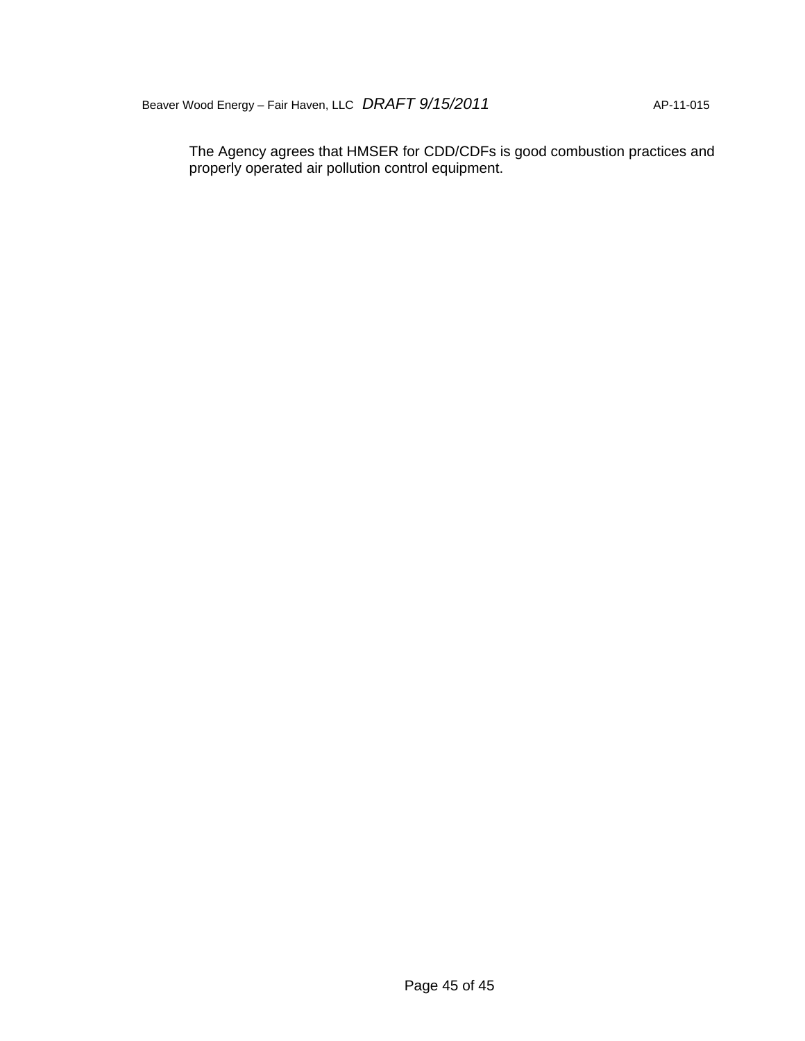The Agency agrees that HMSER for CDD/CDFs is good combustion practices and properly operated air pollution control equipment.